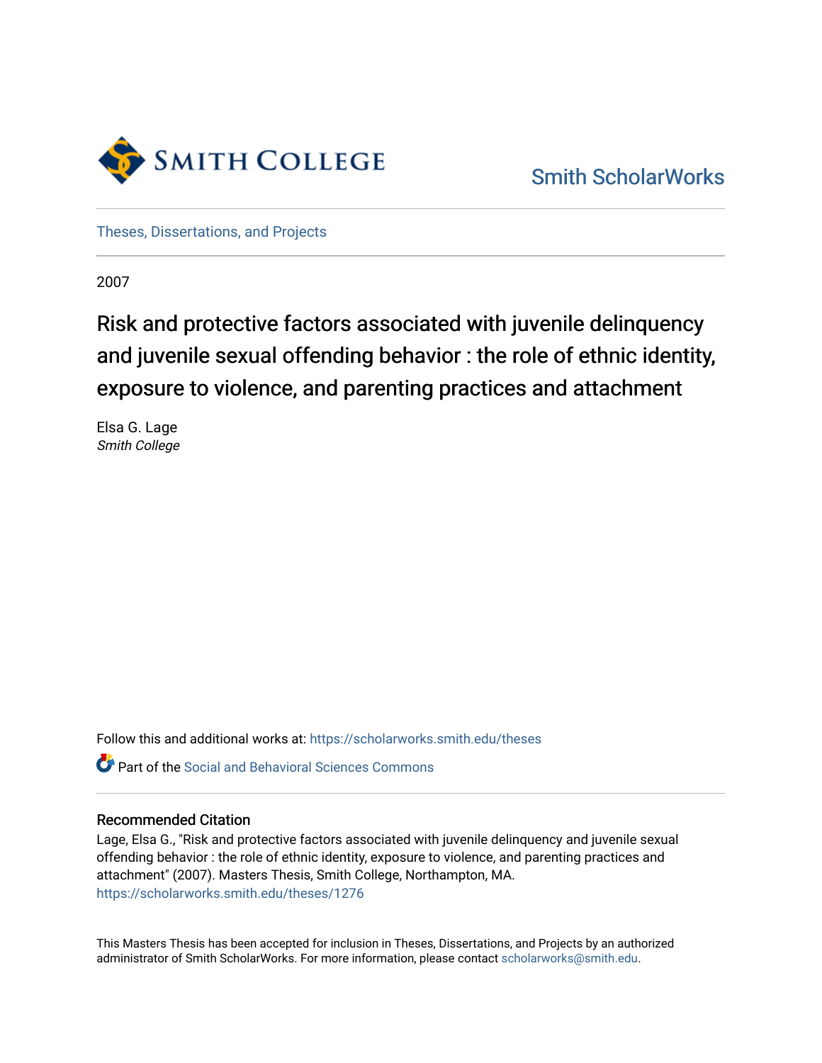Smith College

Smith ScholarWorks

Theses, Dissertations, and Projects

2007

# Risk and protective factors associated with juvenile delinquency and juvenile sexual offending behavior : the role of ethnic identity, exposure to violence, and parenting practices and attachment

Elsa G. Lage
*Smith College*

Follow this and additional works at: https://scholarworks.smith.edu/theses

Part of the Social and Behavioral Sciences Commons

## Recommended Citation

Lage, Elsa G., "Risk and protective factors associated with juvenile delinquency and juvenile sexual offending behavior : the role of ethnic identity, exposure to violence, and parenting practices and attachment" (2007). Masters Thesis, Smith College, Northampton, MA.
https://scholarworks.smith.edu/theses/1276

This Masters Thesis has been accepted for inclusion in Theses, Dissertations, and Projects by an authorized administrator of Smith ScholarWorks. For more information, please contact scholarworks@smith.edu.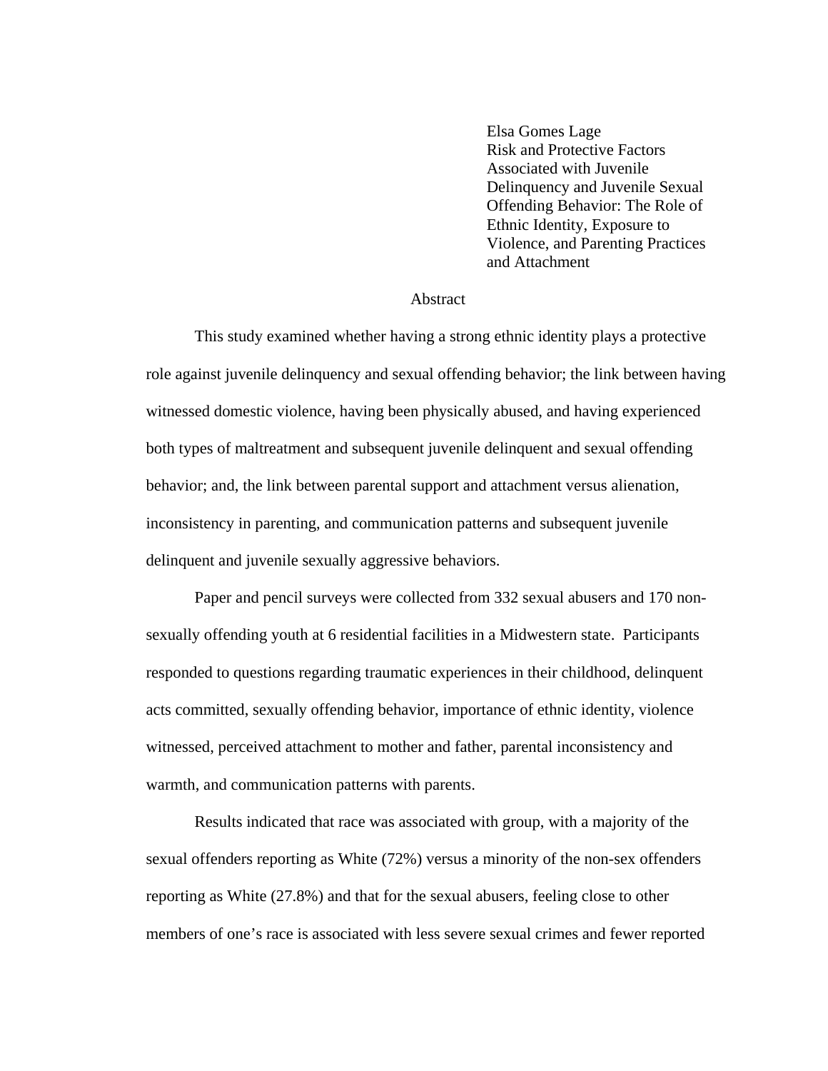Elsa Gomes Lage
Risk and Protective Factors Associated with Juvenile Delinquency and Juvenile Sexual Offending Behavior: The Role of Ethnic Identity, Exposure to Violence, and Parenting Practices and Attachment

## Abstract

This study examined whether having a strong ethnic identity plays a protective role against juvenile delinquency and sexual offending behavior; the link between having witnessed domestic violence, having been physically abused, and having experienced both types of maltreatment and subsequent juvenile delinquent and sexual offending behavior; and, the link between parental support and attachment versus alienation, inconsistency in parenting, and communication patterns and subsequent juvenile delinquent and juvenile sexually aggressive behaviors.

Paper and pencil surveys were collected from 332 sexual abusers and 170 non-sexually offending youth at 6 residential facilities in a Midwestern state. Participants responded to questions regarding traumatic experiences in their childhood, delinquent acts committed, sexually offending behavior, importance of ethnic identity, violence witnessed, perceived attachment to mother and father, parental inconsistency and warmth, and communication patterns with parents.

Results indicated that race was associated with group, with a majority of the sexual offenders reporting as White (72%) versus a minority of the non-sex offenders reporting as White (27.8%) and that for the sexual abusers, feeling close to other members of one's race is associated with less severe sexual crimes and fewer reported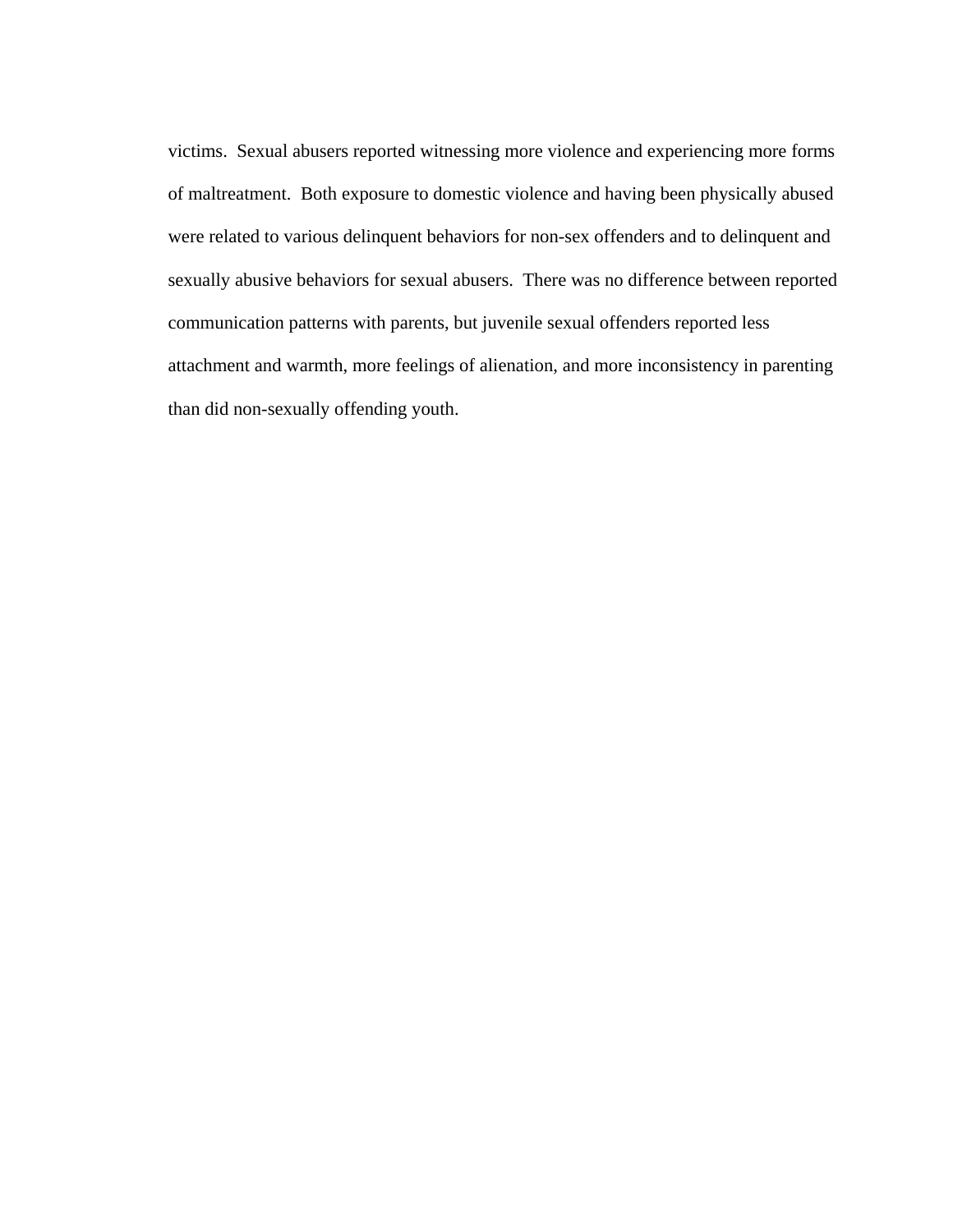victims. Sexual abusers reported witnessing more violence and experiencing more forms of maltreatment. Both exposure to domestic violence and having been physically abused were related to various delinquent behaviors for non-sex offenders and to delinquent and sexually abusive behaviors for sexual abusers. There was no difference between reported communication patterns with parents, but juvenile sexual offenders reported less attachment and warmth, more feelings of alienation, and more inconsistency in parenting than did non-sexually offending youth.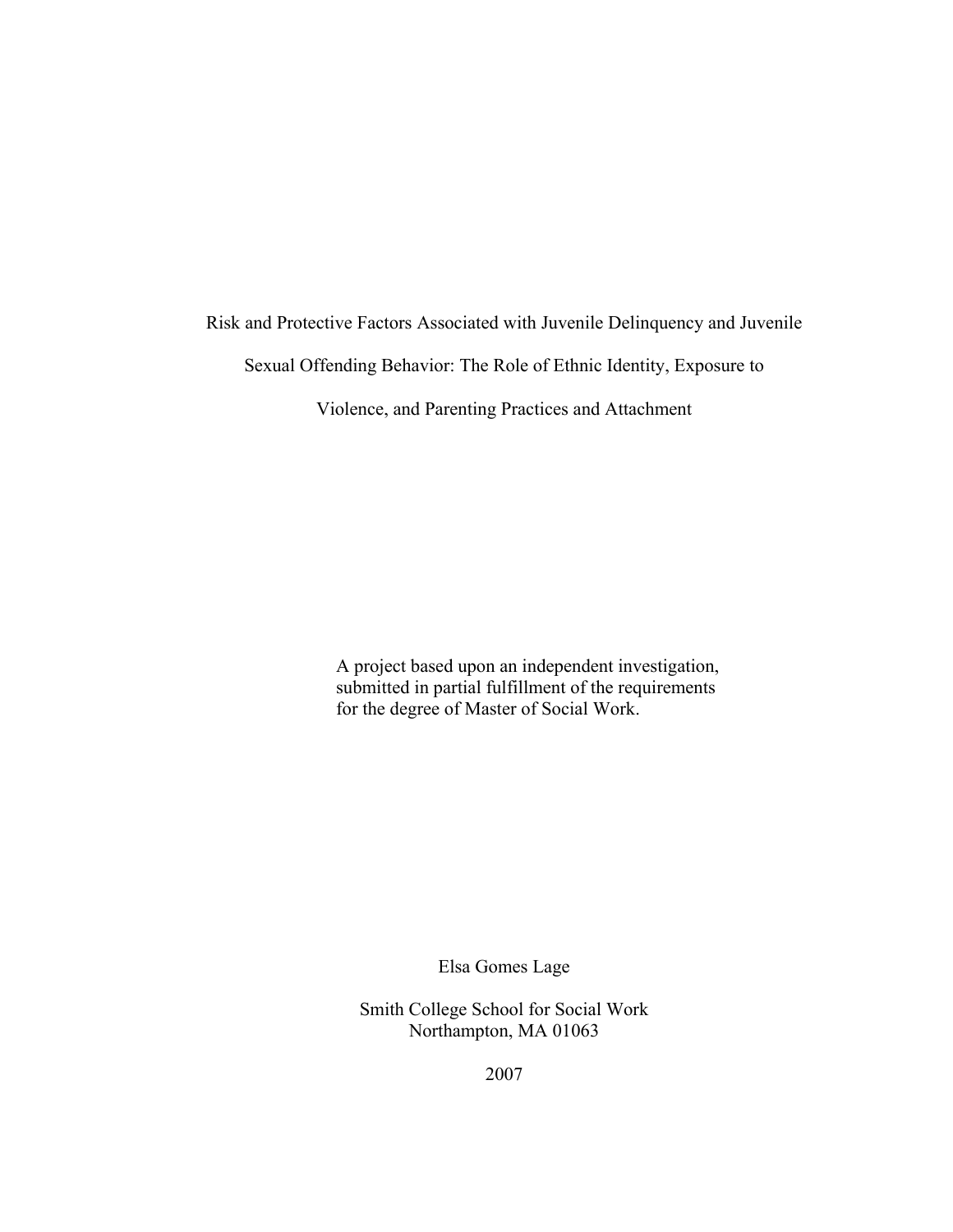# Risk and Protective Factors Associated with Juvenile Delinquency and Juvenile Sexual Offending Behavior: The Role of Ethnic Identity, Exposure to Violence, and Parenting Practices and Attachment

A project based upon an independent investigation, submitted in partial fulfillment of the requirements for the degree of Master of Social Work.

Elsa Gomes Lage

Smith College School for Social Work
Northampton, MA 01063

2007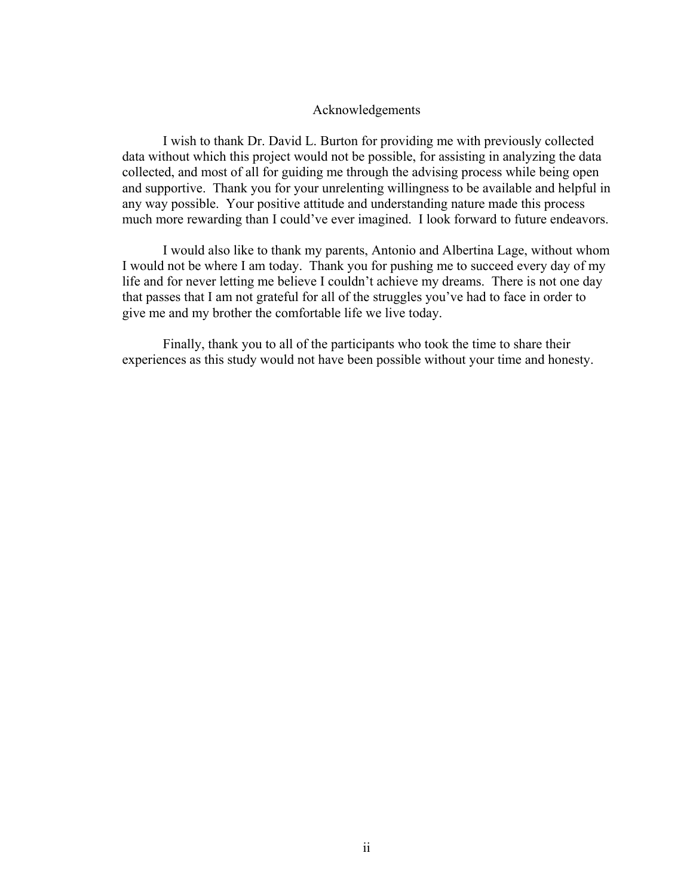# Acknowledgements

I wish to thank Dr. David L. Burton for providing me with previously collected data without which this project would not be possible, for assisting in analyzing the data collected, and most of all for guiding me through the advising process while being open and supportive. Thank you for your unrelenting willingness to be available and helpful in any way possible. Your positive attitude and understanding nature made this process much more rewarding than I could've ever imagined. I look forward to future endeavors.

I would also like to thank my parents, Antonio and Albertina Lage, without whom I would not be where I am today. Thank you for pushing me to succeed every day of my life and for never letting me believe I couldn't achieve my dreams. There is not one day that passes that I am not grateful for all of the struggles you've had to face in order to give me and my brother the comfortable life we live today.

Finally, thank you to all of the participants who took the time to share their experiences as this study would not have been possible without your time and honesty.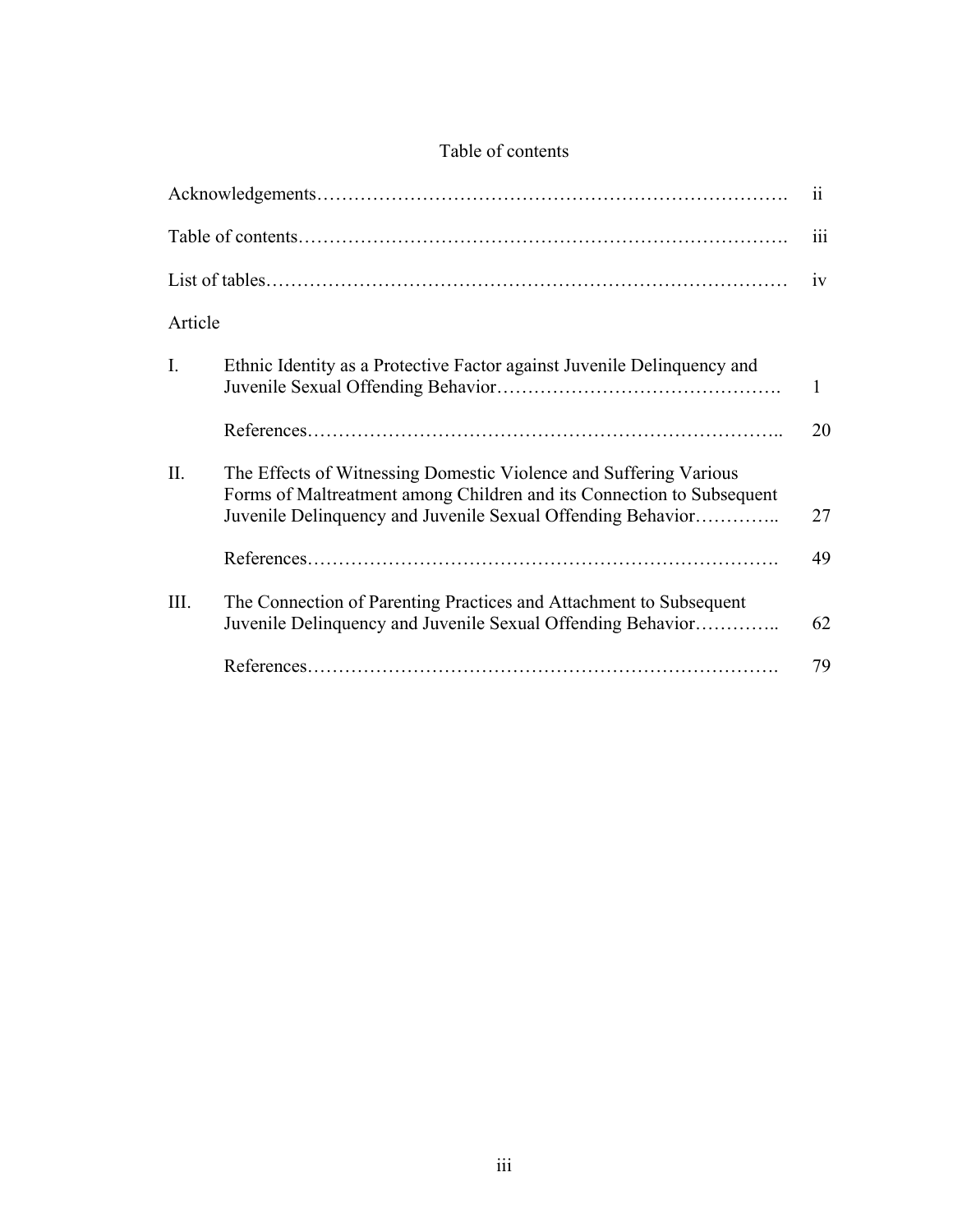# Table of contents

| | | |
|---|---|---|
| Acknowledgements……………………………………………………………… | | ii |
| Table of contents………………………………………………………………… | | iii |
| List of tables……………………………………………………………………… | | iv |
| Article | | |
| I. | Ethnic Identity as a Protective Factor against Juvenile Delinquency and Juvenile Sexual Offending Behavior………………………………………. | 1 |
| | References……………………………………………………………….. | 20 |
| II. | The Effects of Witnessing Domestic Violence and Suffering Various Forms of Maltreatment among Children and its Connection to Subsequent Juvenile Delinquency and Juvenile Sexual Offending Behavior………….. | 27 |
| | References………………………………………………………………. | 49 |
| III. | The Connection of Parenting Practices and Attachment to Subsequent Juvenile Delinquency and Juvenile Sexual Offending Behavior………….. | 62 |
| | References………………………………………………………………. | 79 |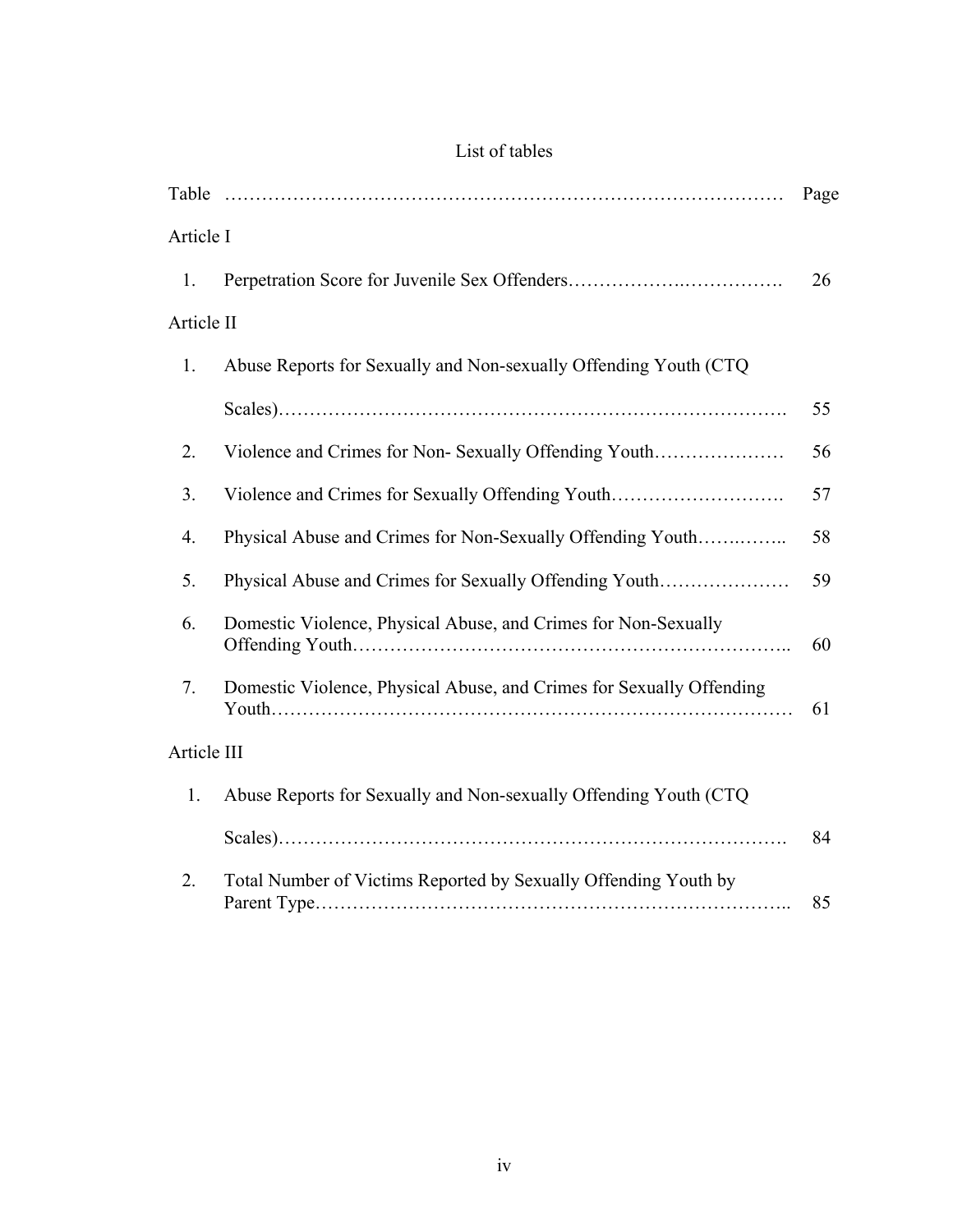# List of tables

| Table | | Page |
|---|---|---|
| Article I | | |
| 1. | Perpetration Score for Juvenile Sex Offenders | 26 |
| Article II | | |
| 1. | Abuse Reports for Sexually and Non-sexually Offending Youth (CTQ Scales) | 55 |
| 2. | Violence and Crimes for Non- Sexually Offending Youth | 56 |
| 3. | Violence and Crimes for Sexually Offending Youth | 57 |
| 4. | Physical Abuse and Crimes for Non-Sexually Offending Youth | 58 |
| 5. | Physical Abuse and Crimes for Sexually Offending Youth | 59 |
| 6. | Domestic Violence, Physical Abuse, and Crimes for Non-Sexually Offending Youth | 60 |
| 7. | Domestic Violence, Physical Abuse, and Crimes for Sexually Offending Youth | 61 |
| Article III | | |
| 1. | Abuse Reports for Sexually and Non-sexually Offending Youth (CTQ Scales) | 84 |
| 2. | Total Number of Victims Reported by Sexually Offending Youth by Parent Type | 85 |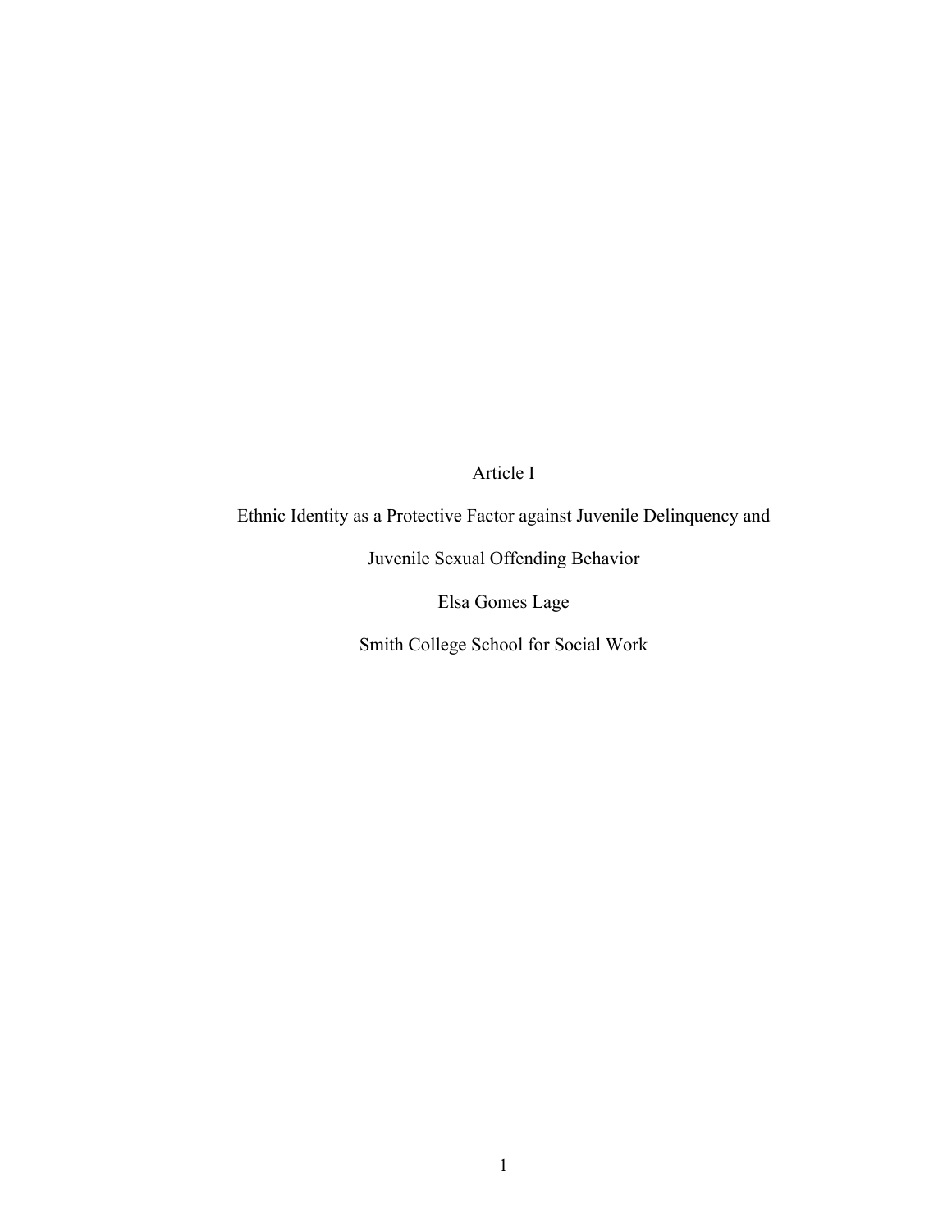# Article I

## Ethnic Identity as a Protective Factor against Juvenile Delinquency and Juvenile Sexual Offending Behavior

Elsa Gomes Lage

Smith College School for Social Work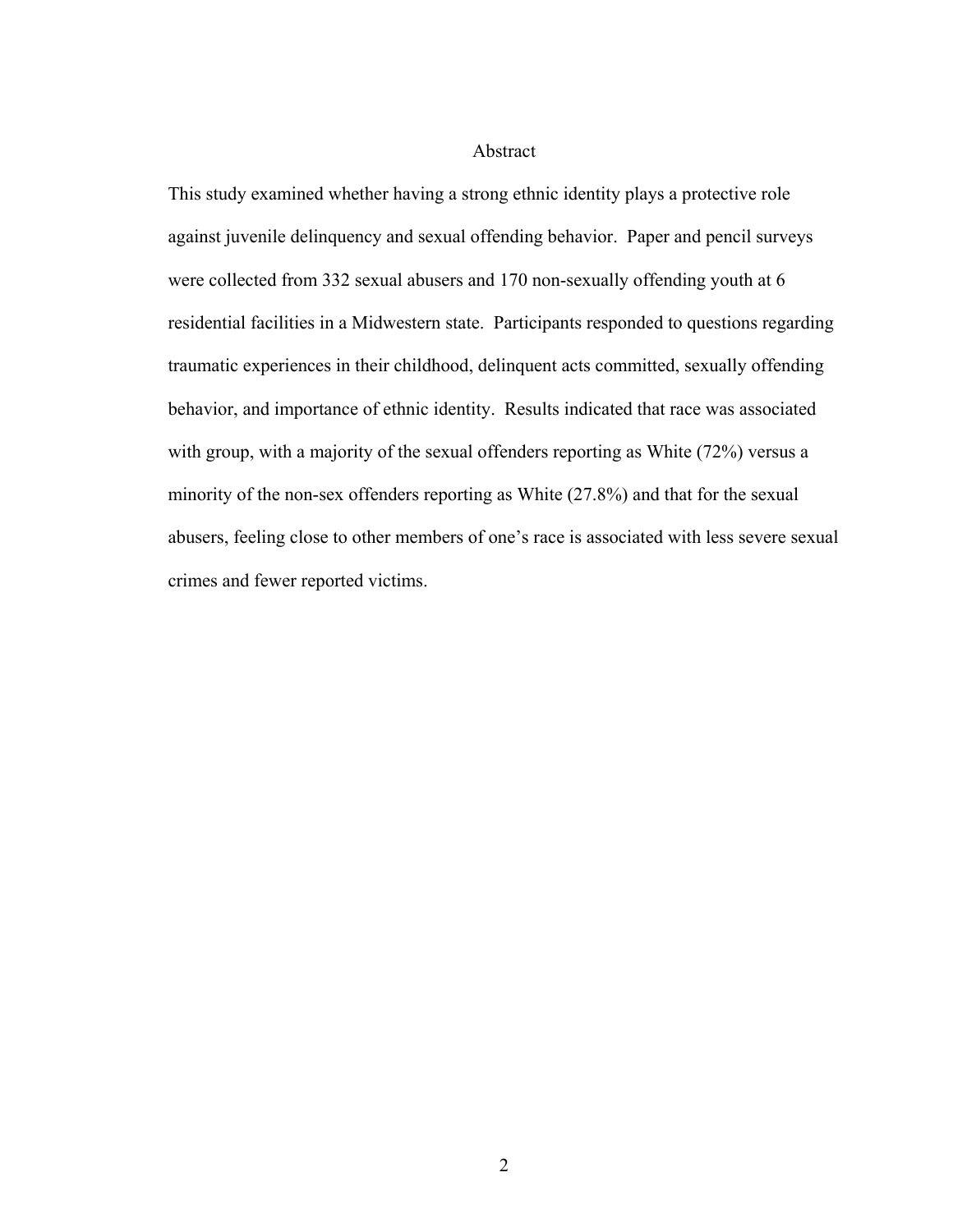# Abstract

This study examined whether having a strong ethnic identity plays a protective role against juvenile delinquency and sexual offending behavior. Paper and pencil surveys were collected from 332 sexual abusers and 170 non-sexually offending youth at 6 residential facilities in a Midwestern state. Participants responded to questions regarding traumatic experiences in their childhood, delinquent acts committed, sexually offending behavior, and importance of ethnic identity. Results indicated that race was associated with group, with a majority of the sexual offenders reporting as White (72%) versus a minority of the non-sex offenders reporting as White (27.8%) and that for the sexual abusers, feeling close to other members of one's race is associated with less severe sexual crimes and fewer reported victims.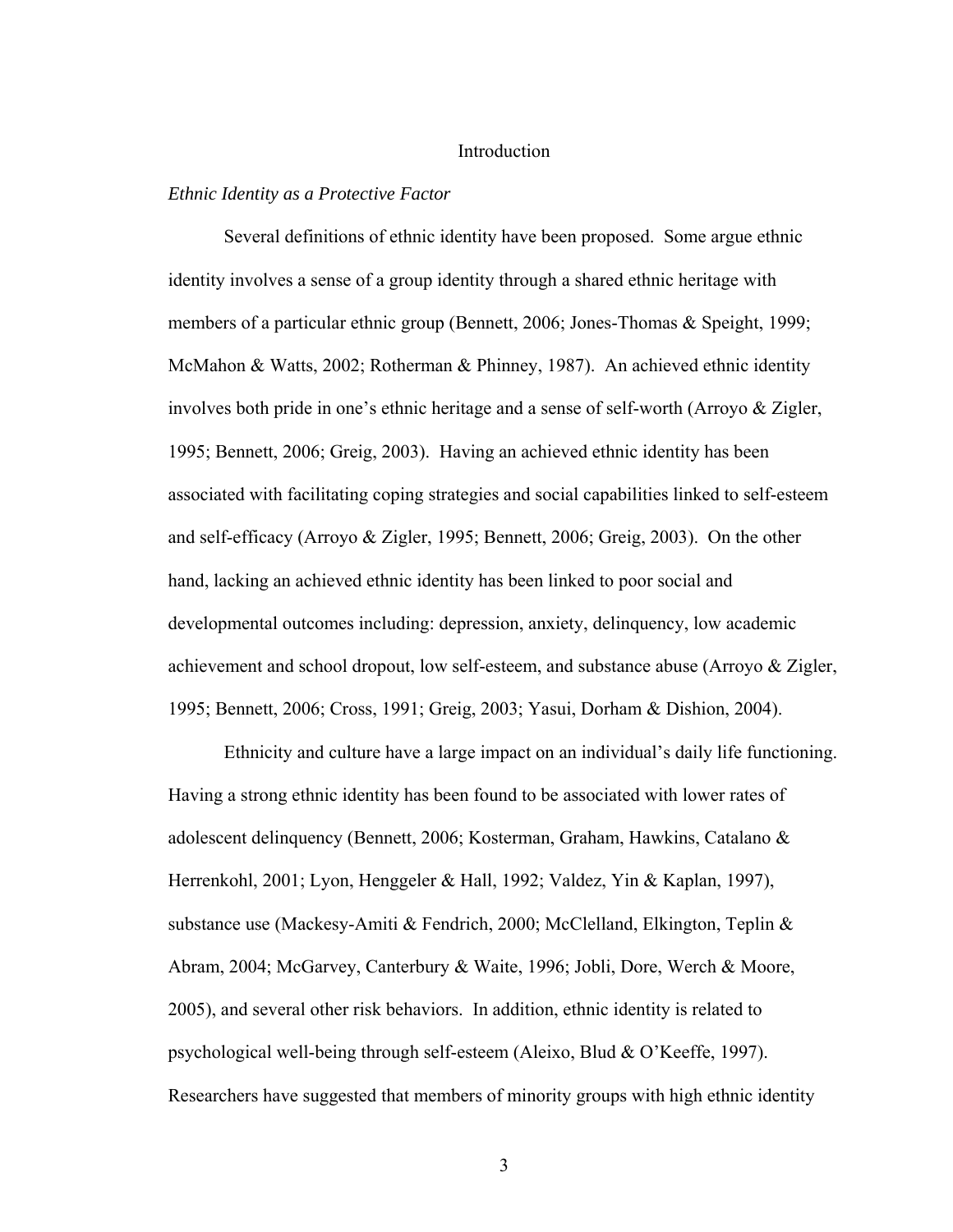# Introduction

### *Ethnic Identity as a Protective Factor*

Several definitions of ethnic identity have been proposed. Some argue ethnic identity involves a sense of a group identity through a shared ethnic heritage with members of a particular ethnic group (Bennett, 2006; Jones-Thomas & Speight, 1999; McMahon & Watts, 2002; Rotherman & Phinney, 1987). An achieved ethnic identity involves both pride in one's ethnic heritage and a sense of self-worth (Arroyo & Zigler, 1995; Bennett, 2006; Greig, 2003). Having an achieved ethnic identity has been associated with facilitating coping strategies and social capabilities linked to self-esteem and self-efficacy (Arroyo & Zigler, 1995; Bennett, 2006; Greig, 2003). On the other hand, lacking an achieved ethnic identity has been linked to poor social and developmental outcomes including: depression, anxiety, delinquency, low academic achievement and school dropout, low self-esteem, and substance abuse (Arroyo & Zigler, 1995; Bennett, 2006; Cross, 1991; Greig, 2003; Yasui, Dorham & Dishion, 2004).

Ethnicity and culture have a large impact on an individual's daily life functioning. Having a strong ethnic identity has been found to be associated with lower rates of adolescent delinquency (Bennett, 2006; Kosterman, Graham, Hawkins, Catalano & Herrenkohl, 2001; Lyon, Henggeler & Hall, 1992; Valdez, Yin & Kaplan, 1997), substance use (Mackesy-Amiti & Fendrich, 2000; McClelland, Elkington, Teplin & Abram, 2004; McGarvey, Canterbury & Waite, 1996; Jobli, Dore, Werch & Moore, 2005), and several other risk behaviors. In addition, ethnic identity is related to psychological well-being through self-esteem (Aleixo, Blud & O'Keeffe, 1997). Researchers have suggested that members of minority groups with high ethnic identity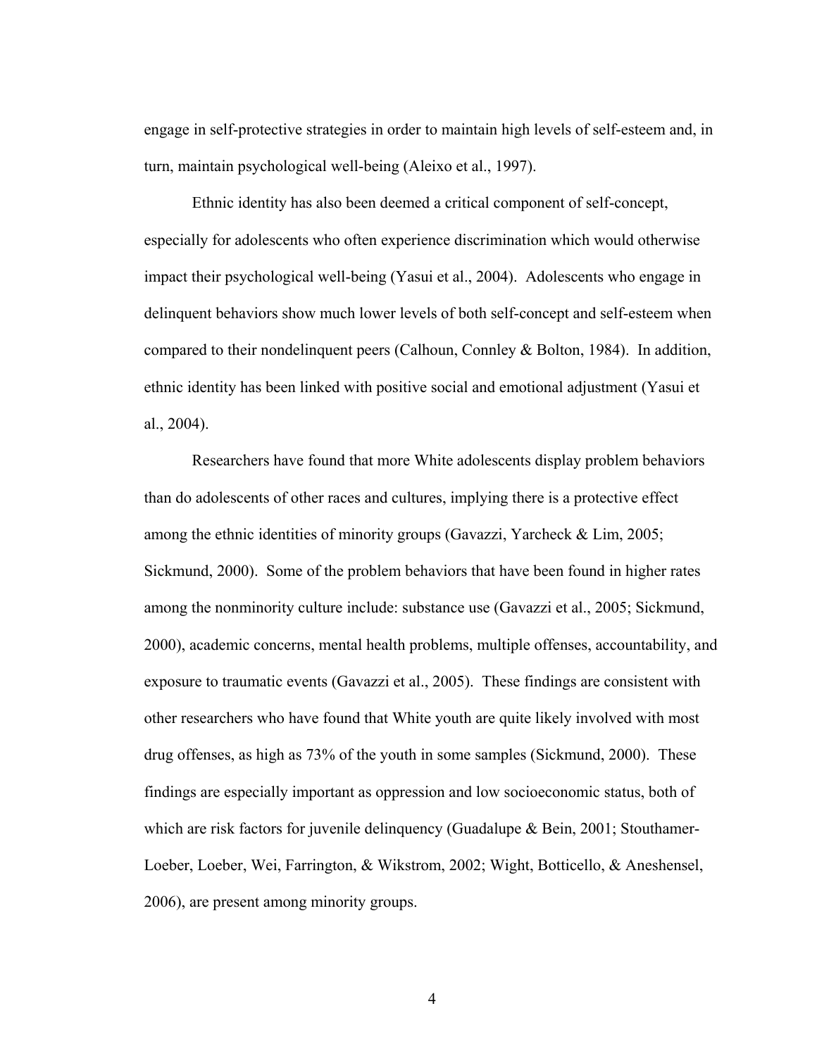engage in self-protective strategies in order to maintain high levels of self-esteem and, in turn, maintain psychological well-being (Aleixo et al., 1997).

Ethnic identity has also been deemed a critical component of self-concept, especially for adolescents who often experience discrimination which would otherwise impact their psychological well-being (Yasui et al., 2004). Adolescents who engage in delinquent behaviors show much lower levels of both self-concept and self-esteem when compared to their nondelinquent peers (Calhoun, Connley & Bolton, 1984). In addition, ethnic identity has been linked with positive social and emotional adjustment (Yasui et al., 2004).

Researchers have found that more White adolescents display problem behaviors than do adolescents of other races and cultures, implying there is a protective effect among the ethnic identities of minority groups (Gavazzi, Yarcheck & Lim, 2005; Sickmund, 2000). Some of the problem behaviors that have been found in higher rates among the nonminority culture include: substance use (Gavazzi et al., 2005; Sickmund, 2000), academic concerns, mental health problems, multiple offenses, accountability, and exposure to traumatic events (Gavazzi et al., 2005). These findings are consistent with other researchers who have found that White youth are quite likely involved with most drug offenses, as high as 73% of the youth in some samples (Sickmund, 2000). These findings are especially important as oppression and low socioeconomic status, both of which are risk factors for juvenile delinquency (Guadalupe & Bein, 2001; Stouthamer-Loeber, Loeber, Wei, Farrington, & Wikstrom, 2002; Wight, Botticello, & Aneshensel, 2006), are present among minority groups.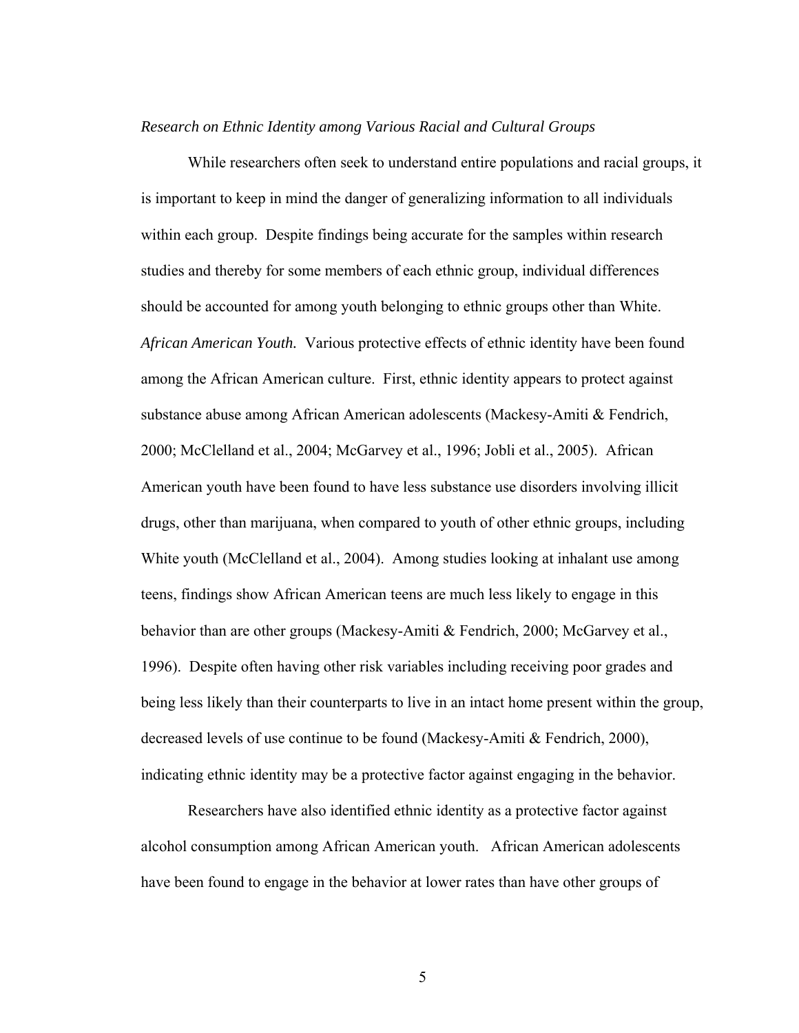*Research on Ethnic Identity among Various Racial and Cultural Groups*

While researchers often seek to understand entire populations and racial groups, it is important to keep in mind the danger of generalizing information to all individuals within each group. Despite findings being accurate for the samples within research studies and thereby for some members of each ethnic group, individual differences should be accounted for among youth belonging to ethnic groups other than White.

*African American Youth.* Various protective effects of ethnic identity have been found among the African American culture. First, ethnic identity appears to protect against substance abuse among African American adolescents (Mackesy-Amiti & Fendrich, 2000; McClelland et al., 2004; McGarvey et al., 1996; Jobli et al., 2005). African American youth have been found to have less substance use disorders involving illicit drugs, other than marijuana, when compared to youth of other ethnic groups, including White youth (McClelland et al., 2004). Among studies looking at inhalant use among teens, findings show African American teens are much less likely to engage in this behavior than are other groups (Mackesy-Amiti & Fendrich, 2000; McGarvey et al., 1996). Despite often having other risk variables including receiving poor grades and being less likely than their counterparts to live in an intact home present within the group, decreased levels of use continue to be found (Mackesy-Amiti & Fendrich, 2000), indicating ethnic identity may be a protective factor against engaging in the behavior.

Researchers have also identified ethnic identity as a protective factor against alcohol consumption among African American youth. African American adolescents have been found to engage in the behavior at lower rates than have other groups of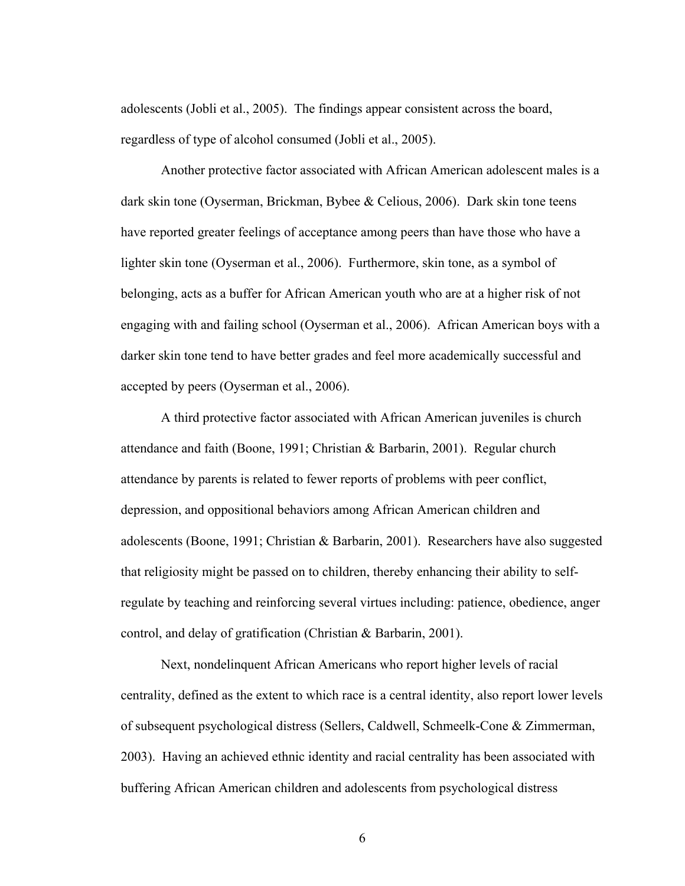adolescents (Jobli et al., 2005). The findings appear consistent across the board, regardless of type of alcohol consumed (Jobli et al., 2005).

Another protective factor associated with African American adolescent males is a dark skin tone (Oyserman, Brickman, Bybee & Celious, 2006). Dark skin tone teens have reported greater feelings of acceptance among peers than have those who have a lighter skin tone (Oyserman et al., 2006). Furthermore, skin tone, as a symbol of belonging, acts as a buffer for African American youth who are at a higher risk of not engaging with and failing school (Oyserman et al., 2006). African American boys with a darker skin tone tend to have better grades and feel more academically successful and accepted by peers (Oyserman et al., 2006).

A third protective factor associated with African American juveniles is church attendance and faith (Boone, 1991; Christian & Barbarin, 2001). Regular church attendance by parents is related to fewer reports of problems with peer conflict, depression, and oppositional behaviors among African American children and adolescents (Boone, 1991; Christian & Barbarin, 2001). Researchers have also suggested that religiosity might be passed on to children, thereby enhancing their ability to self-regulate by teaching and reinforcing several virtues including: patience, obedience, anger control, and delay of gratification (Christian & Barbarin, 2001).

Next, nondelinquent African Americans who report higher levels of racial centrality, defined as the extent to which race is a central identity, also report lower levels of subsequent psychological distress (Sellers, Caldwell, Schmeelk-Cone & Zimmerman, 2003). Having an achieved ethnic identity and racial centrality has been associated with buffering African American children and adolescents from psychological distress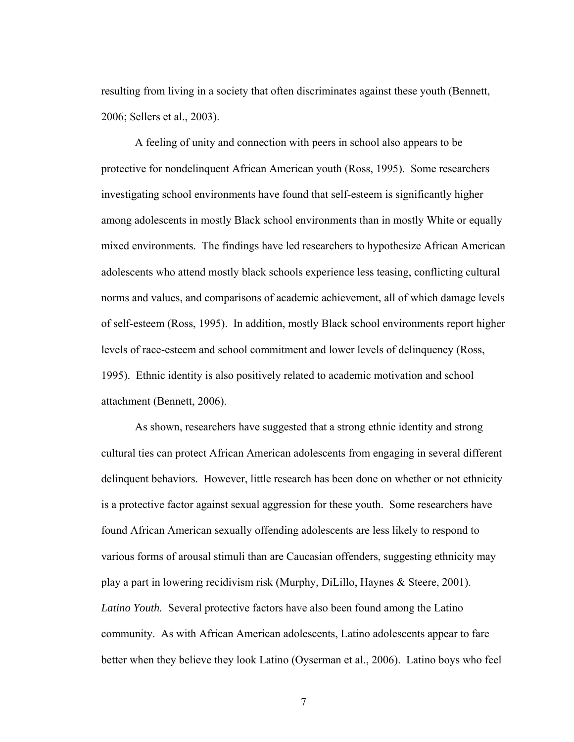resulting from living in a society that often discriminates against these youth (Bennett, 2006; Sellers et al., 2003).

A feeling of unity and connection with peers in school also appears to be protective for nondelinquent African American youth (Ross, 1995). Some researchers investigating school environments have found that self-esteem is significantly higher among adolescents in mostly Black school environments than in mostly White or equally mixed environments. The findings have led researchers to hypothesize African American adolescents who attend mostly black schools experience less teasing, conflicting cultural norms and values, and comparisons of academic achievement, all of which damage levels of self-esteem (Ross, 1995). In addition, mostly Black school environments report higher levels of race-esteem and school commitment and lower levels of delinquency (Ross, 1995). Ethnic identity is also positively related to academic motivation and school attachment (Bennett, 2006).

As shown, researchers have suggested that a strong ethnic identity and strong cultural ties can protect African American adolescents from engaging in several different delinquent behaviors. However, little research has been done on whether or not ethnicity is a protective factor against sexual aggression for these youth. Some researchers have found African American sexually offending adolescents are less likely to respond to various forms of arousal stimuli than are Caucasian offenders, suggesting ethnicity may play a part in lowering recidivism risk (Murphy, DiLillo, Haynes & Steere, 2001).

***Latino Youth.*** Several protective factors have also been found among the Latino community. As with African American adolescents, Latino adolescents appear to fare better when they believe they look Latino (Oyserman et al., 2006). Latino boys who feel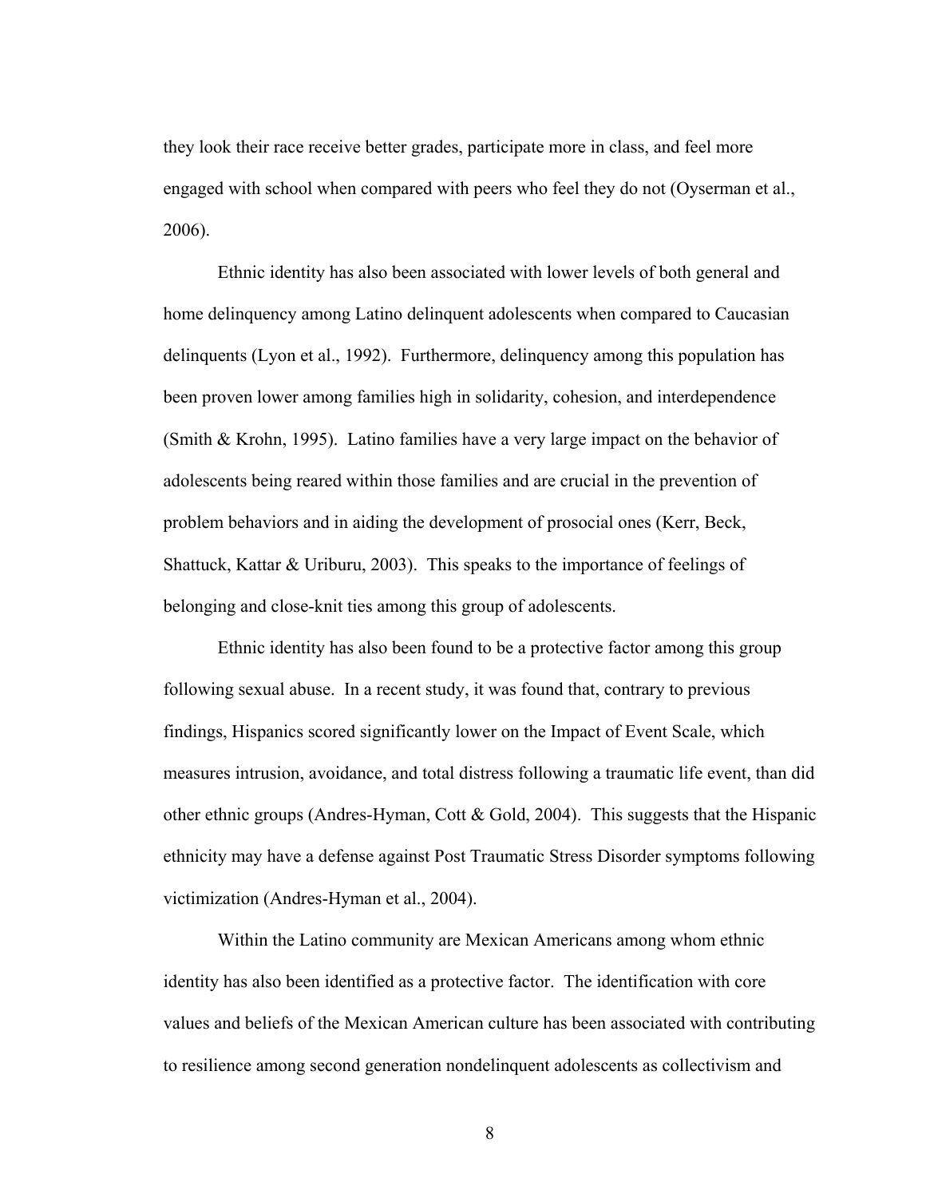they look their race receive better grades, participate more in class, and feel more engaged with school when compared with peers who feel they do not (Oyserman et al., 2006).

Ethnic identity has also been associated with lower levels of both general and home delinquency among Latino delinquent adolescents when compared to Caucasian delinquents (Lyon et al., 1992). Furthermore, delinquency among this population has been proven lower among families high in solidarity, cohesion, and interdependence (Smith & Krohn, 1995). Latino families have a very large impact on the behavior of adolescents being reared within those families and are crucial in the prevention of problem behaviors and in aiding the development of prosocial ones (Kerr, Beck, Shattuck, Kattar & Uriburu, 2003). This speaks to the importance of feelings of belonging and close-knit ties among this group of adolescents.

Ethnic identity has also been found to be a protective factor among this group following sexual abuse. In a recent study, it was found that, contrary to previous findings, Hispanics scored significantly lower on the Impact of Event Scale, which measures intrusion, avoidance, and total distress following a traumatic life event, than did other ethnic groups (Andres-Hyman, Cott & Gold, 2004). This suggests that the Hispanic ethnicity may have a defense against Post Traumatic Stress Disorder symptoms following victimization (Andres-Hyman et al., 2004).

Within the Latino community are Mexican Americans among whom ethnic identity has also been identified as a protective factor. The identification with core values and beliefs of the Mexican American culture has been associated with contributing to resilience among second generation nondelinquent adolescents as collectivism and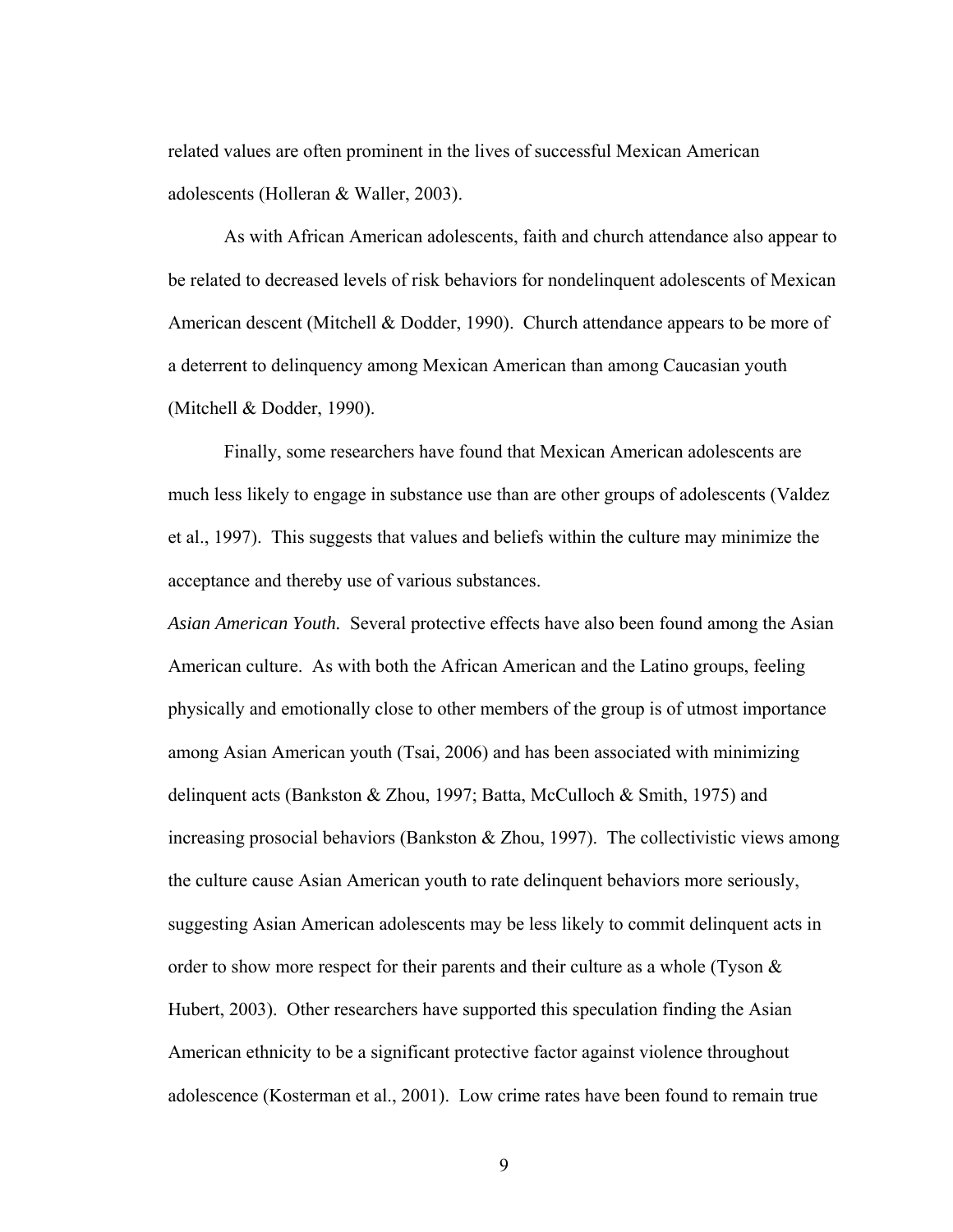related values are often prominent in the lives of successful Mexican American adolescents (Holleran & Waller, 2003).

As with African American adolescents, faith and church attendance also appear to be related to decreased levels of risk behaviors for nondelinquent adolescents of Mexican American descent (Mitchell & Dodder, 1990). Church attendance appears to be more of a deterrent to delinquency among Mexican American than among Caucasian youth (Mitchell & Dodder, 1990).

Finally, some researchers have found that Mexican American adolescents are much less likely to engage in substance use than are other groups of adolescents (Valdez et al., 1997). This suggests that values and beliefs within the culture may minimize the acceptance and thereby use of various substances.

*Asian American Youth.* Several protective effects have also been found among the Asian American culture. As with both the African American and the Latino groups, feeling physically and emotionally close to other members of the group is of utmost importance among Asian American youth (Tsai, 2006) and has been associated with minimizing delinquent acts (Bankston & Zhou, 1997; Batta, McCulloch & Smith, 1975) and increasing prosocial behaviors (Bankston & Zhou, 1997). The collectivistic views among the culture cause Asian American youth to rate delinquent behaviors more seriously, suggesting Asian American adolescents may be less likely to commit delinquent acts in order to show more respect for their parents and their culture as a whole (Tyson & Hubert, 2003). Other researchers have supported this speculation finding the Asian American ethnicity to be a significant protective factor against violence throughout adolescence (Kosterman et al., 2001). Low crime rates have been found to remain true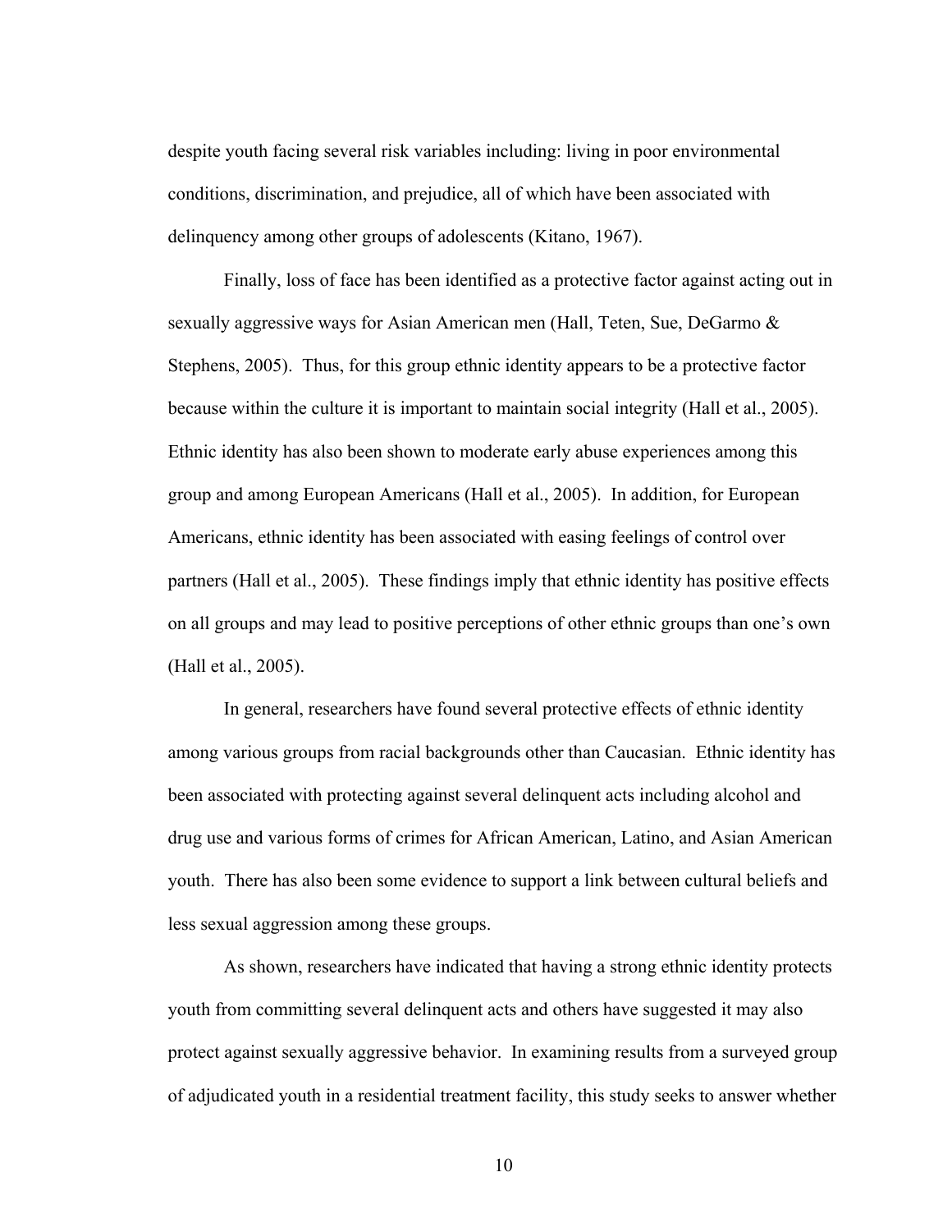despite youth facing several risk variables including: living in poor environmental conditions, discrimination, and prejudice, all of which have been associated with delinquency among other groups of adolescents (Kitano, 1967).

Finally, loss of face has been identified as a protective factor against acting out in sexually aggressive ways for Asian American men (Hall, Teten, Sue, DeGarmo & Stephens, 2005). Thus, for this group ethnic identity appears to be a protective factor because within the culture it is important to maintain social integrity (Hall et al., 2005). Ethnic identity has also been shown to moderate early abuse experiences among this group and among European Americans (Hall et al., 2005). In addition, for European Americans, ethnic identity has been associated with easing feelings of control over partners (Hall et al., 2005). These findings imply that ethnic identity has positive effects on all groups and may lead to positive perceptions of other ethnic groups than one's own (Hall et al., 2005).

In general, researchers have found several protective effects of ethnic identity among various groups from racial backgrounds other than Caucasian. Ethnic identity has been associated with protecting against several delinquent acts including alcohol and drug use and various forms of crimes for African American, Latino, and Asian American youth. There has also been some evidence to support a link between cultural beliefs and less sexual aggression among these groups.

As shown, researchers have indicated that having a strong ethnic identity protects youth from committing several delinquent acts and others have suggested it may also protect against sexually aggressive behavior. In examining results from a surveyed group of adjudicated youth in a residential treatment facility, this study seeks to answer whether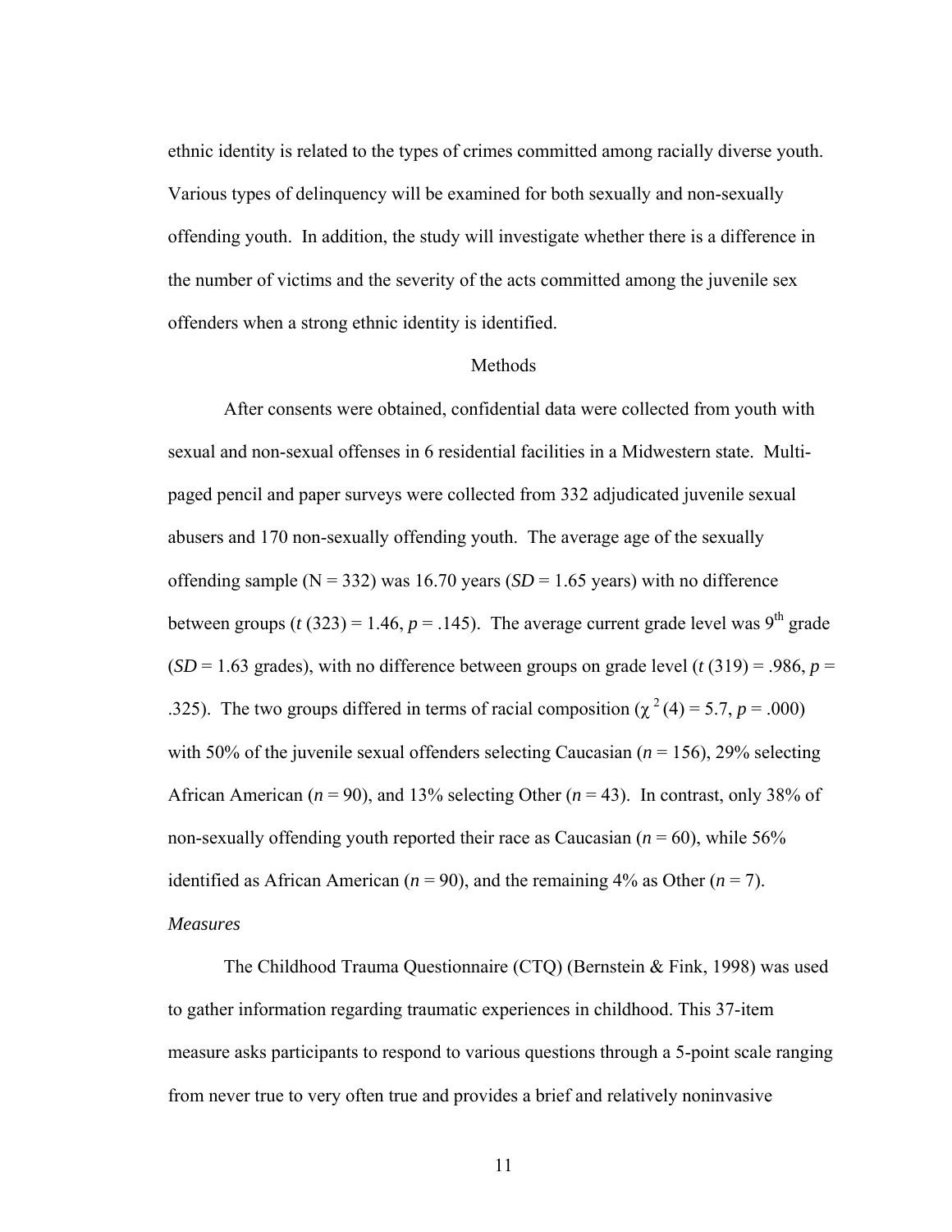ethnic identity is related to the types of crimes committed among racially diverse youth. Various types of delinquency will be examined for both sexually and non-sexually offending youth. In addition, the study will investigate whether there is a difference in the number of victims and the severity of the acts committed among the juvenile sex offenders when a strong ethnic identity is identified.

## Methods

After consents were obtained, confidential data were collected from youth with sexual and non-sexual offenses in 6 residential facilities in a Midwestern state. Multi-paged pencil and paper surveys were collected from 332 adjudicated juvenile sexual abusers and 170 non-sexually offending youth. The average age of the sexually offending sample (N = 332) was 16.70 years (*SD* = 1.65 years) with no difference between groups ($t$ (323) = 1.46, $p$ = .145). The average current grade level was 9th grade (*SD* = 1.63 grades), with no difference between groups on grade level ($t$ (319) = .986, $p$ = .325). The two groups differed in terms of racial composition ($\chi^2$ (4) = 5.7, $p$ = .000) with 50% of the juvenile sexual offenders selecting Caucasian ($n$ = 156), 29% selecting African American ($n$ = 90), and 13% selecting Other ($n$ = 43). In contrast, only 38% of non-sexually offending youth reported their race as Caucasian ($n$ = 60), while 56% identified as African American ($n$ = 90), and the remaining 4% as Other ($n$ = 7).

### *Measures*

The Childhood Trauma Questionnaire (CTQ) (Bernstein & Fink, 1998) was used to gather information regarding traumatic experiences in childhood. This 37-item measure asks participants to respond to various questions through a 5-point scale ranging from never true to very often true and provides a brief and relatively noninvasive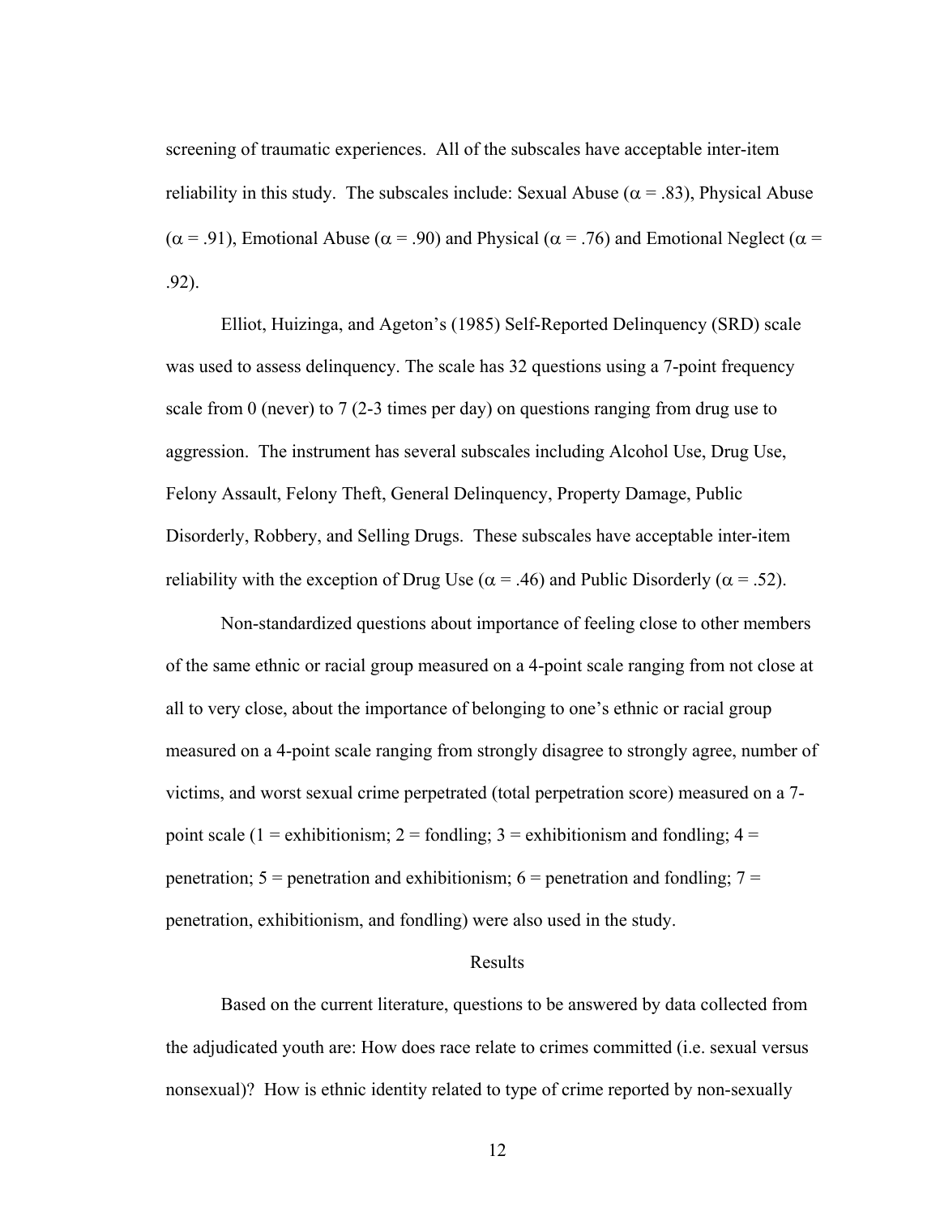screening of traumatic experiences. All of the subscales have acceptable inter-item reliability in this study. The subscales include: Sexual Abuse ($\alpha$ = .83), Physical Abuse ($\alpha$ = .91), Emotional Abuse ($\alpha$ = .90) and Physical ($\alpha$ = .76) and Emotional Neglect ($\alpha$ = .92).

Elliot, Huizinga, and Ageton's (1985) Self-Reported Delinquency (SRD) scale was used to assess delinquency. The scale has 32 questions using a 7-point frequency scale from 0 (never) to 7 (2-3 times per day) on questions ranging from drug use to aggression. The instrument has several subscales including Alcohol Use, Drug Use, Felony Assault, Felony Theft, General Delinquency, Property Damage, Public Disorderly, Robbery, and Selling Drugs. These subscales have acceptable inter-item reliability with the exception of Drug Use ($\alpha$ = .46) and Public Disorderly ($\alpha$ = .52).

Non-standardized questions about importance of feeling close to other members of the same ethnic or racial group measured on a 4-point scale ranging from not close at all to very close, about the importance of belonging to one's ethnic or racial group measured on a 4-point scale ranging from strongly disagree to strongly agree, number of victims, and worst sexual crime perpetrated (total perpetration score) measured on a 7-point scale (1 = exhibitionism; 2 = fondling; 3 = exhibitionism and fondling; 4 = penetration; 5 = penetration and exhibitionism; 6 = penetration and fondling; 7 = penetration, exhibitionism, and fondling) were also used in the study.

## Results

Based on the current literature, questions to be answered by data collected from the adjudicated youth are: How does race relate to crimes committed (i.e. sexual versus nonsexual)? How is ethnic identity related to type of crime reported by non-sexually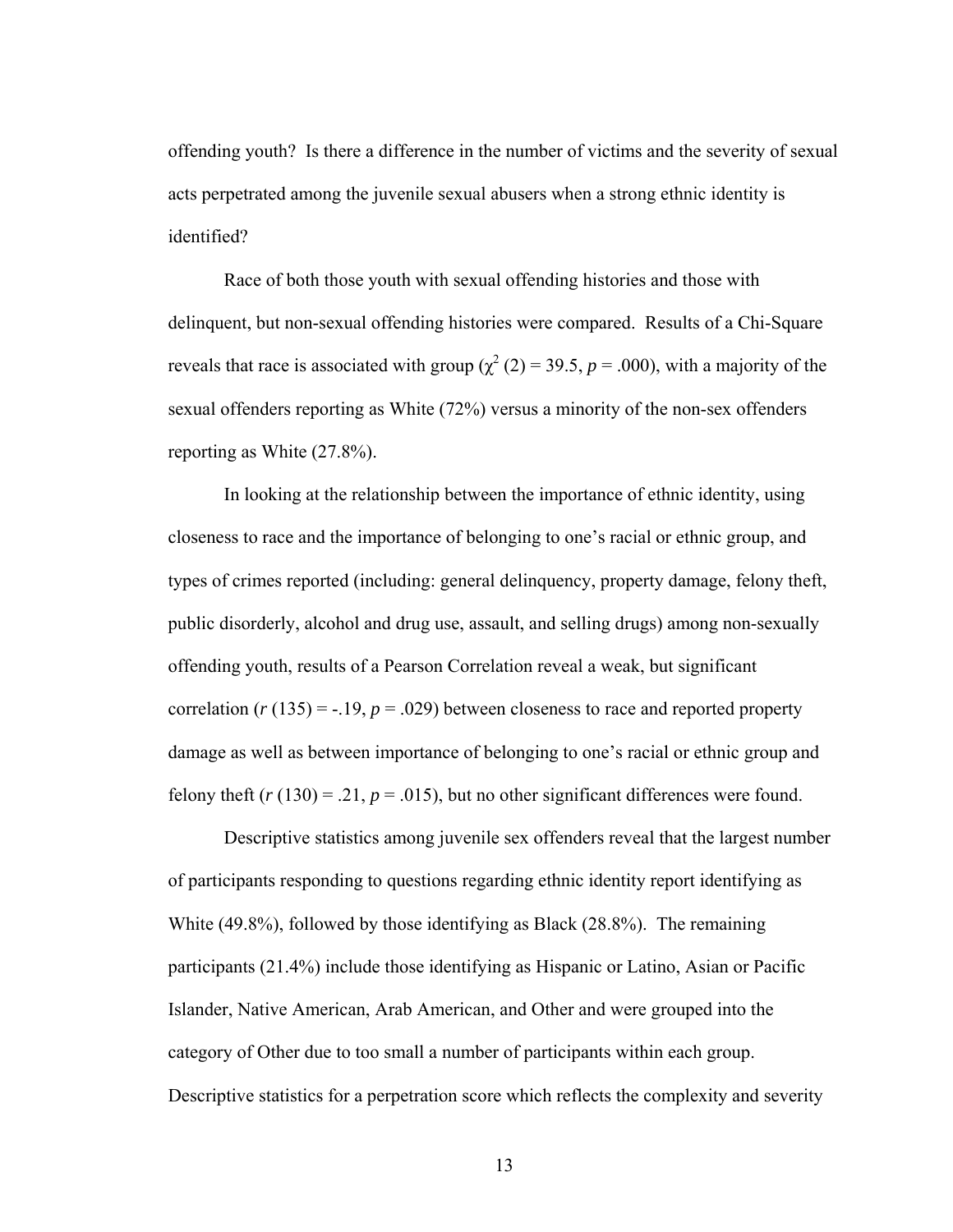offending youth? Is there a difference in the number of victims and the severity of sexual acts perpetrated among the juvenile sexual abusers when a strong ethnic identity is identified?

Race of both those youth with sexual offending histories and those with delinquent, but non-sexual offending histories were compared. Results of a Chi-Square reveals that race is associated with group ($\chi^2$ (2) = 39.5, $p$ = .000), with a majority of the sexual offenders reporting as White (72%) versus a minority of the non-sex offenders reporting as White (27.8%).

In looking at the relationship between the importance of ethnic identity, using closeness to race and the importance of belonging to one's racial or ethnic group, and types of crimes reported (including: general delinquency, property damage, felony theft, public disorderly, alcohol and drug use, assault, and selling drugs) among non-sexually offending youth, results of a Pearson Correlation reveal a weak, but significant correlation ($r$ (135) = -.19, $p$ = .029) between closeness to race and reported property damage as well as between importance of belonging to one's racial or ethnic group and felony theft ($r$ (130) = .21, $p$ = .015), but no other significant differences were found.

Descriptive statistics among juvenile sex offenders reveal that the largest number of participants responding to questions regarding ethnic identity report identifying as White (49.8%), followed by those identifying as Black (28.8%). The remaining participants (21.4%) include those identifying as Hispanic or Latino, Asian or Pacific Islander, Native American, Arab American, and Other and were grouped into the category of Other due to too small a number of participants within each group. Descriptive statistics for a perpetration score which reflects the complexity and severity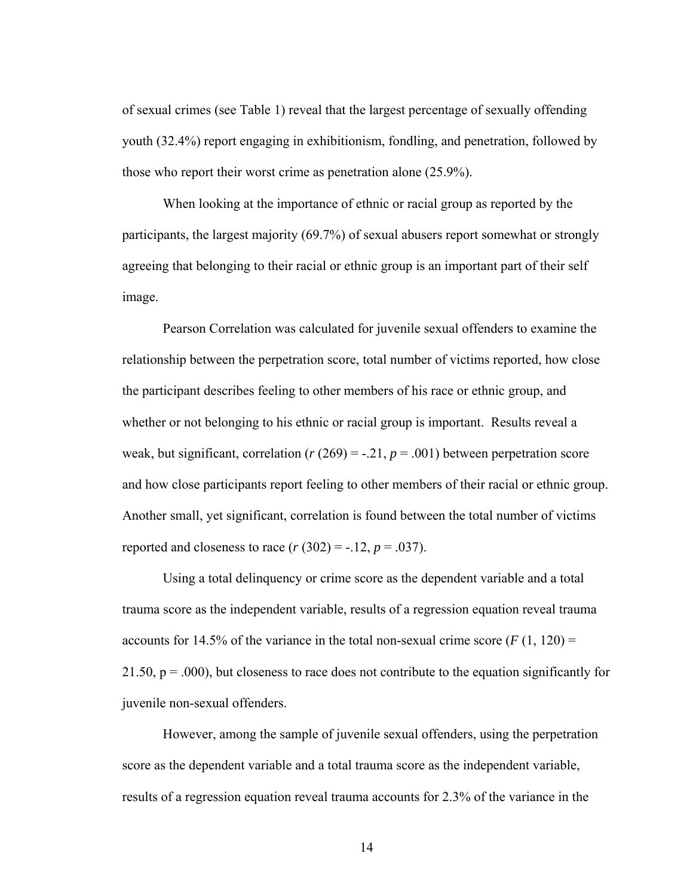of sexual crimes (see Table 1) reveal that the largest percentage of sexually offending youth (32.4%) report engaging in exhibitionism, fondling, and penetration, followed by those who report their worst crime as penetration alone (25.9%).

When looking at the importance of ethnic or racial group as reported by the participants, the largest majority (69.7%) of sexual abusers report somewhat or strongly agreeing that belonging to their racial or ethnic group is an important part of their self image.

Pearson Correlation was calculated for juvenile sexual offenders to examine the relationship between the perpetration score, total number of victims reported, how close the participant describes feeling to other members of his race or ethnic group, and whether or not belonging to his ethnic or racial group is important. Results reveal a weak, but significant, correlation ($r$ (269) = -.21, $p$ = .001) between perpetration score and how close participants report feeling to other members of their racial or ethnic group. Another small, yet significant, correlation is found between the total number of victims reported and closeness to race ($r$ (302) = -.12, $p$ = .037).

Using a total delinquency or crime score as the dependent variable and a total trauma score as the independent variable, results of a regression equation reveal trauma accounts for 14.5% of the variance in the total non-sexual crime score ($F$ (1, 120) = 21.50, p = .000), but closeness to race does not contribute to the equation significantly for juvenile non-sexual offenders.

However, among the sample of juvenile sexual offenders, using the perpetration score as the dependent variable and a total trauma score as the independent variable, results of a regression equation reveal trauma accounts for 2.3% of the variance in the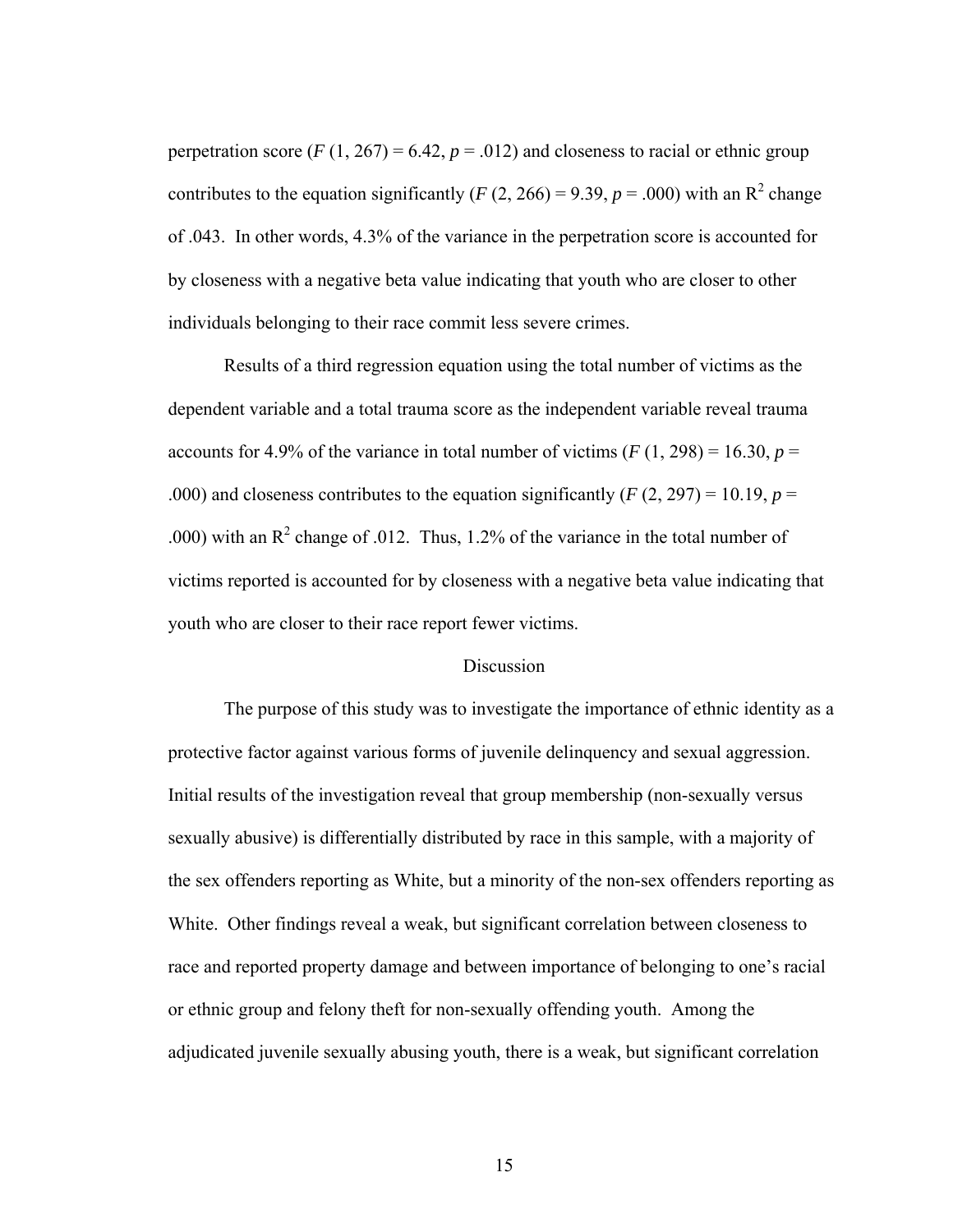perpetration score ($F$ (1, 267) = 6.42, $p$ = .012) and closeness to racial or ethnic group contributes to the equation significantly ($F$ (2, 266) = 9.39, $p$ = .000) with an $R^2$ change of .043. In other words, 4.3% of the variance in the perpetration score is accounted for by closeness with a negative beta value indicating that youth who are closer to other individuals belonging to their race commit less severe crimes.

Results of a third regression equation using the total number of victims as the dependent variable and a total trauma score as the independent variable reveal trauma accounts for 4.9% of the variance in total number of victims ($F$ (1, 298) = 16.30, $p$ = .000) and closeness contributes to the equation significantly ($F$ (2, 297) = 10.19, $p$ = .000) with an $R^2$ change of .012. Thus, 1.2% of the variance in the total number of victims reported is accounted for by closeness with a negative beta value indicating that youth who are closer to their race report fewer victims.

## Discussion

The purpose of this study was to investigate the importance of ethnic identity as a protective factor against various forms of juvenile delinquency and sexual aggression. Initial results of the investigation reveal that group membership (non-sexually versus sexually abusive) is differentially distributed by race in this sample, with a majority of the sex offenders reporting as White, but a minority of the non-sex offenders reporting as White. Other findings reveal a weak, but significant correlation between closeness to race and reported property damage and between importance of belonging to one's racial or ethnic group and felony theft for non-sexually offending youth. Among the adjudicated juvenile sexually abusing youth, there is a weak, but significant correlation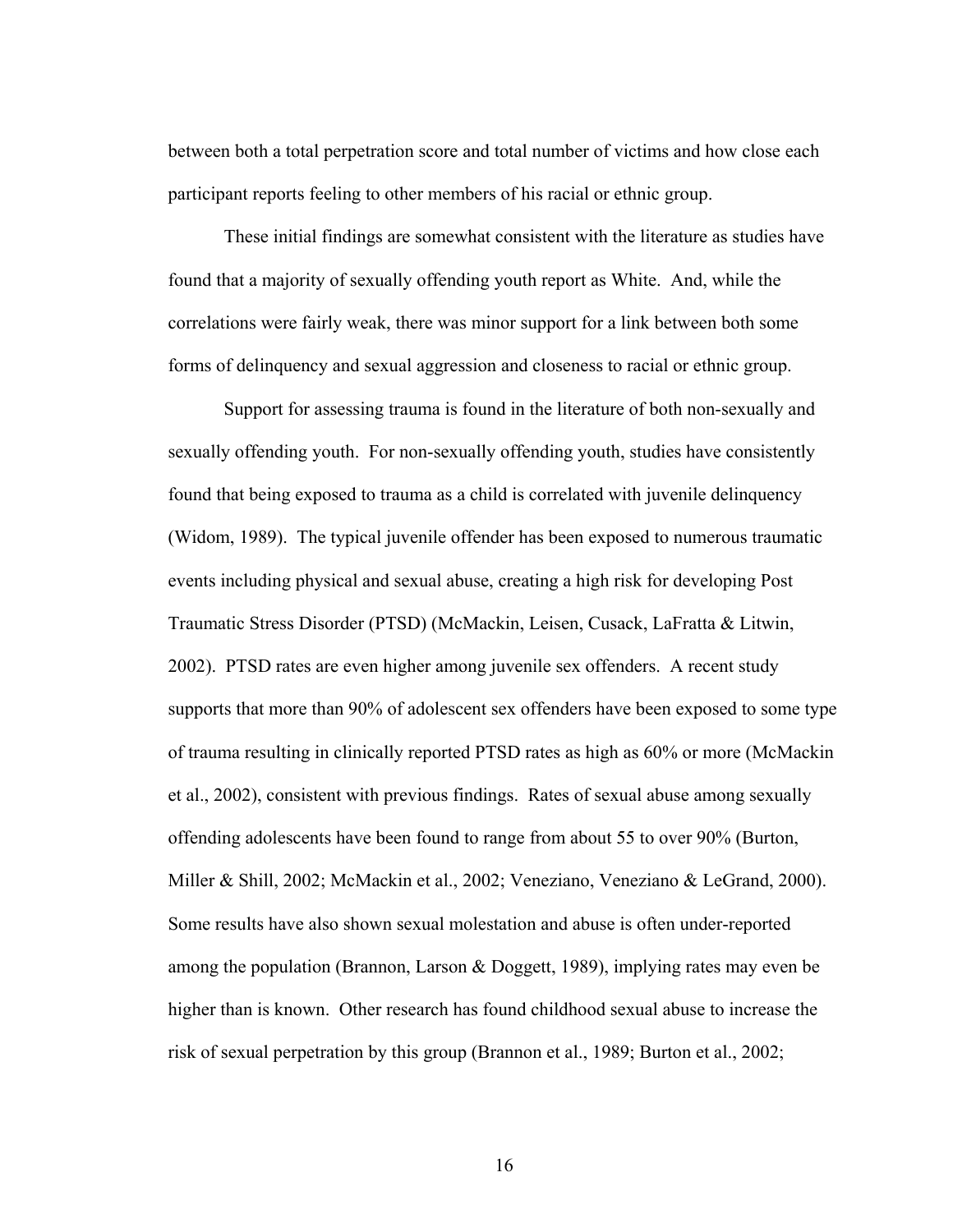between both a total perpetration score and total number of victims and how close each participant reports feeling to other members of his racial or ethnic group.

These initial findings are somewhat consistent with the literature as studies have found that a majority of sexually offending youth report as White. And, while the correlations were fairly weak, there was minor support for a link between both some forms of delinquency and sexual aggression and closeness to racial or ethnic group.

Support for assessing trauma is found in the literature of both non-sexually and sexually offending youth. For non-sexually offending youth, studies have consistently found that being exposed to trauma as a child is correlated with juvenile delinquency (Widom, 1989). The typical juvenile offender has been exposed to numerous traumatic events including physical and sexual abuse, creating a high risk for developing Post Traumatic Stress Disorder (PTSD) (McMackin, Leisen, Cusack, LaFratta & Litwin, 2002). PTSD rates are even higher among juvenile sex offenders. A recent study supports that more than 90% of adolescent sex offenders have been exposed to some type of trauma resulting in clinically reported PTSD rates as high as 60% or more (McMackin et al., 2002), consistent with previous findings. Rates of sexual abuse among sexually offending adolescents have been found to range from about 55 to over 90% (Burton, Miller & Shill, 2002; McMackin et al., 2002; Veneziano, Veneziano & LeGrand, 2000). Some results have also shown sexual molestation and abuse is often under-reported among the population (Brannon, Larson & Doggett, 1989), implying rates may even be higher than is known. Other research has found childhood sexual abuse to increase the risk of sexual perpetration by this group (Brannon et al., 1989; Burton et al., 2002;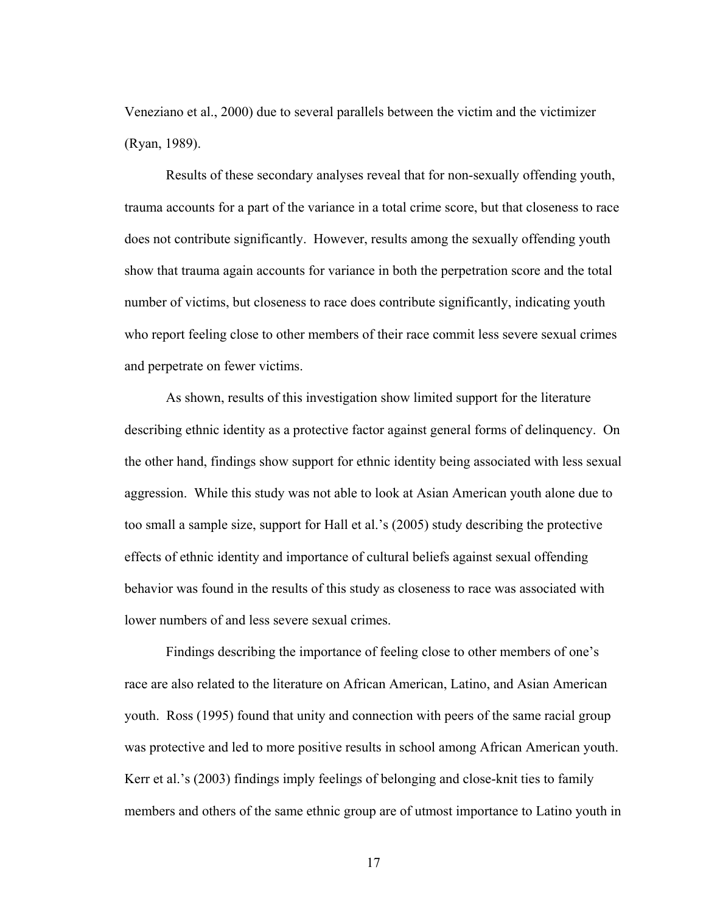Veneziano et al., 2000) due to several parallels between the victim and the victimizer (Ryan, 1989).

Results of these secondary analyses reveal that for non-sexually offending youth, trauma accounts for a part of the variance in a total crime score, but that closeness to race does not contribute significantly. However, results among the sexually offending youth show that trauma again accounts for variance in both the perpetration score and the total number of victims, but closeness to race does contribute significantly, indicating youth who report feeling close to other members of their race commit less severe sexual crimes and perpetrate on fewer victims.

As shown, results of this investigation show limited support for the literature describing ethnic identity as a protective factor against general forms of delinquency. On the other hand, findings show support for ethnic identity being associated with less sexual aggression. While this study was not able to look at Asian American youth alone due to too small a sample size, support for Hall et al.'s (2005) study describing the protective effects of ethnic identity and importance of cultural beliefs against sexual offending behavior was found in the results of this study as closeness to race was associated with lower numbers of and less severe sexual crimes.

Findings describing the importance of feeling close to other members of one's race are also related to the literature on African American, Latino, and Asian American youth. Ross (1995) found that unity and connection with peers of the same racial group was protective and led to more positive results in school among African American youth. Kerr et al.'s (2003) findings imply feelings of belonging and close-knit ties to family members and others of the same ethnic group are of utmost importance to Latino youth in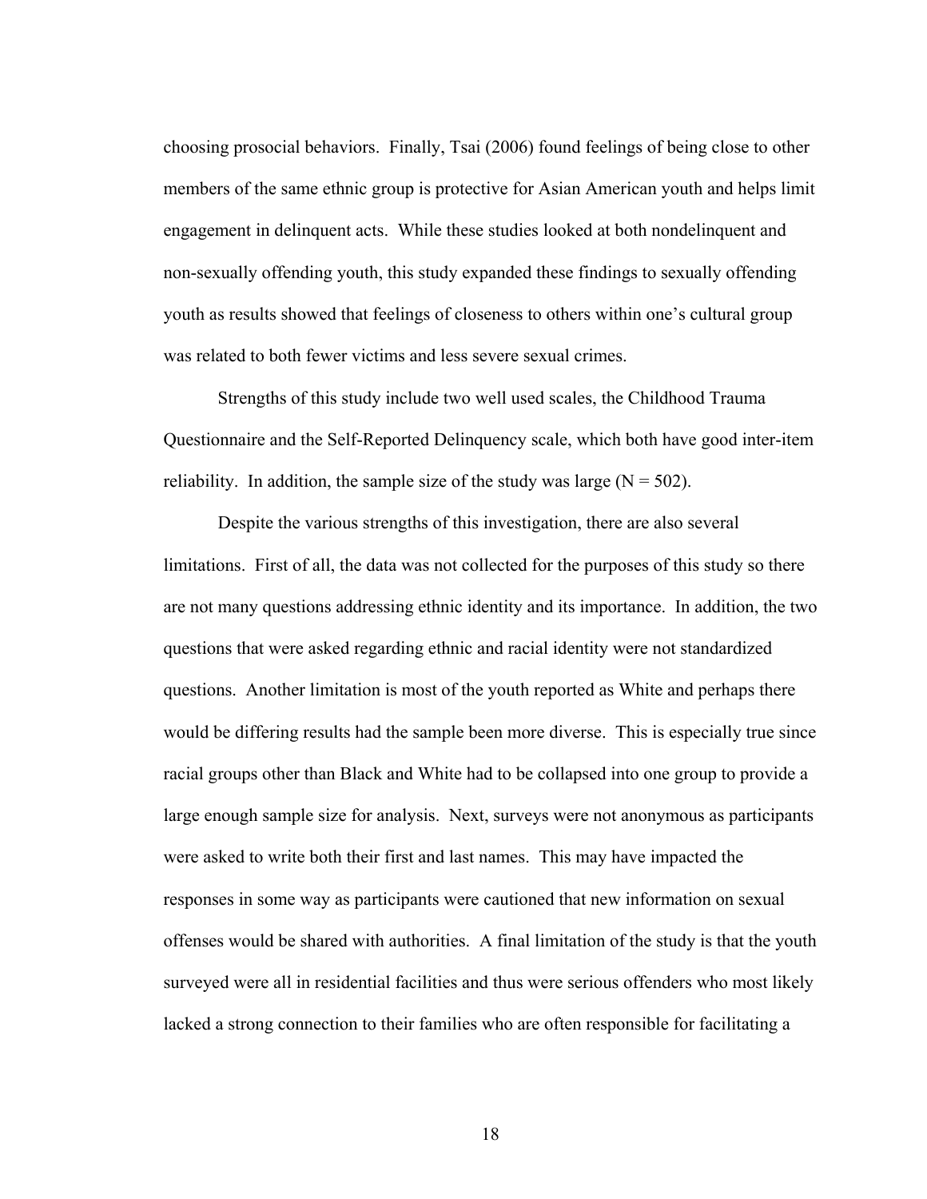choosing prosocial behaviors. Finally, Tsai (2006) found feelings of being close to other members of the same ethnic group is protective for Asian American youth and helps limit engagement in delinquent acts. While these studies looked at both nondelinquent and non-sexually offending youth, this study expanded these findings to sexually offending youth as results showed that feelings of closeness to others within one's cultural group was related to both fewer victims and less severe sexual crimes.

Strengths of this study include two well used scales, the Childhood Trauma Questionnaire and the Self-Reported Delinquency scale, which both have good inter-item reliability. In addition, the sample size of the study was large (N = 502).

Despite the various strengths of this investigation, there are also several limitations. First of all, the data was not collected for the purposes of this study so there are not many questions addressing ethnic identity and its importance. In addition, the two questions that were asked regarding ethnic and racial identity were not standardized questions. Another limitation is most of the youth reported as White and perhaps there would be differing results had the sample been more diverse. This is especially true since racial groups other than Black and White had to be collapsed into one group to provide a large enough sample size for analysis. Next, surveys were not anonymous as participants were asked to write both their first and last names. This may have impacted the responses in some way as participants were cautioned that new information on sexual offenses would be shared with authorities. A final limitation of the study is that the youth surveyed were all in residential facilities and thus were serious offenders who most likely lacked a strong connection to their families who are often responsible for facilitating a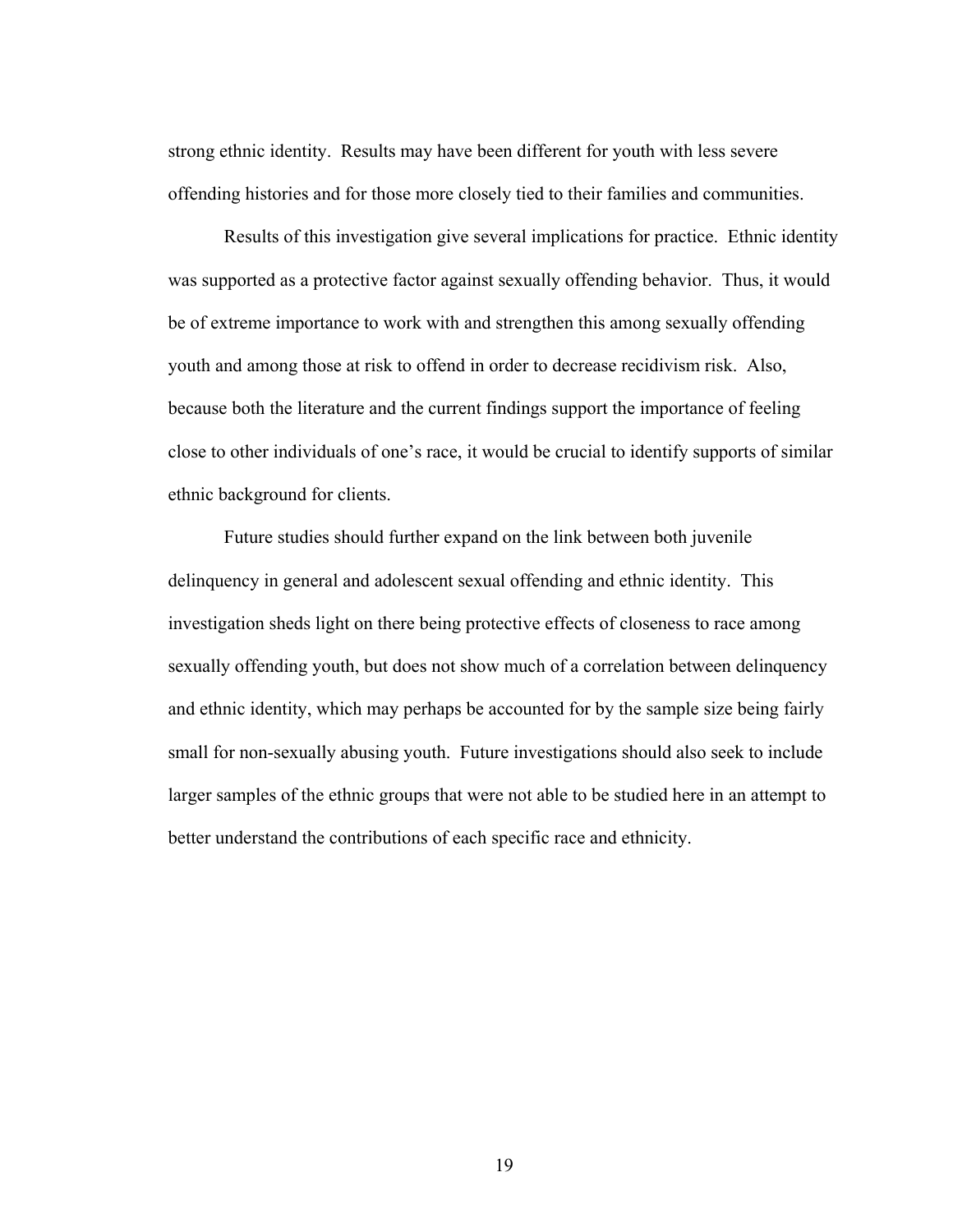strong ethnic identity. Results may have been different for youth with less severe offending histories and for those more closely tied to their families and communities.

Results of this investigation give several implications for practice. Ethnic identity was supported as a protective factor against sexually offending behavior. Thus, it would be of extreme importance to work with and strengthen this among sexually offending youth and among those at risk to offend in order to decrease recidivism risk. Also, because both the literature and the current findings support the importance of feeling close to other individuals of one's race, it would be crucial to identify supports of similar ethnic background for clients.

Future studies should further expand on the link between both juvenile delinquency in general and adolescent sexual offending and ethnic identity. This investigation sheds light on there being protective effects of closeness to race among sexually offending youth, but does not show much of a correlation between delinquency and ethnic identity, which may perhaps be accounted for by the sample size being fairly small for non-sexually abusing youth. Future investigations should also seek to include larger samples of the ethnic groups that were not able to be studied here in an attempt to better understand the contributions of each specific race and ethnicity.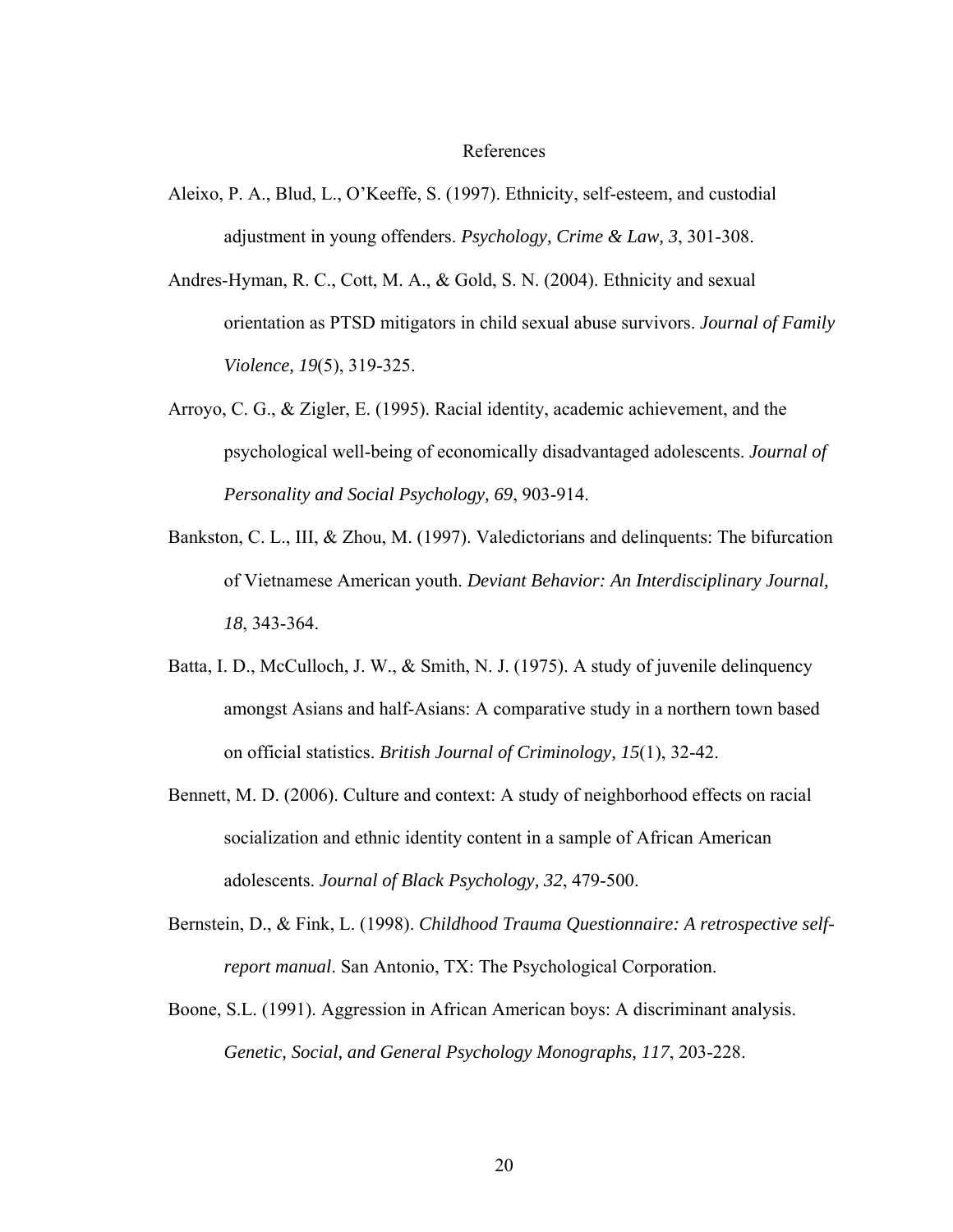# References

Aleixo, P. A., Blud, L., O'Keeffe, S. (1997). Ethnicity, self-esteem, and custodial adjustment in young offenders. *Psychology, Crime & Law, 3*, 301-308.

Andres-Hyman, R. C., Cott, M. A., & Gold, S. N. (2004). Ethnicity and sexual orientation as PTSD mitigators in child sexual abuse survivors. *Journal of Family Violence, 19*(5), 319-325.

Arroyo, C. G., & Zigler, E. (1995). Racial identity, academic achievement, and the psychological well-being of economically disadvantaged adolescents. *Journal of Personality and Social Psychology, 69*, 903-914.

Bankston, C. L., III, & Zhou, M. (1997). Valedictorians and delinquents: The bifurcation of Vietnamese American youth. *Deviant Behavior: An Interdisciplinary Journal, 18*, 343-364.

Batta, I. D., McCulloch, J. W., & Smith, N. J. (1975). A study of juvenile delinquency amongst Asians and half-Asians: A comparative study in a northern town based on official statistics. *British Journal of Criminology, 15*(1), 32-42.

Bennett, M. D. (2006). Culture and context: A study of neighborhood effects on racial socialization and ethnic identity content in a sample of African American adolescents. *Journal of Black Psychology, 32*, 479-500.

Bernstein, D., & Fink, L. (1998). *Childhood Trauma Questionnaire: A retrospective self-report manual*. San Antonio, TX: The Psychological Corporation.

Boone, S.L. (1991). Aggression in African American boys: A discriminant analysis. *Genetic, Social, and General Psychology Monographs, 117*, 203-228.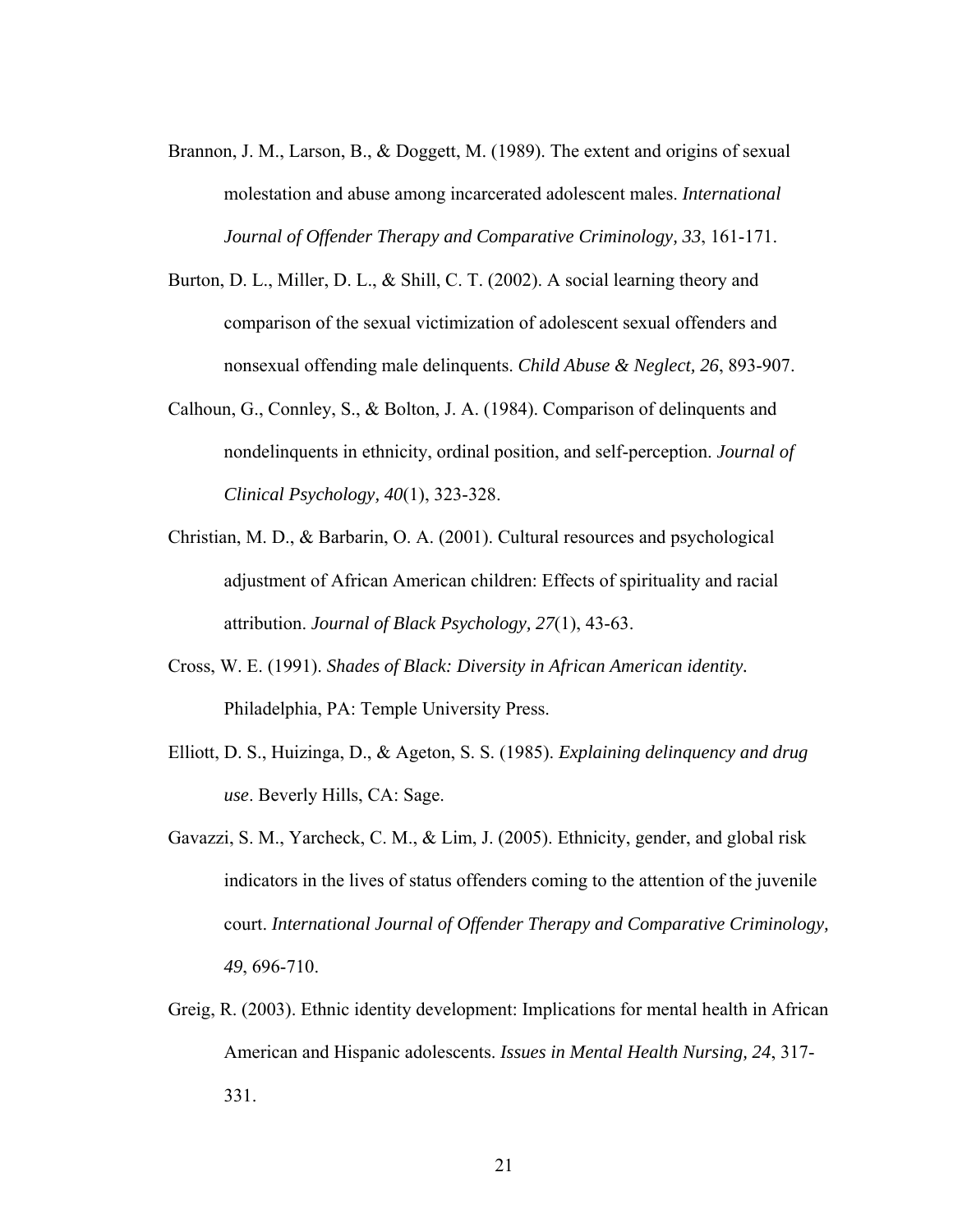Brannon, J. M., Larson, B., & Doggett, M. (1989). The extent and origins of sexual molestation and abuse among incarcerated adolescent males. *International Journal of Offender Therapy and Comparative Criminology, 33*, 161-171.

Burton, D. L., Miller, D. L., & Shill, C. T. (2002). A social learning theory and comparison of the sexual victimization of adolescent sexual offenders and nonsexual offending male delinquents. *Child Abuse & Neglect, 26*, 893-907.

Calhoun, G., Connley, S., & Bolton, J. A. (1984). Comparison of delinquents and nondelinquents in ethnicity, ordinal position, and self-perception. *Journal of Clinical Psychology, 40*(1), 323-328.

Christian, M. D., & Barbarin, O. A. (2001). Cultural resources and psychological adjustment of African American children: Effects of spirituality and racial attribution. *Journal of Black Psychology, 27*(1), 43-63.

Cross, W. E. (1991). *Shades of Black: Diversity in African American identity.* Philadelphia, PA: Temple University Press.

Elliott, D. S., Huizinga, D., & Ageton, S. S. (1985). *Explaining delinquency and drug use*. Beverly Hills, CA: Sage.

Gavazzi, S. M., Yarcheck, C. M., & Lim, J. (2005). Ethnicity, gender, and global risk indicators in the lives of status offenders coming to the attention of the juvenile court. *International Journal of Offender Therapy and Comparative Criminology, 49*, 696-710.

Greig, R. (2003). Ethnic identity development: Implications for mental health in African American and Hispanic adolescents. *Issues in Mental Health Nursing, 24*, 317-331.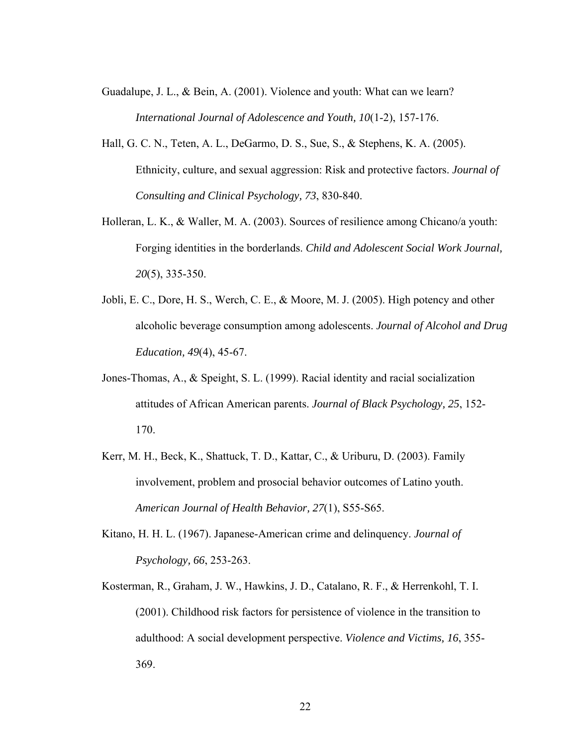Guadalupe, J. L., & Bein, A. (2001). Violence and youth: What can we learn? *International Journal of Adolescence and Youth, 10*(1-2), 157-176.

Hall, G. C. N., Teten, A. L., DeGarmo, D. S., Sue, S., & Stephens, K. A. (2005). Ethnicity, culture, and sexual aggression: Risk and protective factors. *Journal of Consulting and Clinical Psychology, 73*, 830-840.

Holleran, L. K., & Waller, M. A. (2003). Sources of resilience among Chicano/a youth: Forging identities in the borderlands. *Child and Adolescent Social Work Journal, 20*(5), 335-350.

Jobli, E. C., Dore, H. S., Werch, C. E., & Moore, M. J. (2005). High potency and other alcoholic beverage consumption among adolescents. *Journal of Alcohol and Drug Education, 49*(4), 45-67.

Jones-Thomas, A., & Speight, S. L. (1999). Racial identity and racial socialization attitudes of African American parents. *Journal of Black Psychology, 25*, 152-170.

Kerr, M. H., Beck, K., Shattuck, T. D., Kattar, C., & Uriburu, D. (2003). Family involvement, problem and prosocial behavior outcomes of Latino youth. *American Journal of Health Behavior, 27*(1), S55-S65.

Kitano, H. H. L. (1967). Japanese-American crime and delinquency. *Journal of Psychology, 66*, 253-263.

Kosterman, R., Graham, J. W., Hawkins, J. D., Catalano, R. F., & Herrenkohl, T. I. (2001). Childhood risk factors for persistence of violence in the transition to adulthood: A social development perspective. *Violence and Victims, 16*, 355-369.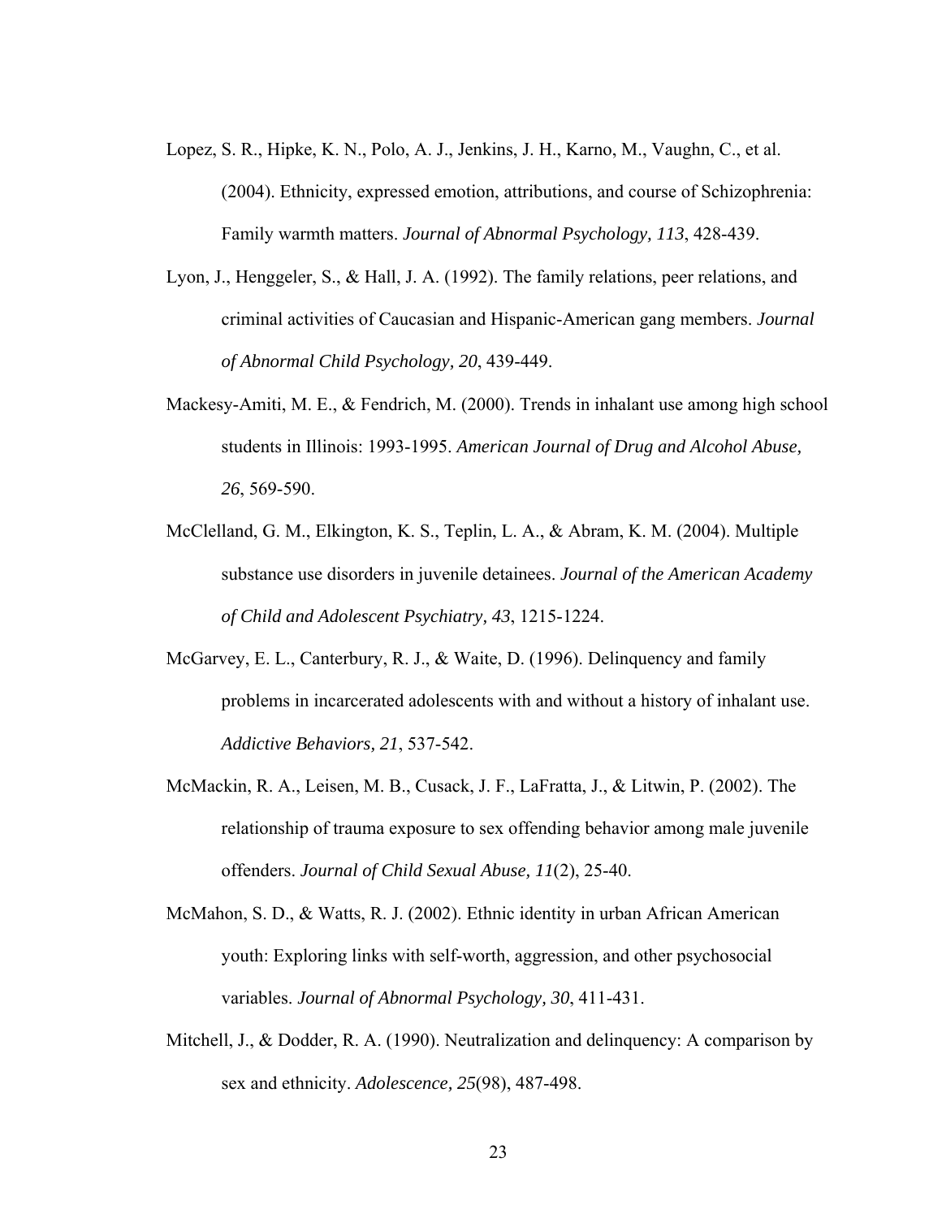Lopez, S. R., Hipke, K. N., Polo, A. J., Jenkins, J. H., Karno, M., Vaughn, C., et al. (2004). Ethnicity, expressed emotion, attributions, and course of Schizophrenia: Family warmth matters. *Journal of Abnormal Psychology, 113*, 428-439.

Lyon, J., Henggeler, S., & Hall, J. A. (1992). The family relations, peer relations, and criminal activities of Caucasian and Hispanic-American gang members. *Journal of Abnormal Child Psychology, 20*, 439-449.

Mackesy-Amiti, M. E., & Fendrich, M. (2000). Trends in inhalant use among high school students in Illinois: 1993-1995. *American Journal of Drug and Alcohol Abuse, 26*, 569-590.

McClelland, G. M., Elkington, K. S., Teplin, L. A., & Abram, K. M. (2004). Multiple substance use disorders in juvenile detainees. *Journal of the American Academy of Child and Adolescent Psychiatry, 43*, 1215-1224.

McGarvey, E. L., Canterbury, R. J., & Waite, D. (1996). Delinquency and family problems in incarcerated adolescents with and without a history of inhalant use. *Addictive Behaviors, 21*, 537-542.

McMackin, R. A., Leisen, M. B., Cusack, J. F., LaFratta, J., & Litwin, P. (2002). The relationship of trauma exposure to sex offending behavior among male juvenile offenders. *Journal of Child Sexual Abuse, 11*(2), 25-40.

McMahon, S. D., & Watts, R. J. (2002). Ethnic identity in urban African American youth: Exploring links with self-worth, aggression, and other psychosocial variables. *Journal of Abnormal Psychology, 30*, 411-431.

Mitchell, J., & Dodder, R. A. (1990). Neutralization and delinquency: A comparison by sex and ethnicity. *Adolescence, 25*(98), 487-498.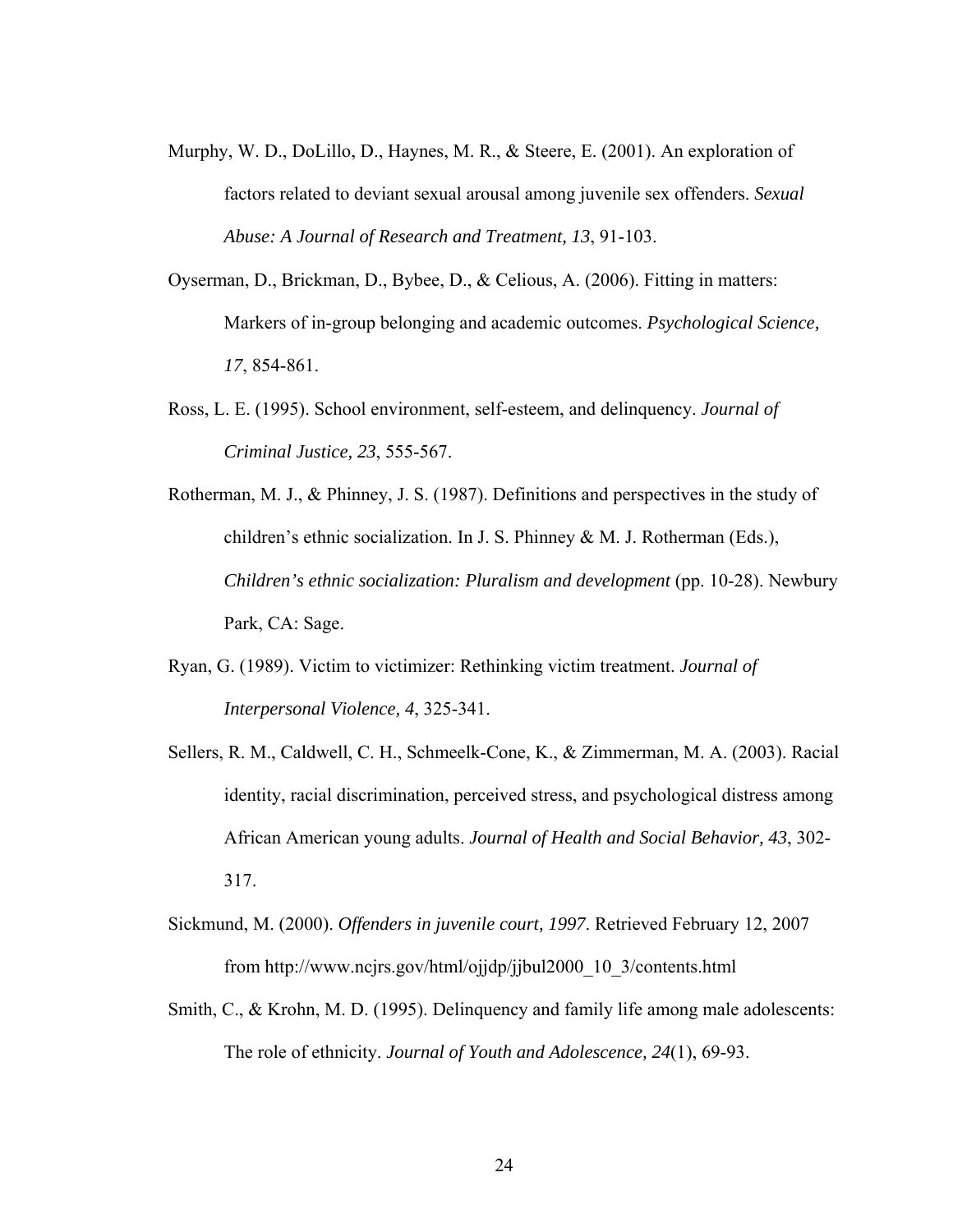Murphy, W. D., DoLillo, D., Haynes, M. R., & Steere, E. (2001). An exploration of factors related to deviant sexual arousal among juvenile sex offenders. *Sexual Abuse: A Journal of Research and Treatment, 13*, 91-103.

Oyserman, D., Brickman, D., Bybee, D., & Celious, A. (2006). Fitting in matters: Markers of in-group belonging and academic outcomes. *Psychological Science, 17*, 854-861.

Ross, L. E. (1995). School environment, self-esteem, and delinquency. *Journal of Criminal Justice, 23*, 555-567.

Rotherman, M. J., & Phinney, J. S. (1987). Definitions and perspectives in the study of children's ethnic socialization. In J. S. Phinney & M. J. Rotherman (Eds.), *Children's ethnic socialization: Pluralism and development* (pp. 10-28). Newbury Park, CA: Sage.

Ryan, G. (1989). Victim to victimizer: Rethinking victim treatment. *Journal of Interpersonal Violence, 4*, 325-341.

Sellers, R. M., Caldwell, C. H., Schmeelk-Cone, K., & Zimmerman, M. A. (2003). Racial identity, racial discrimination, perceived stress, and psychological distress among African American young adults. *Journal of Health and Social Behavior, 43*, 302-317.

Sickmund, M. (2000). *Offenders in juvenile court, 1997.* Retrieved February 12, 2007 from http://www.ncjrs.gov/html/ojjdp/jjbul2000_10_3/contents.html

Smith, C., & Krohn, M. D. (1995). Delinquency and family life among male adolescents: The role of ethnicity. *Journal of Youth and Adolescence, 24*(1), 69-93.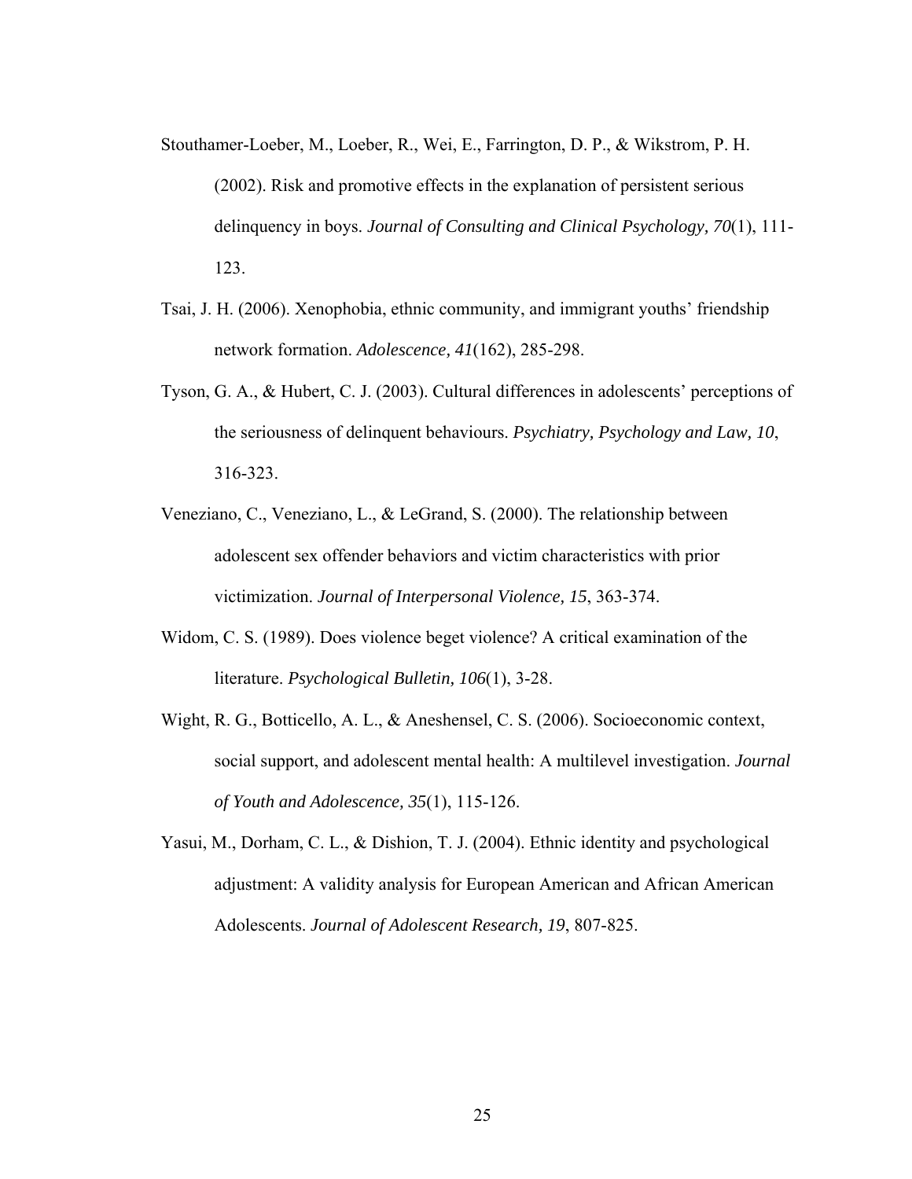Stouthamer-Loeber, M., Loeber, R., Wei, E., Farrington, D. P., & Wikstrom, P. H. (2002). Risk and promotive effects in the explanation of persistent serious delinquency in boys. *Journal of Consulting and Clinical Psychology, 70*(1), 111-123.

Tsai, J. H. (2006). Xenophobia, ethnic community, and immigrant youths' friendship network formation. *Adolescence, 41*(162), 285-298.

Tyson, G. A., & Hubert, C. J. (2003). Cultural differences in adolescents' perceptions of the seriousness of delinquent behaviours. *Psychiatry, Psychology and Law, 10*, 316-323.

Veneziano, C., Veneziano, L., & LeGrand, S. (2000). The relationship between adolescent sex offender behaviors and victim characteristics with prior victimization. *Journal of Interpersonal Violence, 15*, 363-374.

Widom, C. S. (1989). Does violence beget violence? A critical examination of the literature. *Psychological Bulletin, 106*(1), 3-28.

Wight, R. G., Botticello, A. L., & Aneshensel, C. S. (2006). Socioeconomic context, social support, and adolescent mental health: A multilevel investigation. *Journal of Youth and Adolescence, 35*(1), 115-126.

Yasui, M., Dorham, C. L., & Dishion, T. J. (2004). Ethnic identity and psychological adjustment: A validity analysis for European American and African American Adolescents. *Journal of Adolescent Research, 19*, 807-825.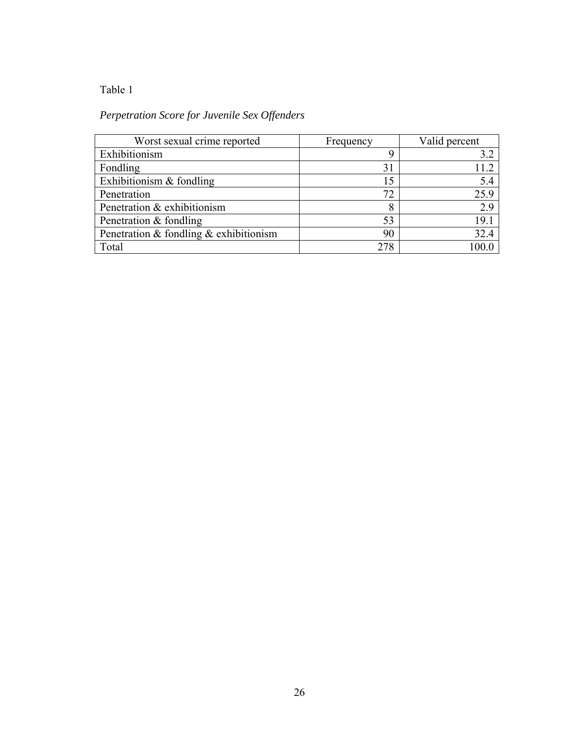Table 1

*Perpetration Score for Juvenile Sex Offenders*

| Worst sexual crime reported | Frequency | Valid percent |
|---|---:|---:|
| Exhibitionism | 9 | 3.2 |
| Fondling | 31 | 11.2 |
| Exhibitionism & fondling | 15 | 5.4 |
| Penetration | 72 | 25.9 |
| Penetration & exhibitionism | 8 | 2.9 |
| Penetration & fondling | 53 | 19.1 |
| Penetration & fondling & exhibitionism | 90 | 32.4 |
| Total | 278 | 100.0 |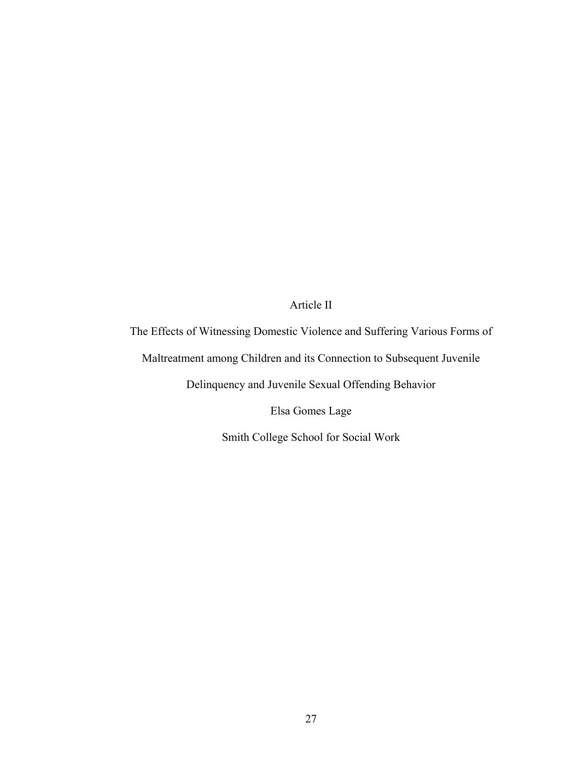# Article II

## The Effects of Witnessing Domestic Violence and Suffering Various Forms of Maltreatment among Children and its Connection to Subsequent Juvenile Delinquency and Juvenile Sexual Offending Behavior

Elsa Gomes Lage

Smith College School for Social Work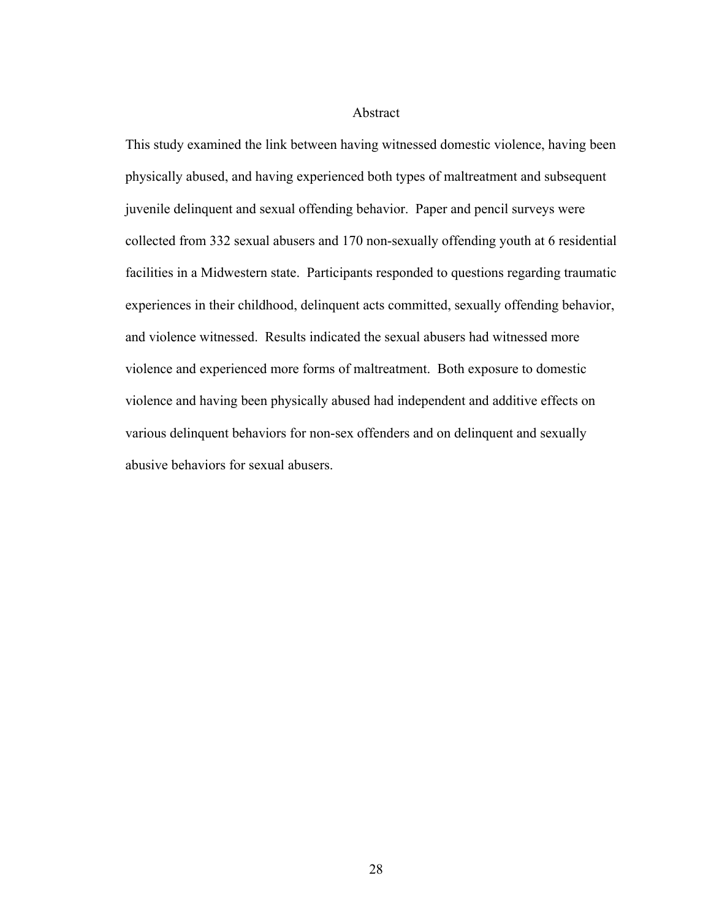# Abstract

This study examined the link between having witnessed domestic violence, having been physically abused, and having experienced both types of maltreatment and subsequent juvenile delinquent and sexual offending behavior. Paper and pencil surveys were collected from 332 sexual abusers and 170 non-sexually offending youth at 6 residential facilities in a Midwestern state. Participants responded to questions regarding traumatic experiences in their childhood, delinquent acts committed, sexually offending behavior, and violence witnessed. Results indicated the sexual abusers had witnessed more violence and experienced more forms of maltreatment. Both exposure to domestic violence and having been physically abused had independent and additive effects on various delinquent behaviors for non-sex offenders and on delinquent and sexually abusive behaviors for sexual abusers.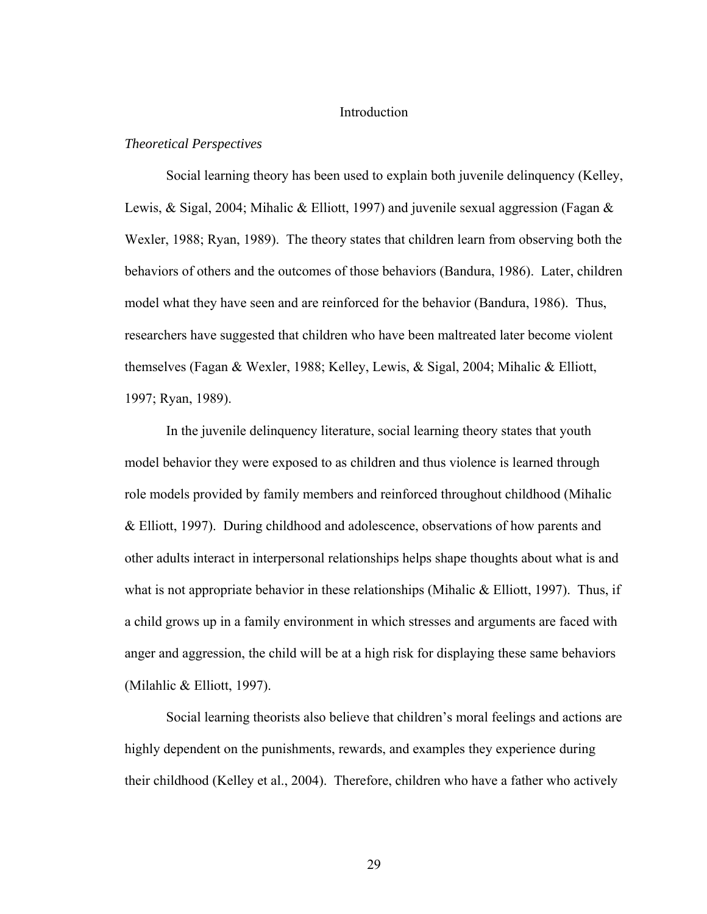# Introduction

*Theoretical Perspectives*

Social learning theory has been used to explain both juvenile delinquency (Kelley, Lewis, & Sigal, 2004; Mihalic & Elliott, 1997) and juvenile sexual aggression (Fagan & Wexler, 1988; Ryan, 1989). The theory states that children learn from observing both the behaviors of others and the outcomes of those behaviors (Bandura, 1986). Later, children model what they have seen and are reinforced for the behavior (Bandura, 1986). Thus, researchers have suggested that children who have been maltreated later become violent themselves (Fagan & Wexler, 1988; Kelley, Lewis, & Sigal, 2004; Mihalic & Elliott, 1997; Ryan, 1989).

In the juvenile delinquency literature, social learning theory states that youth model behavior they were exposed to as children and thus violence is learned through role models provided by family members and reinforced throughout childhood (Mihalic & Elliott, 1997). During childhood and adolescence, observations of how parents and other adults interact in interpersonal relationships helps shape thoughts about what is and what is not appropriate behavior in these relationships (Mihalic & Elliott, 1997). Thus, if a child grows up in a family environment in which stresses and arguments are faced with anger and aggression, the child will be at a high risk for displaying these same behaviors (Milahlic & Elliott, 1997).

Social learning theorists also believe that children's moral feelings and actions are highly dependent on the punishments, rewards, and examples they experience during their childhood (Kelley et al., 2004). Therefore, children who have a father who actively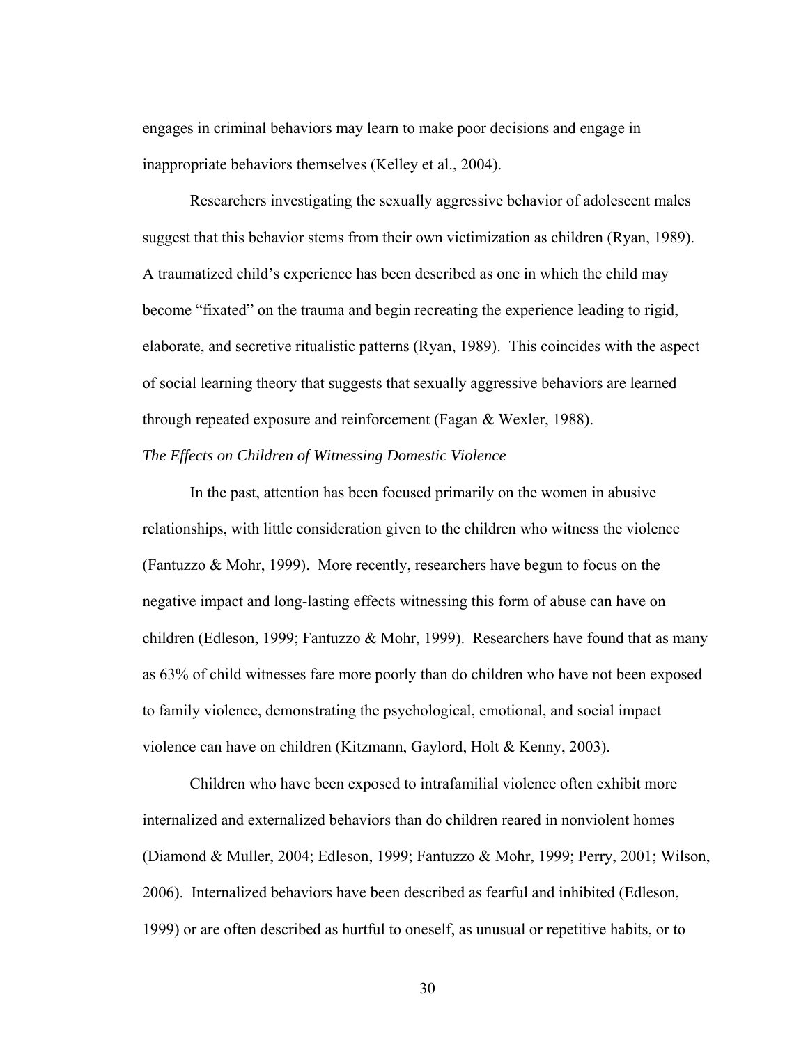engages in criminal behaviors may learn to make poor decisions and engage in inappropriate behaviors themselves (Kelley et al., 2004).

Researchers investigating the sexually aggressive behavior of adolescent males suggest that this behavior stems from their own victimization as children (Ryan, 1989). A traumatized child's experience has been described as one in which the child may become "fixated" on the trauma and begin recreating the experience leading to rigid, elaborate, and secretive ritualistic patterns (Ryan, 1989). This coincides with the aspect of social learning theory that suggests that sexually aggressive behaviors are learned through repeated exposure and reinforcement (Fagan & Wexler, 1988).

### *The Effects on Children of Witnessing Domestic Violence*

In the past, attention has been focused primarily on the women in abusive relationships, with little consideration given to the children who witness the violence (Fantuzzo & Mohr, 1999). More recently, researchers have begun to focus on the negative impact and long-lasting effects witnessing this form of abuse can have on children (Edleson, 1999; Fantuzzo & Mohr, 1999). Researchers have found that as many as 63% of child witnesses fare more poorly than do children who have not been exposed to family violence, demonstrating the psychological, emotional, and social impact violence can have on children (Kitzmann, Gaylord, Holt & Kenny, 2003).

Children who have been exposed to intrafamilial violence often exhibit more internalized and externalized behaviors than do children reared in nonviolent homes (Diamond & Muller, 2004; Edleson, 1999; Fantuzzo & Mohr, 1999; Perry, 2001; Wilson, 2006). Internalized behaviors have been described as fearful and inhibited (Edleson, 1999) or are often described as hurtful to oneself, as unusual or repetitive habits, or to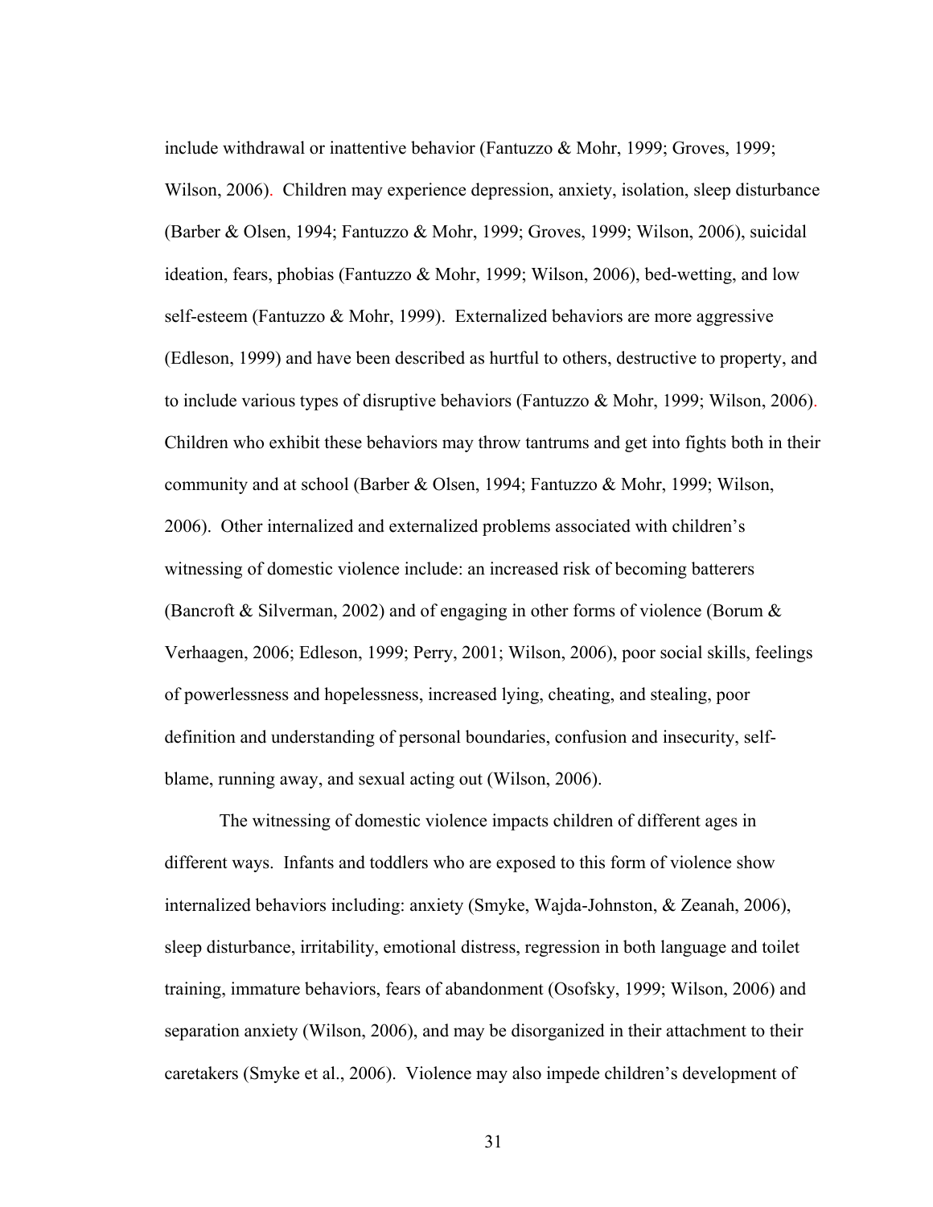include withdrawal or inattentive behavior (Fantuzzo & Mohr, 1999; Groves, 1999; Wilson, 2006). Children may experience depression, anxiety, isolation, sleep disturbance (Barber & Olsen, 1994; Fantuzzo & Mohr, 1999; Groves, 1999; Wilson, 2006), suicidal ideation, fears, phobias (Fantuzzo & Mohr, 1999; Wilson, 2006), bed-wetting, and low self-esteem (Fantuzzo & Mohr, 1999). Externalized behaviors are more aggressive (Edleson, 1999) and have been described as hurtful to others, destructive to property, and to include various types of disruptive behaviors (Fantuzzo & Mohr, 1999; Wilson, 2006). Children who exhibit these behaviors may throw tantrums and get into fights both in their community and at school (Barber & Olsen, 1994; Fantuzzo & Mohr, 1999; Wilson, 2006). Other internalized and externalized problems associated with children's witnessing of domestic violence include: an increased risk of becoming batterers (Bancroft & Silverman, 2002) and of engaging in other forms of violence (Borum & Verhaagen, 2006; Edleson, 1999; Perry, 2001; Wilson, 2006), poor social skills, feelings of powerlessness and hopelessness, increased lying, cheating, and stealing, poor definition and understanding of personal boundaries, confusion and insecurity, self-blame, running away, and sexual acting out (Wilson, 2006).

The witnessing of domestic violence impacts children of different ages in different ways. Infants and toddlers who are exposed to this form of violence show internalized behaviors including: anxiety (Smyke, Wajda-Johnston, & Zeanah, 2006), sleep disturbance, irritability, emotional distress, regression in both language and toilet training, immature behaviors, fears of abandonment (Osofsky, 1999; Wilson, 2006) and separation anxiety (Wilson, 2006), and may be disorganized in their attachment to their caretakers (Smyke et al., 2006). Violence may also impede children's development of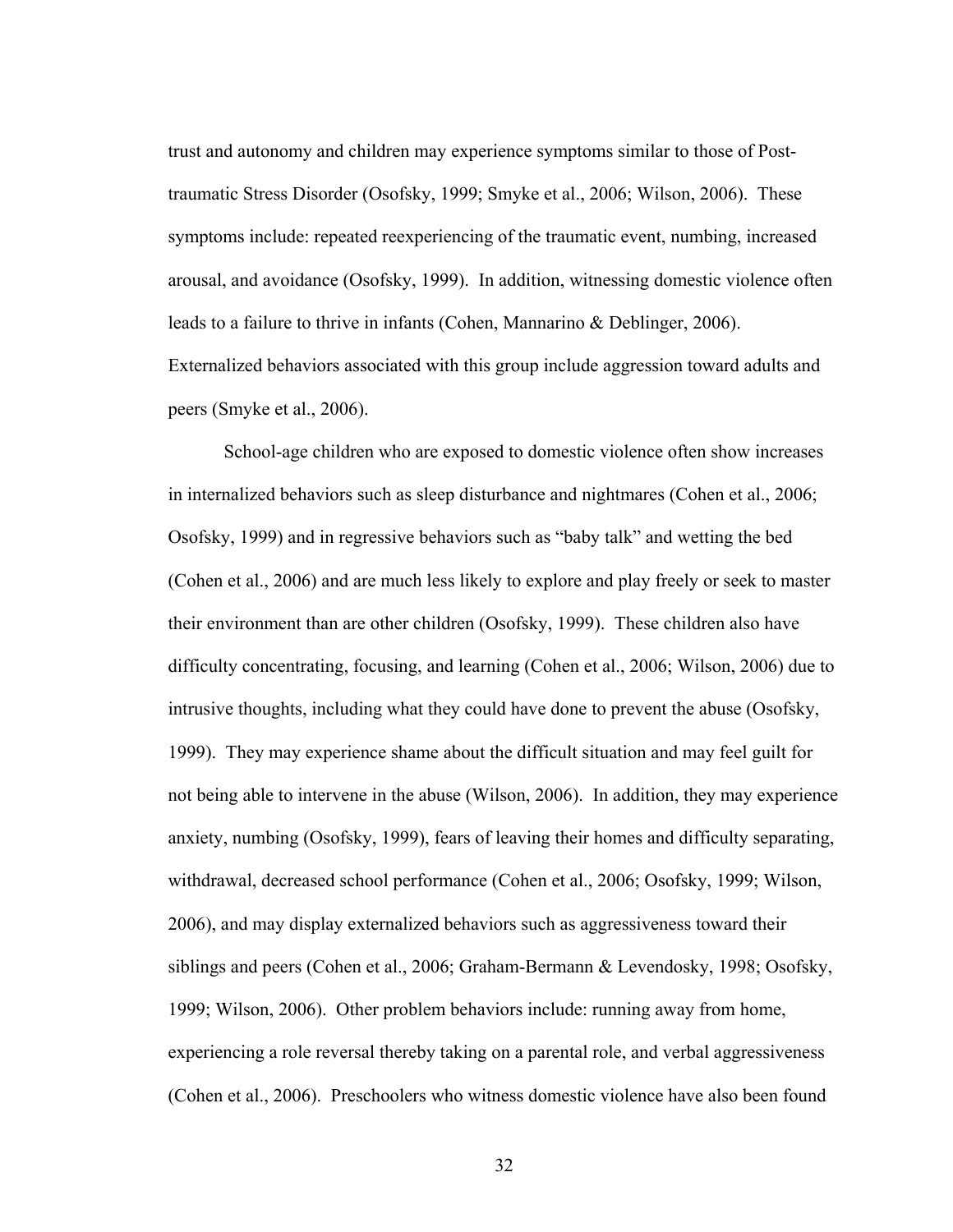trust and autonomy and children may experience symptoms similar to those of Post-traumatic Stress Disorder (Osofsky, 1999; Smyke et al., 2006; Wilson, 2006). These symptoms include: repeated reexperiencing of the traumatic event, numbing, increased arousal, and avoidance (Osofsky, 1999). In addition, witnessing domestic violence often leads to a failure to thrive in infants (Cohen, Mannarino & Deblinger, 2006). Externalized behaviors associated with this group include aggression toward adults and peers (Smyke et al., 2006).

School-age children who are exposed to domestic violence often show increases in internalized behaviors such as sleep disturbance and nightmares (Cohen et al., 2006; Osofsky, 1999) and in regressive behaviors such as "baby talk" and wetting the bed (Cohen et al., 2006) and are much less likely to explore and play freely or seek to master their environment than are other children (Osofsky, 1999). These children also have difficulty concentrating, focusing, and learning (Cohen et al., 2006; Wilson, 2006) due to intrusive thoughts, including what they could have done to prevent the abuse (Osofsky, 1999). They may experience shame about the difficult situation and may feel guilt for not being able to intervene in the abuse (Wilson, 2006). In addition, they may experience anxiety, numbing (Osofsky, 1999), fears of leaving their homes and difficulty separating, withdrawal, decreased school performance (Cohen et al., 2006; Osofsky, 1999; Wilson, 2006), and may display externalized behaviors such as aggressiveness toward their siblings and peers (Cohen et al., 2006; Graham-Bermann & Levendosky, 1998; Osofsky, 1999; Wilson, 2006). Other problem behaviors include: running away from home, experiencing a role reversal thereby taking on a parental role, and verbal aggressiveness (Cohen et al., 2006). Preschoolers who witness domestic violence have also been found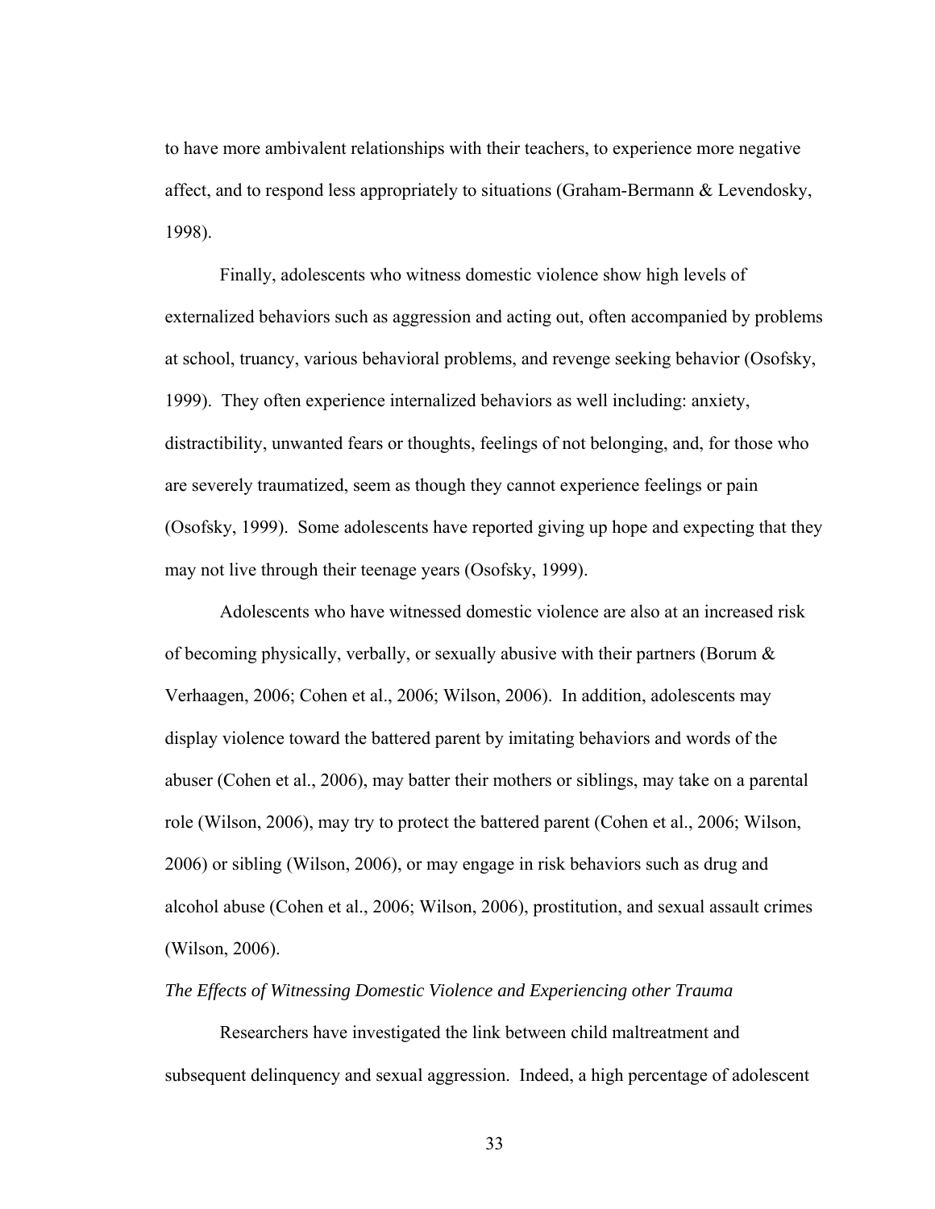to have more ambivalent relationships with their teachers, to experience more negative affect, and to respond less appropriately to situations (Graham-Bermann & Levendosky, 1998).

Finally, adolescents who witness domestic violence show high levels of externalized behaviors such as aggression and acting out, often accompanied by problems at school, truancy, various behavioral problems, and revenge seeking behavior (Osofsky, 1999). They often experience internalized behaviors as well including: anxiety, distractibility, unwanted fears or thoughts, feelings of not belonging, and, for those who are severely traumatized, seem as though they cannot experience feelings or pain (Osofsky, 1999). Some adolescents have reported giving up hope and expecting that they may not live through their teenage years (Osofsky, 1999).

Adolescents who have witnessed domestic violence are also at an increased risk of becoming physically, verbally, or sexually abusive with their partners (Borum & Verhaagen, 2006; Cohen et al., 2006; Wilson, 2006). In addition, adolescents may display violence toward the battered parent by imitating behaviors and words of the abuser (Cohen et al., 2006), may batter their mothers or siblings, may take on a parental role (Wilson, 2006), may try to protect the battered parent (Cohen et al., 2006; Wilson, 2006) or sibling (Wilson, 2006), or may engage in risk behaviors such as drug and alcohol abuse (Cohen et al., 2006; Wilson, 2006), prostitution, and sexual assault crimes (Wilson, 2006).

*The Effects of Witnessing Domestic Violence and Experiencing other Trauma*

Researchers have investigated the link between child maltreatment and subsequent delinquency and sexual aggression. Indeed, a high percentage of adolescent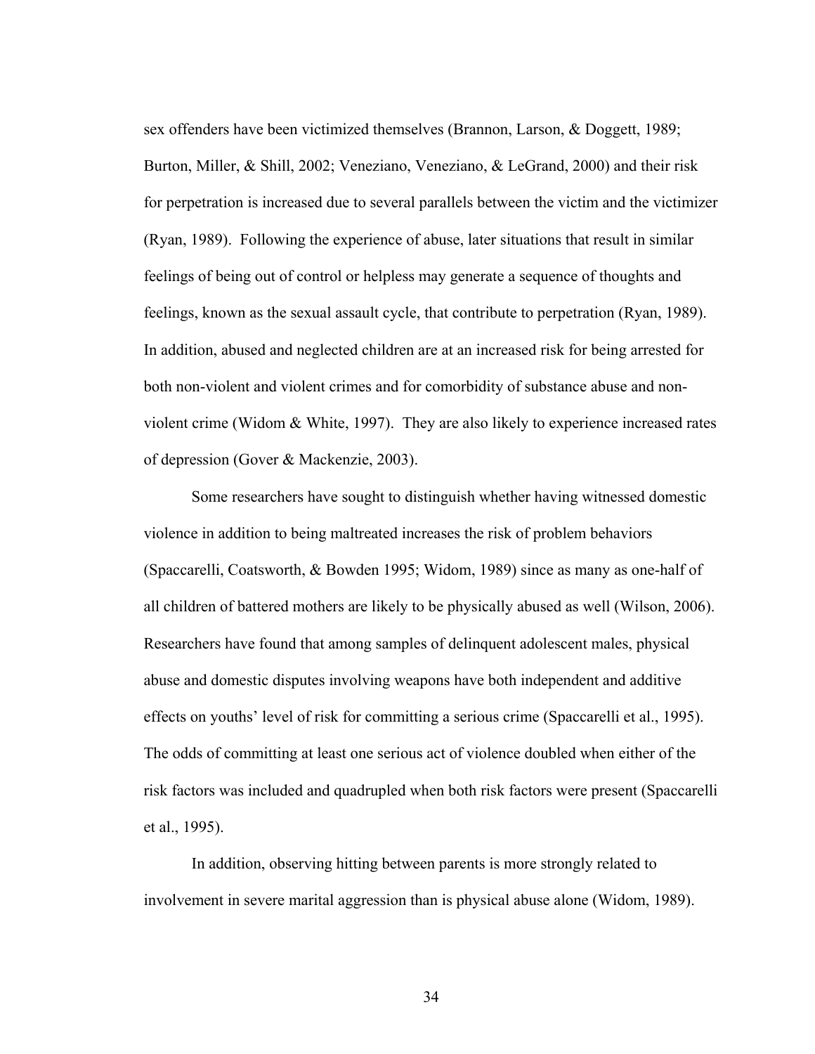sex offenders have been victimized themselves (Brannon, Larson, & Doggett, 1989; Burton, Miller, & Shill, 2002; Veneziano, Veneziano, & LeGrand, 2000) and their risk for perpetration is increased due to several parallels between the victim and the victimizer (Ryan, 1989). Following the experience of abuse, later situations that result in similar feelings of being out of control or helpless may generate a sequence of thoughts and feelings, known as the sexual assault cycle, that contribute to perpetration (Ryan, 1989). In addition, abused and neglected children are at an increased risk for being arrested for both non-violent and violent crimes and for comorbidity of substance abuse and non-violent crime (Widom & White, 1997). They are also likely to experience increased rates of depression (Gover & Mackenzie, 2003).

Some researchers have sought to distinguish whether having witnessed domestic violence in addition to being maltreated increases the risk of problem behaviors (Spaccarelli, Coatsworth, & Bowden 1995; Widom, 1989) since as many as one-half of all children of battered mothers are likely to be physically abused as well (Wilson, 2006). Researchers have found that among samples of delinquent adolescent males, physical abuse and domestic disputes involving weapons have both independent and additive effects on youths' level of risk for committing a serious crime (Spaccarelli et al., 1995). The odds of committing at least one serious act of violence doubled when either of the risk factors was included and quadrupled when both risk factors were present (Spaccarelli et al., 1995).

In addition, observing hitting between parents is more strongly related to involvement in severe marital aggression than is physical abuse alone (Widom, 1989).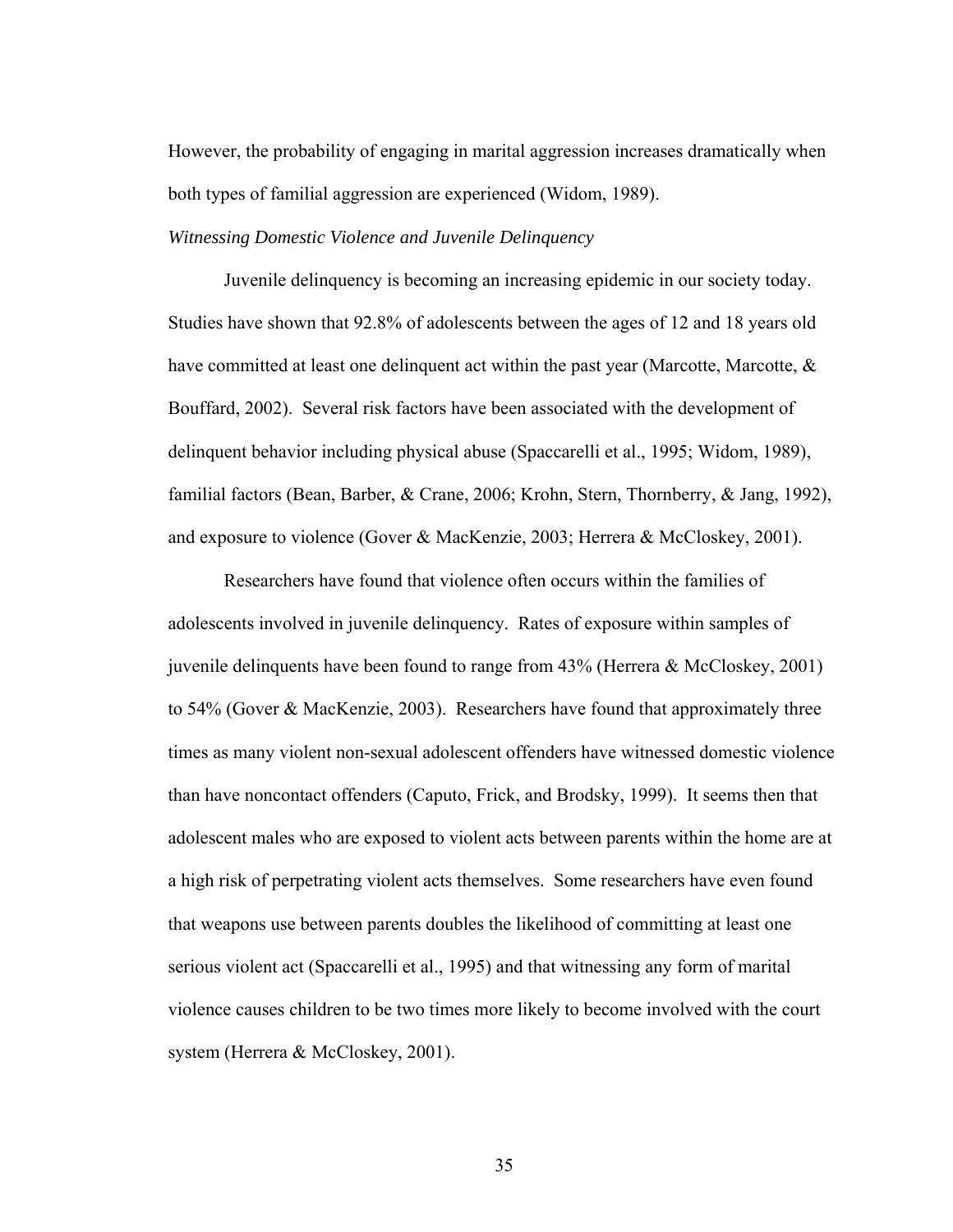However, the probability of engaging in marital aggression increases dramatically when both types of familial aggression are experienced (Widom, 1989).

*Witnessing Domestic Violence and Juvenile Delinquency*

Juvenile delinquency is becoming an increasing epidemic in our society today. Studies have shown that 92.8% of adolescents between the ages of 12 and 18 years old have committed at least one delinquent act within the past year (Marcotte, Marcotte, & Bouffard, 2002). Several risk factors have been associated with the development of delinquent behavior including physical abuse (Spaccarelli et al., 1995; Widom, 1989), familial factors (Bean, Barber, & Crane, 2006; Krohn, Stern, Thornberry, & Jang, 1992), and exposure to violence (Gover & MacKenzie, 2003; Herrera & McCloskey, 2001).

Researchers have found that violence often occurs within the families of adolescents involved in juvenile delinquency. Rates of exposure within samples of juvenile delinquents have been found to range from 43% (Herrera & McCloskey, 2001) to 54% (Gover & MacKenzie, 2003). Researchers have found that approximately three times as many violent non-sexual adolescent offenders have witnessed domestic violence than have noncontact offenders (Caputo, Frick, and Brodsky, 1999). It seems then that adolescent males who are exposed to violent acts between parents within the home are at a high risk of perpetrating violent acts themselves. Some researchers have even found that weapons use between parents doubles the likelihood of committing at least one serious violent act (Spaccarelli et al., 1995) and that witnessing any form of marital violence causes children to be two times more likely to become involved with the court system (Herrera & McCloskey, 2001).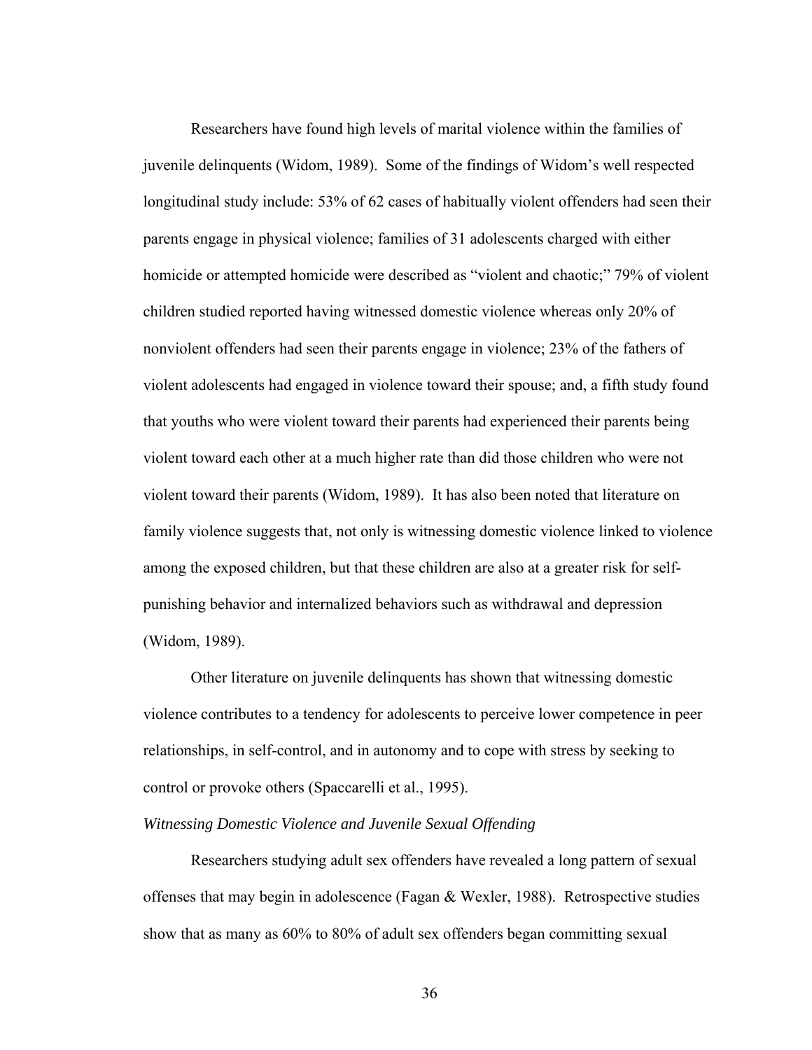Researchers have found high levels of marital violence within the families of juvenile delinquents (Widom, 1989). Some of the findings of Widom's well respected longitudinal study include: 53% of 62 cases of habitually violent offenders had seen their parents engage in physical violence; families of 31 adolescents charged with either homicide or attempted homicide were described as "violent and chaotic;" 79% of violent children studied reported having witnessed domestic violence whereas only 20% of nonviolent offenders had seen their parents engage in violence; 23% of the fathers of violent adolescents had engaged in violence toward their spouse; and, a fifth study found that youths who were violent toward their parents had experienced their parents being violent toward each other at a much higher rate than did those children who were not violent toward their parents (Widom, 1989). It has also been noted that literature on family violence suggests that, not only is witnessing domestic violence linked to violence among the exposed children, but that these children are also at a greater risk for self-punishing behavior and internalized behaviors such as withdrawal and depression (Widom, 1989).

Other literature on juvenile delinquents has shown that witnessing domestic violence contributes to a tendency for adolescents to perceive lower competence in peer relationships, in self-control, and in autonomy and to cope with stress by seeking to control or provoke others (Spaccarelli et al., 1995).

### *Witnessing Domestic Violence and Juvenile Sexual Offending*

Researchers studying adult sex offenders have revealed a long pattern of sexual offenses that may begin in adolescence (Fagan & Wexler, 1988). Retrospective studies show that as many as 60% to 80% of adult sex offenders began committing sexual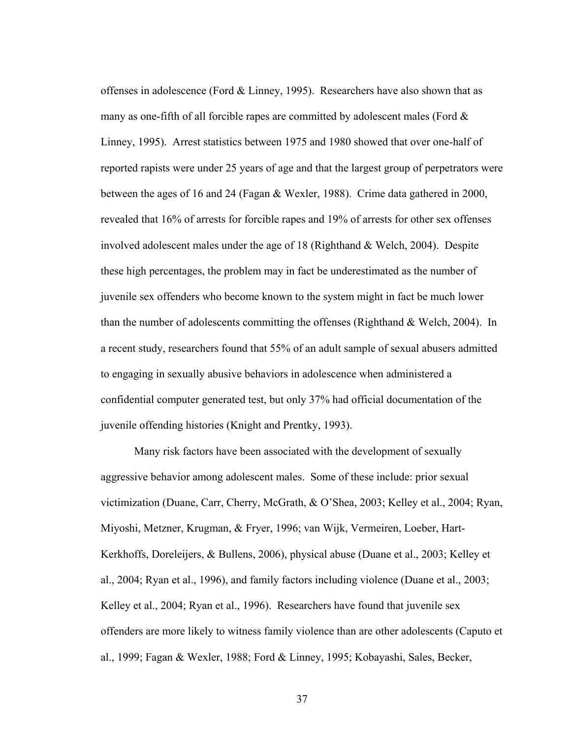offenses in adolescence (Ford & Linney, 1995). Researchers have also shown that as many as one-fifth of all forcible rapes are committed by adolescent males (Ford & Linney, 1995). Arrest statistics between 1975 and 1980 showed that over one-half of reported rapists were under 25 years of age and that the largest group of perpetrators were between the ages of 16 and 24 (Fagan & Wexler, 1988). Crime data gathered in 2000, revealed that 16% of arrests for forcible rapes and 19% of arrests for other sex offenses involved adolescent males under the age of 18 (Righthand & Welch, 2004). Despite these high percentages, the problem may in fact be underestimated as the number of juvenile sex offenders who become known to the system might in fact be much lower than the number of adolescents committing the offenses (Righthand & Welch, 2004). In a recent study, researchers found that 55% of an adult sample of sexual abusers admitted to engaging in sexually abusive behaviors in adolescence when administered a confidential computer generated test, but only 37% had official documentation of the juvenile offending histories (Knight and Prentky, 1993).

Many risk factors have been associated with the development of sexually aggressive behavior among adolescent males. Some of these include: prior sexual victimization (Duane, Carr, Cherry, McGrath, & O'Shea, 2003; Kelley et al., 2004; Ryan, Miyoshi, Metzner, Krugman, & Fryer, 1996; van Wijk, Vermeiren, Loeber, Hart-Kerkhoffs, Doreleijers, & Bullens, 2006), physical abuse (Duane et al., 2003; Kelley et al., 2004; Ryan et al., 1996), and family factors including violence (Duane et al., 2003; Kelley et al., 2004; Ryan et al., 1996). Researchers have found that juvenile sex offenders are more likely to witness family violence than are other adolescents (Caputo et al., 1999; Fagan & Wexler, 1988; Ford & Linney, 1995; Kobayashi, Sales, Becker,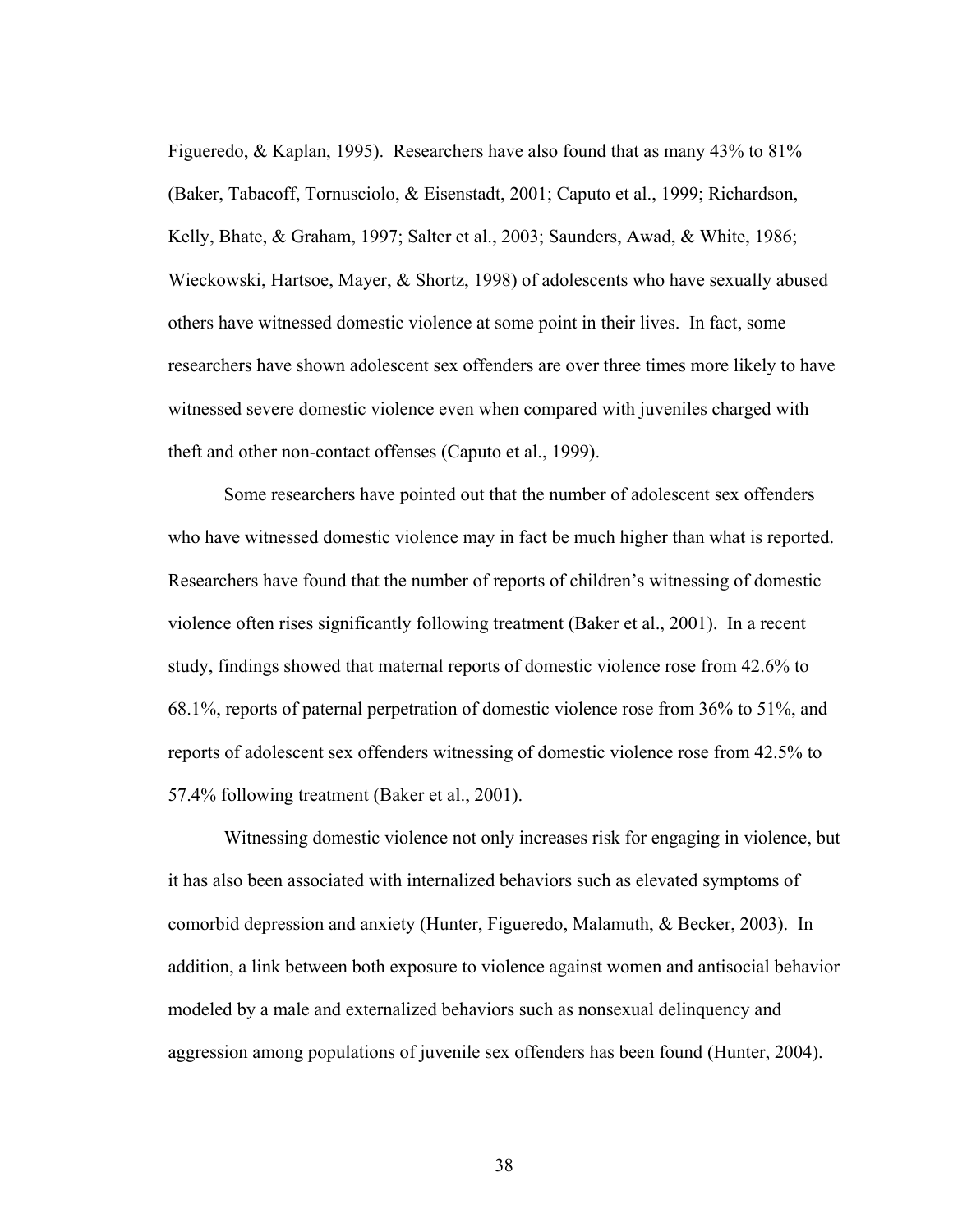Figueredo, & Kaplan, 1995). Researchers have also found that as many 43% to 81% (Baker, Tabacoff, Tornusciolo, & Eisenstadt, 2001; Caputo et al., 1999; Richardson, Kelly, Bhate, & Graham, 1997; Salter et al., 2003; Saunders, Awad, & White, 1986; Wieckowski, Hartsoe, Mayer, & Shortz, 1998) of adolescents who have sexually abused others have witnessed domestic violence at some point in their lives. In fact, some researchers have shown adolescent sex offenders are over three times more likely to have witnessed severe domestic violence even when compared with juveniles charged with theft and other non-contact offenses (Caputo et al., 1999).

Some researchers have pointed out that the number of adolescent sex offenders who have witnessed domestic violence may in fact be much higher than what is reported. Researchers have found that the number of reports of children's witnessing of domestic violence often rises significantly following treatment (Baker et al., 2001). In a recent study, findings showed that maternal reports of domestic violence rose from 42.6% to 68.1%, reports of paternal perpetration of domestic violence rose from 36% to 51%, and reports of adolescent sex offenders witnessing of domestic violence rose from 42.5% to 57.4% following treatment (Baker et al., 2001).

Witnessing domestic violence not only increases risk for engaging in violence, but it has also been associated with internalized behaviors such as elevated symptoms of comorbid depression and anxiety (Hunter, Figueredo, Malamuth, & Becker, 2003). In addition, a link between both exposure to violence against women and antisocial behavior modeled by a male and externalized behaviors such as nonsexual delinquency and aggression among populations of juvenile sex offenders has been found (Hunter, 2004).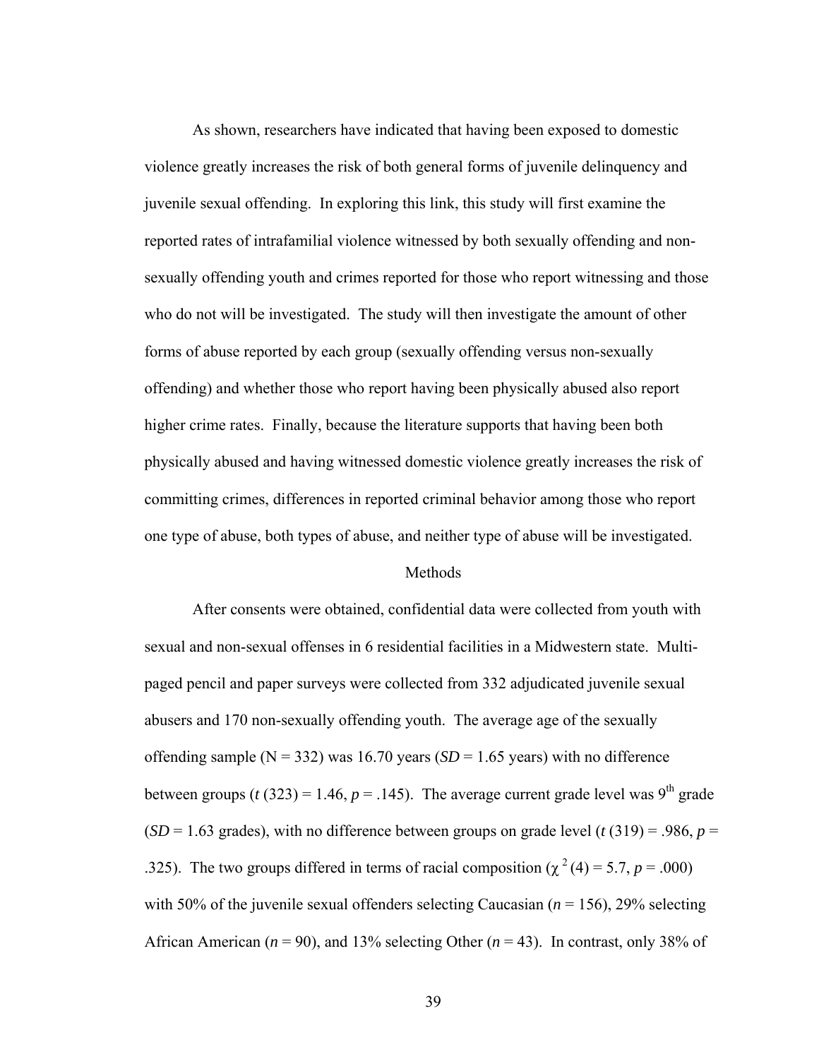As shown, researchers have indicated that having been exposed to domestic violence greatly increases the risk of both general forms of juvenile delinquency and juvenile sexual offending. In exploring this link, this study will first examine the reported rates of intrafamilial violence witnessed by both sexually offending and non-sexually offending youth and crimes reported for those who report witnessing and those who do not will be investigated. The study will then investigate the amount of other forms of abuse reported by each group (sexually offending versus non-sexually offending) and whether those who report having been physically abused also report higher crime rates. Finally, because the literature supports that having been both physically abused and having witnessed domestic violence greatly increases the risk of committing crimes, differences in reported criminal behavior among those who report one type of abuse, both types of abuse, and neither type of abuse will be investigated.

## Methods

After consents were obtained, confidential data were collected from youth with sexual and non-sexual offenses in 6 residential facilities in a Midwestern state. Multi-paged pencil and paper surveys were collected from 332 adjudicated juvenile sexual abusers and 170 non-sexually offending youth. The average age of the sexually offending sample (N = 332) was 16.70 years (*SD* = 1.65 years) with no difference between groups ($t$ (323) = 1.46, $p$ = .145). The average current grade level was 9th grade (*SD* = 1.63 grades), with no difference between groups on grade level ($t$ (319) = .986, $p$ = .325). The two groups differed in terms of racial composition ($\chi^2$ (4) = 5.7, $p$ = .000) with 50% of the juvenile sexual offenders selecting Caucasian ($n$ = 156), 29% selecting African American ($n$ = 90), and 13% selecting Other ($n$ = 43). In contrast, only 38% of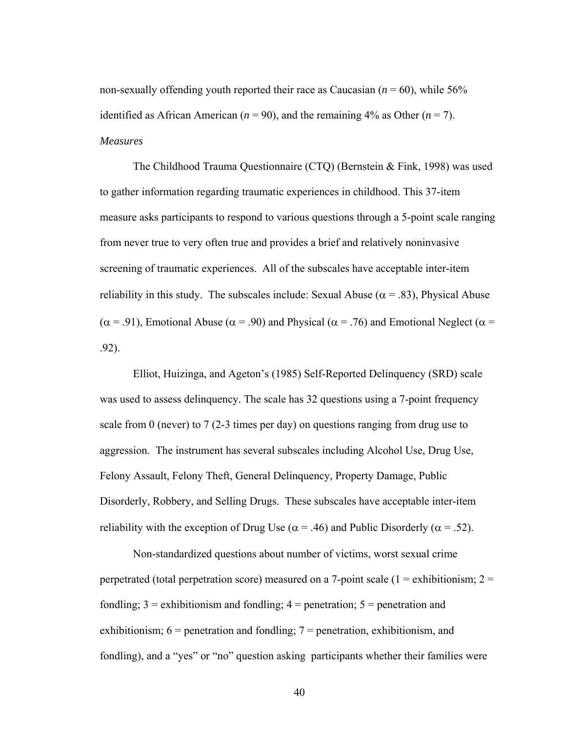non-sexually offending youth reported their race as Caucasian (*n* = 60), while 56% identified as African American (*n* = 90), and the remaining 4% as Other (*n* = 7).

*Measures*

The Childhood Trauma Questionnaire (CTQ) (Bernstein & Fink, 1998) was used to gather information regarding traumatic experiences in childhood. This 37-item measure asks participants to respond to various questions through a 5-point scale ranging from never true to very often true and provides a brief and relatively noninvasive screening of traumatic experiences. All of the subscales have acceptable inter-item reliability in this study. The subscales include: Sexual Abuse ($\alpha$ = .83), Physical Abuse ($\alpha$ = .91), Emotional Abuse ($\alpha$ = .90) and Physical ($\alpha$ = .76) and Emotional Neglect ($\alpha$ = .92).

Elliot, Huizinga, and Ageton's (1985) Self-Reported Delinquency (SRD) scale was used to assess delinquency. The scale has 32 questions using a 7-point frequency scale from 0 (never) to 7 (2-3 times per day) on questions ranging from drug use to aggression. The instrument has several subscales including Alcohol Use, Drug Use, Felony Assault, Felony Theft, General Delinquency, Property Damage, Public Disorderly, Robbery, and Selling Drugs. These subscales have acceptable inter-item reliability with the exception of Drug Use ($\alpha$ = .46) and Public Disorderly ($\alpha$ = .52).

Non-standardized questions about number of victims, worst sexual crime perpetrated (total perpetration score) measured on a 7-point scale (1 = exhibitionism; 2 = fondling; 3 = exhibitionism and fondling; 4 = penetration; 5 = penetration and exhibitionism; 6 = penetration and fondling; 7 = penetration, exhibitionism, and fondling), and a "yes" or "no" question asking participants whether their families were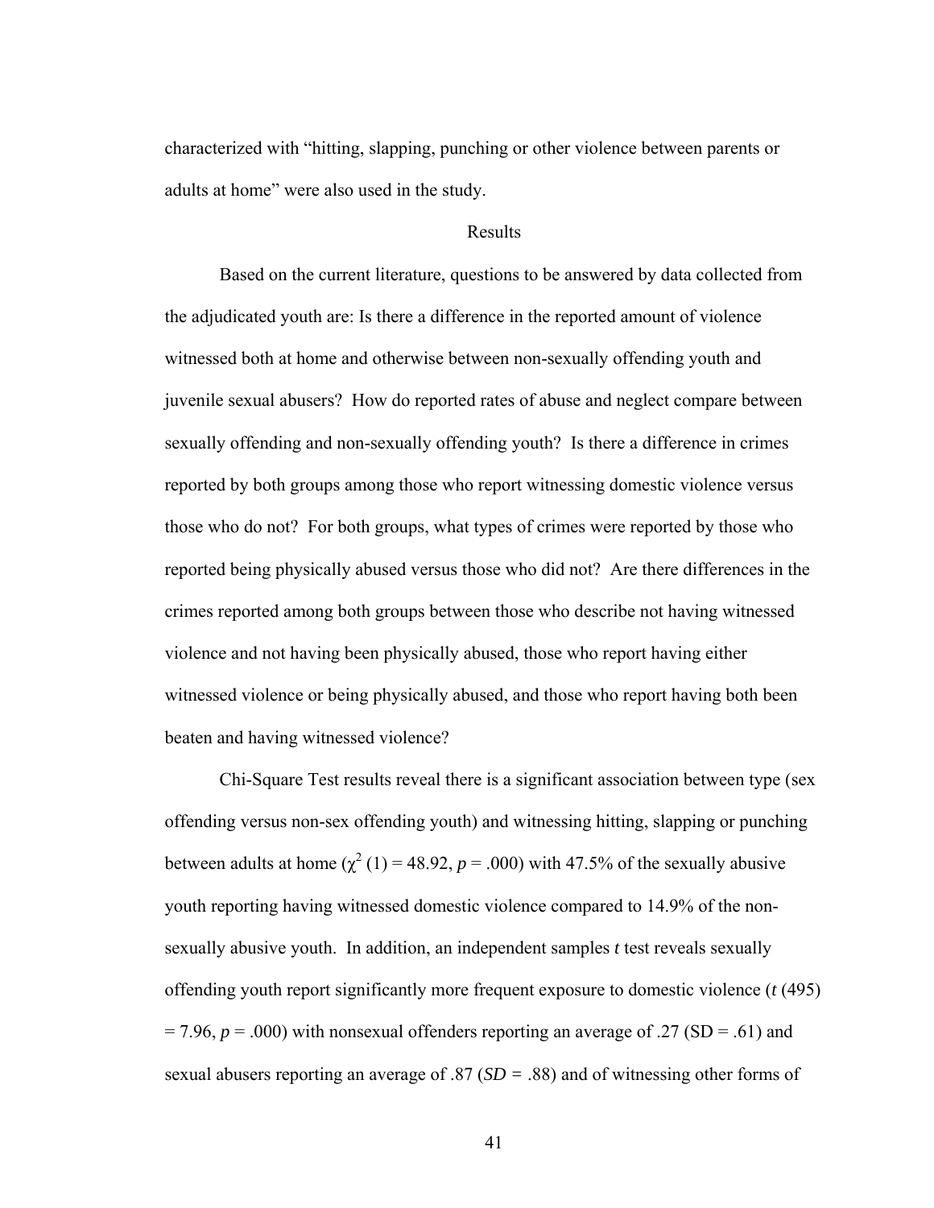characterized with "hitting, slapping, punching or other violence between parents or adults at home" were also used in the study.

## Results

Based on the current literature, questions to be answered by data collected from the adjudicated youth are: Is there a difference in the reported amount of violence witnessed both at home and otherwise between non-sexually offending youth and juvenile sexual abusers? How do reported rates of abuse and neglect compare between sexually offending and non-sexually offending youth? Is there a difference in crimes reported by both groups among those who report witnessing domestic violence versus those who do not? For both groups, what types of crimes were reported by those who reported being physically abused versus those who did not? Are there differences in the crimes reported among both groups between those who describe not having witnessed violence and not having been physically abused, those who report having either witnessed violence or being physically abused, and those who report having both been beaten and having witnessed violence?

Chi-Square Test results reveal there is a significant association between type (sex offending versus non-sex offending youth) and witnessing hitting, slapping or punching between adults at home ($\chi^2$ (1) = 48.92, $p$ = .000) with 47.5% of the sexually abusive youth reporting having witnessed domestic violence compared to 14.9% of the non-sexually abusive youth. In addition, an independent samples *t* test reveals sexually offending youth report significantly more frequent exposure to domestic violence ($t$ (495) = 7.96, $p$ = .000) with nonsexual offenders reporting an average of .27 (SD = .61) and sexual abusers reporting an average of .87 (*SD* = .88) and of witnessing other forms of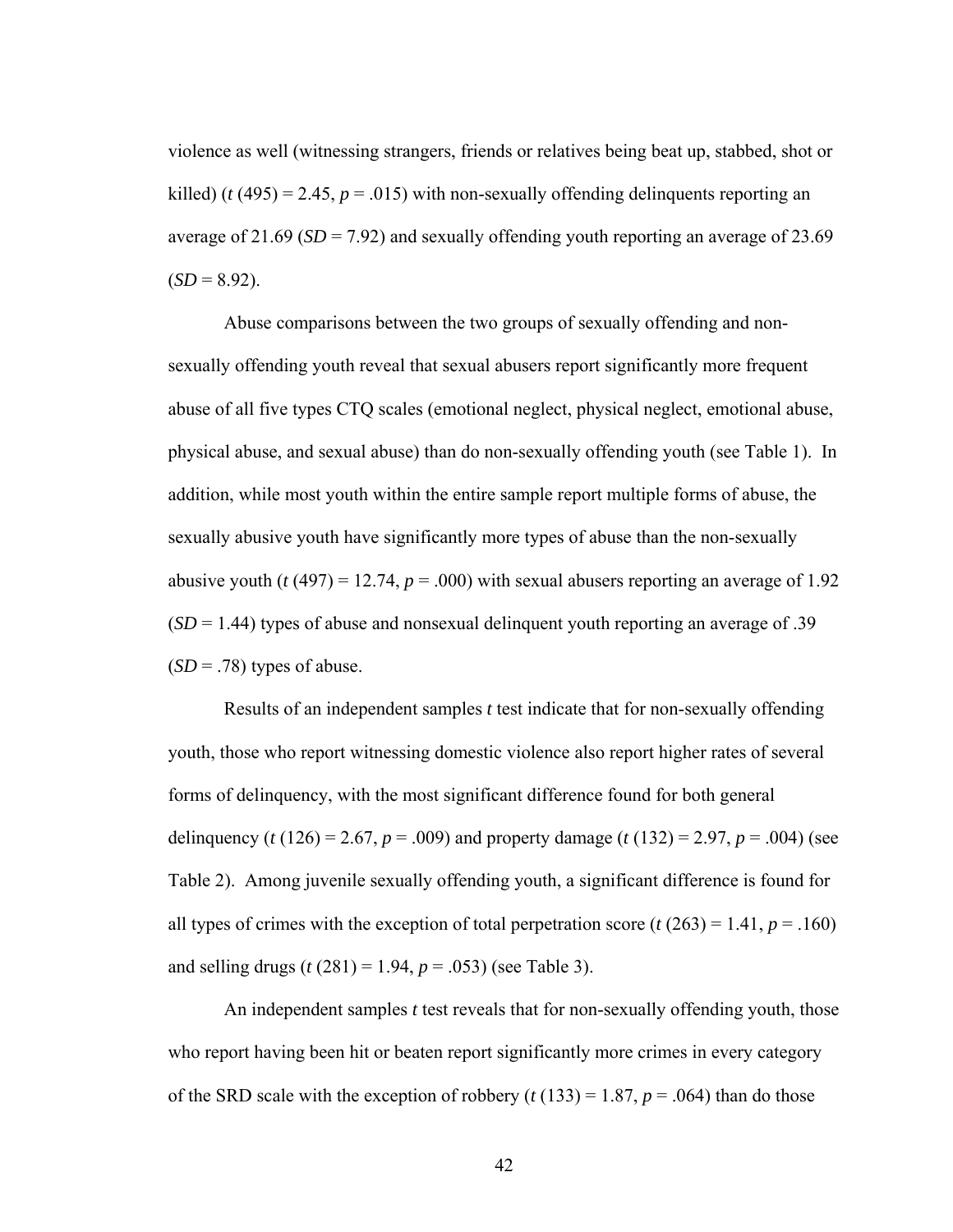violence as well (witnessing strangers, friends or relatives being beat up, stabbed, shot or killed) ($t$ (495) = 2.45, $p$ = .015) with non-sexually offending delinquents reporting an average of 21.69 ($SD$ = 7.92) and sexually offending youth reporting an average of 23.69 ($SD$ = 8.92).

Abuse comparisons between the two groups of sexually offending and non-sexually offending youth reveal that sexual abusers report significantly more frequent abuse of all five types CTQ scales (emotional neglect, physical neglect, emotional abuse, physical abuse, and sexual abuse) than do non-sexually offending youth (see Table 1). In addition, while most youth within the entire sample report multiple forms of abuse, the sexually abusive youth have significantly more types of abuse than the non-sexually abusive youth ($t$ (497) = 12.74, $p$ = .000) with sexual abusers reporting an average of 1.92 ($SD$ = 1.44) types of abuse and nonsexual delinquent youth reporting an average of .39 ($SD$ = .78) types of abuse.

Results of an independent samples $t$ test indicate that for non-sexually offending youth, those who report witnessing domestic violence also report higher rates of several forms of delinquency, with the most significant difference found for both general delinquency ($t$ (126) = 2.67, $p$ = .009) and property damage ($t$ (132) = 2.97, $p$ = .004) (see Table 2). Among juvenile sexually offending youth, a significant difference is found for all types of crimes with the exception of total perpetration score ($t$ (263) = 1.41, $p$ = .160) and selling drugs ($t$ (281) = 1.94, $p$ = .053) (see Table 3).

An independent samples $t$ test reveals that for non-sexually offending youth, those who report having been hit or beaten report significantly more crimes in every category of the SRD scale with the exception of robbery ($t$ (133) = 1.87, $p$ = .064) than do those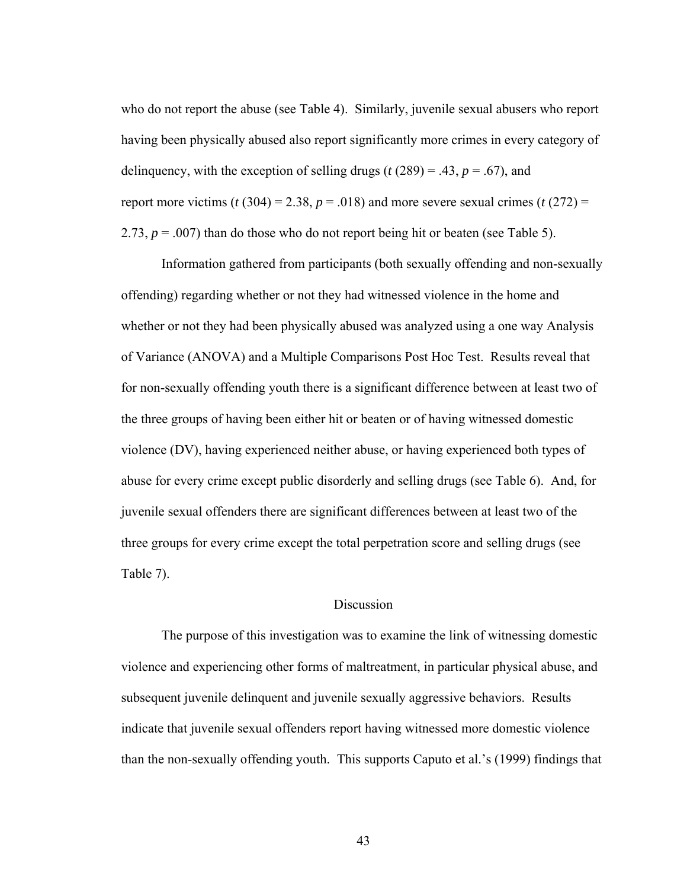who do not report the abuse (see Table 4). Similarly, juvenile sexual abusers who report having been physically abused also report significantly more crimes in every category of delinquency, with the exception of selling drugs ($t$ (289) = .43, $p$ = .67), and report more victims ($t$ (304) = 2.38, $p$ = .018) and more severe sexual crimes ($t$ (272) = 2.73, $p$ = .007) than do those who do not report being hit or beaten (see Table 5).

Information gathered from participants (both sexually offending and non-sexually offending) regarding whether or not they had witnessed violence in the home and whether or not they had been physically abused was analyzed using a one way Analysis of Variance (ANOVA) and a Multiple Comparisons Post Hoc Test. Results reveal that for non-sexually offending youth there is a significant difference between at least two of the three groups of having been either hit or beaten or of having witnessed domestic violence (DV), having experienced neither abuse, or having experienced both types of abuse for every crime except public disorderly and selling drugs (see Table 6). And, for juvenile sexual offenders there are significant differences between at least two of the three groups for every crime except the total perpetration score and selling drugs (see Table 7).

## Discussion

The purpose of this investigation was to examine the link of witnessing domestic violence and experiencing other forms of maltreatment, in particular physical abuse, and subsequent juvenile delinquent and juvenile sexually aggressive behaviors. Results indicate that juvenile sexual offenders report having witnessed more domestic violence than the non-sexually offending youth. This supports Caputo et al.'s (1999) findings that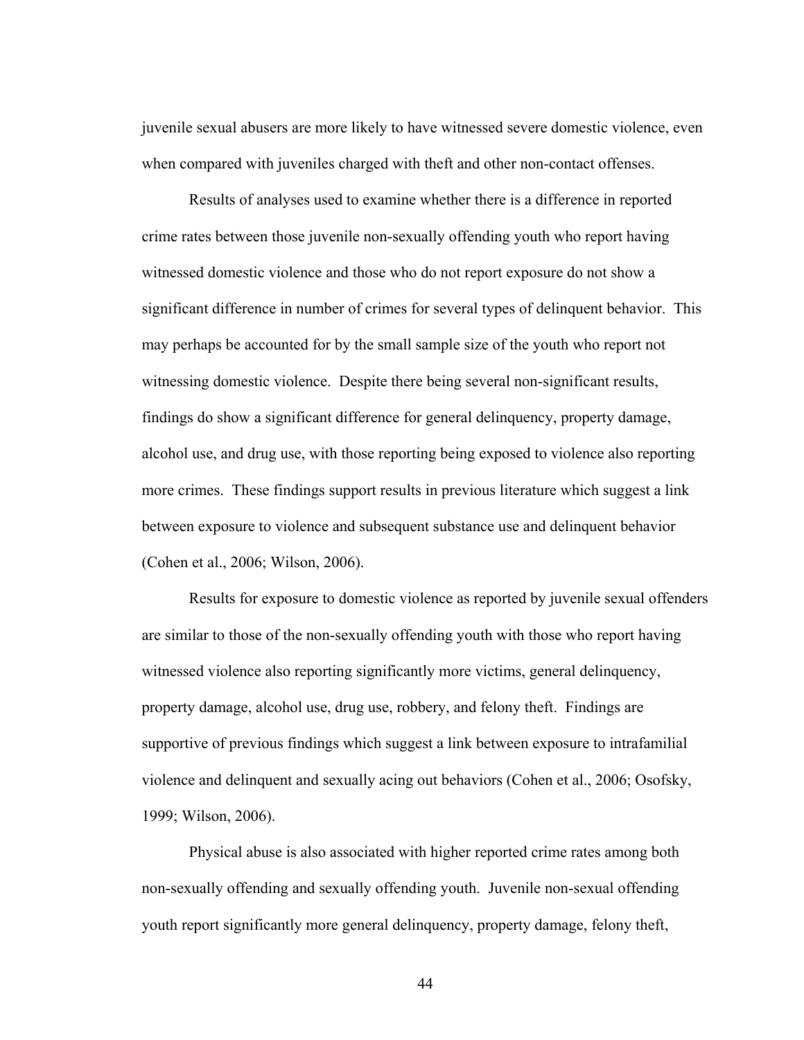juvenile sexual abusers are more likely to have witnessed severe domestic violence, even when compared with juveniles charged with theft and other non-contact offenses.

Results of analyses used to examine whether there is a difference in reported crime rates between those juvenile non-sexually offending youth who report having witnessed domestic violence and those who do not report exposure do not show a significant difference in number of crimes for several types of delinquent behavior. This may perhaps be accounted for by the small sample size of the youth who report not witnessing domestic violence. Despite there being several non-significant results, findings do show a significant difference for general delinquency, property damage, alcohol use, and drug use, with those reporting being exposed to violence also reporting more crimes. These findings support results in previous literature which suggest a link between exposure to violence and subsequent substance use and delinquent behavior (Cohen et al., 2006; Wilson, 2006).

Results for exposure to domestic violence as reported by juvenile sexual offenders are similar to those of the non-sexually offending youth with those who report having witnessed violence also reporting significantly more victims, general delinquency, property damage, alcohol use, drug use, robbery, and felony theft. Findings are supportive of previous findings which suggest a link between exposure to intrafamilial violence and delinquent and sexually acing out behaviors (Cohen et al., 2006; Osofsky, 1999; Wilson, 2006).

Physical abuse is also associated with higher reported crime rates among both non-sexually offending and sexually offending youth. Juvenile non-sexual offending youth report significantly more general delinquency, property damage, felony theft,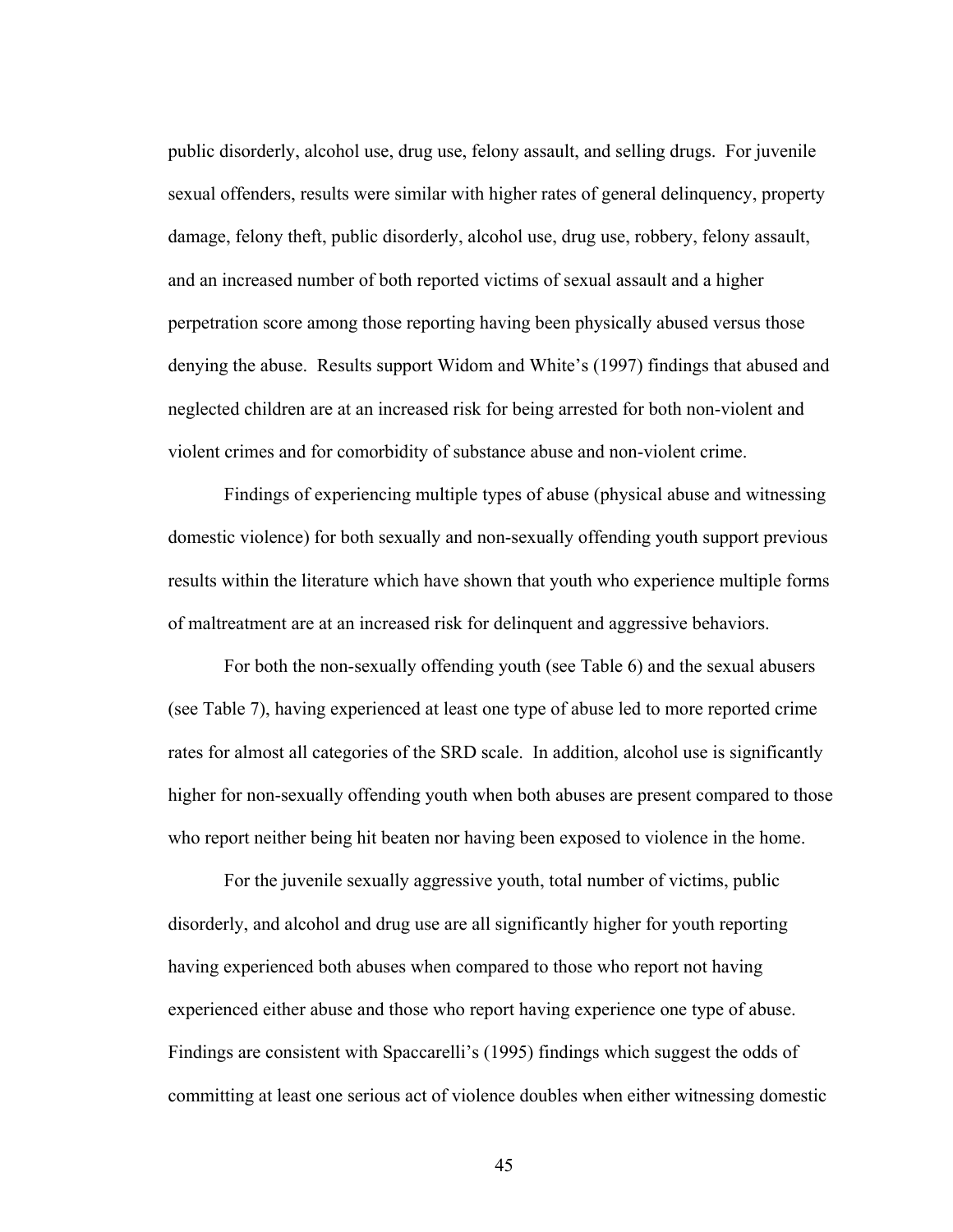public disorderly, alcohol use, drug use, felony assault, and selling drugs. For juvenile sexual offenders, results were similar with higher rates of general delinquency, property damage, felony theft, public disorderly, alcohol use, drug use, robbery, felony assault, and an increased number of both reported victims of sexual assault and a higher perpetration score among those reporting having been physically abused versus those denying the abuse. Results support Widom and White's (1997) findings that abused and neglected children are at an increased risk for being arrested for both non-violent and violent crimes and for comorbidity of substance abuse and non-violent crime.

Findings of experiencing multiple types of abuse (physical abuse and witnessing domestic violence) for both sexually and non-sexually offending youth support previous results within the literature which have shown that youth who experience multiple forms of maltreatment are at an increased risk for delinquent and aggressive behaviors.

For both the non-sexually offending youth (see Table 6) and the sexual abusers (see Table 7), having experienced at least one type of abuse led to more reported crime rates for almost all categories of the SRD scale. In addition, alcohol use is significantly higher for non-sexually offending youth when both abuses are present compared to those who report neither being hit beaten nor having been exposed to violence in the home.

For the juvenile sexually aggressive youth, total number of victims, public disorderly, and alcohol and drug use are all significantly higher for youth reporting having experienced both abuses when compared to those who report not having experienced either abuse and those who report having experience one type of abuse. Findings are consistent with Spaccarelli's (1995) findings which suggest the odds of committing at least one serious act of violence doubles when either witnessing domestic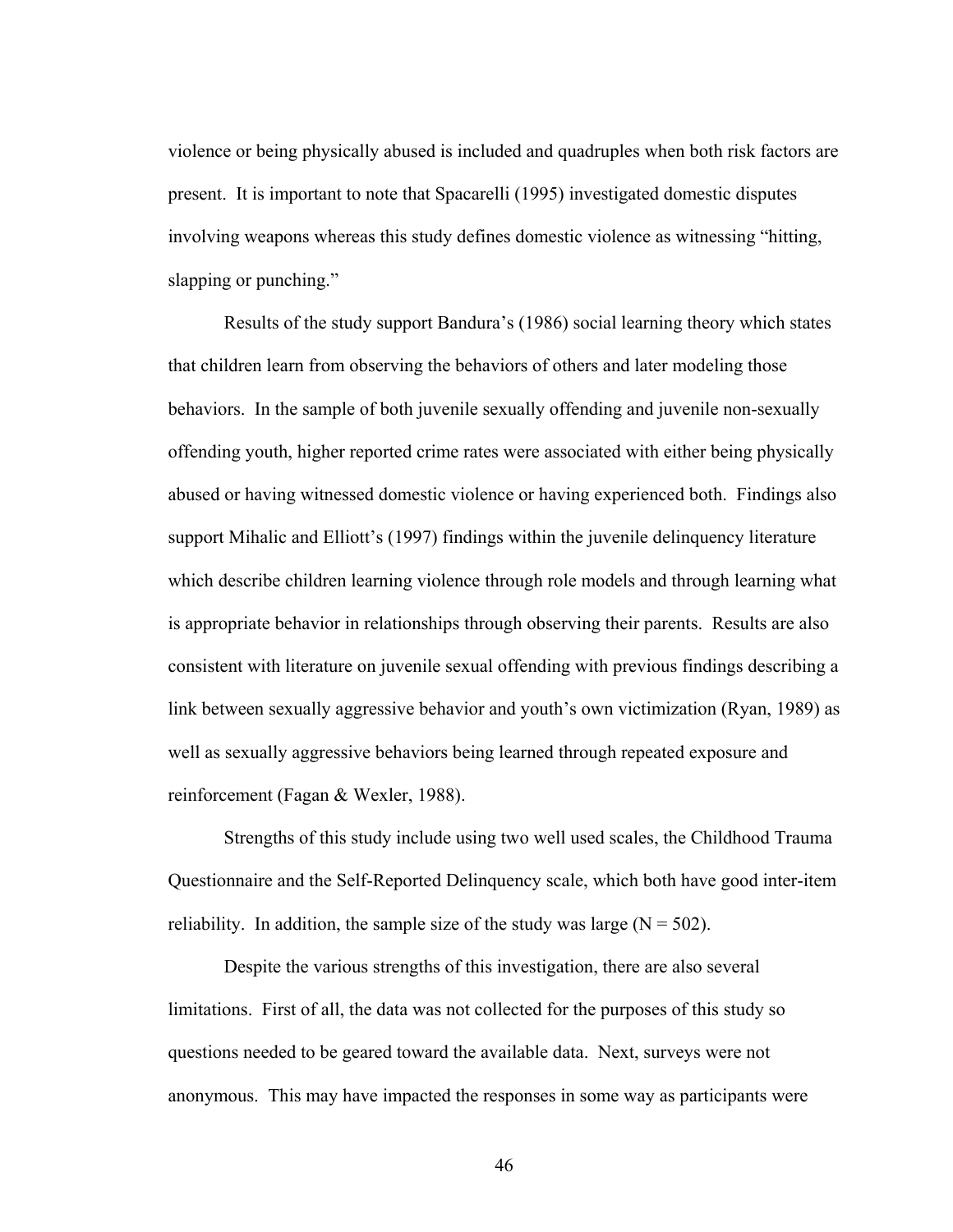violence or being physically abused is included and quadruples when both risk factors are present. It is important to note that Spacarelli (1995) investigated domestic disputes involving weapons whereas this study defines domestic violence as witnessing "hitting, slapping or punching."

Results of the study support Bandura's (1986) social learning theory which states that children learn from observing the behaviors of others and later modeling those behaviors. In the sample of both juvenile sexually offending and juvenile non-sexually offending youth, higher reported crime rates were associated with either being physically abused or having witnessed domestic violence or having experienced both. Findings also support Mihalic and Elliott's (1997) findings within the juvenile delinquency literature which describe children learning violence through role models and through learning what is appropriate behavior in relationships through observing their parents. Results are also consistent with literature on juvenile sexual offending with previous findings describing a link between sexually aggressive behavior and youth's own victimization (Ryan, 1989) as well as sexually aggressive behaviors being learned through repeated exposure and reinforcement (Fagan & Wexler, 1988).

Strengths of this study include using two well used scales, the Childhood Trauma Questionnaire and the Self-Reported Delinquency scale, which both have good inter-item reliability. In addition, the sample size of the study was large (N = 502).

Despite the various strengths of this investigation, there are also several limitations. First of all, the data was not collected for the purposes of this study so questions needed to be geared toward the available data. Next, surveys were not anonymous. This may have impacted the responses in some way as participants were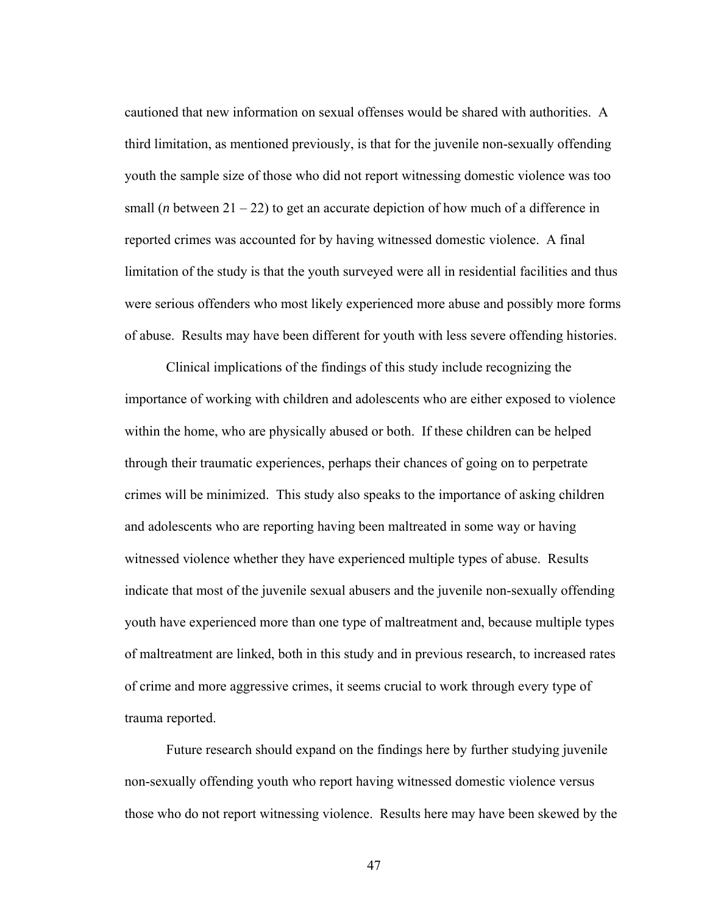cautioned that new information on sexual offenses would be shared with authorities. A third limitation, as mentioned previously, is that for the juvenile non-sexually offending youth the sample size of those who did not report witnessing domestic violence was too small (*n* between 21 – 22) to get an accurate depiction of how much of a difference in reported crimes was accounted for by having witnessed domestic violence. A final limitation of the study is that the youth surveyed were all in residential facilities and thus were serious offenders who most likely experienced more abuse and possibly more forms of abuse. Results may have been different for youth with less severe offending histories.

Clinical implications of the findings of this study include recognizing the importance of working with children and adolescents who are either exposed to violence within the home, who are physically abused or both. If these children can be helped through their traumatic experiences, perhaps their chances of going on to perpetrate crimes will be minimized. This study also speaks to the importance of asking children and adolescents who are reporting having been maltreated in some way or having witnessed violence whether they have experienced multiple types of abuse. Results indicate that most of the juvenile sexual abusers and the juvenile non-sexually offending youth have experienced more than one type of maltreatment and, because multiple types of maltreatment are linked, both in this study and in previous research, to increased rates of crime and more aggressive crimes, it seems crucial to work through every type of trauma reported.

Future research should expand on the findings here by further studying juvenile non-sexually offending youth who report having witnessed domestic violence versus those who do not report witnessing violence. Results here may have been skewed by the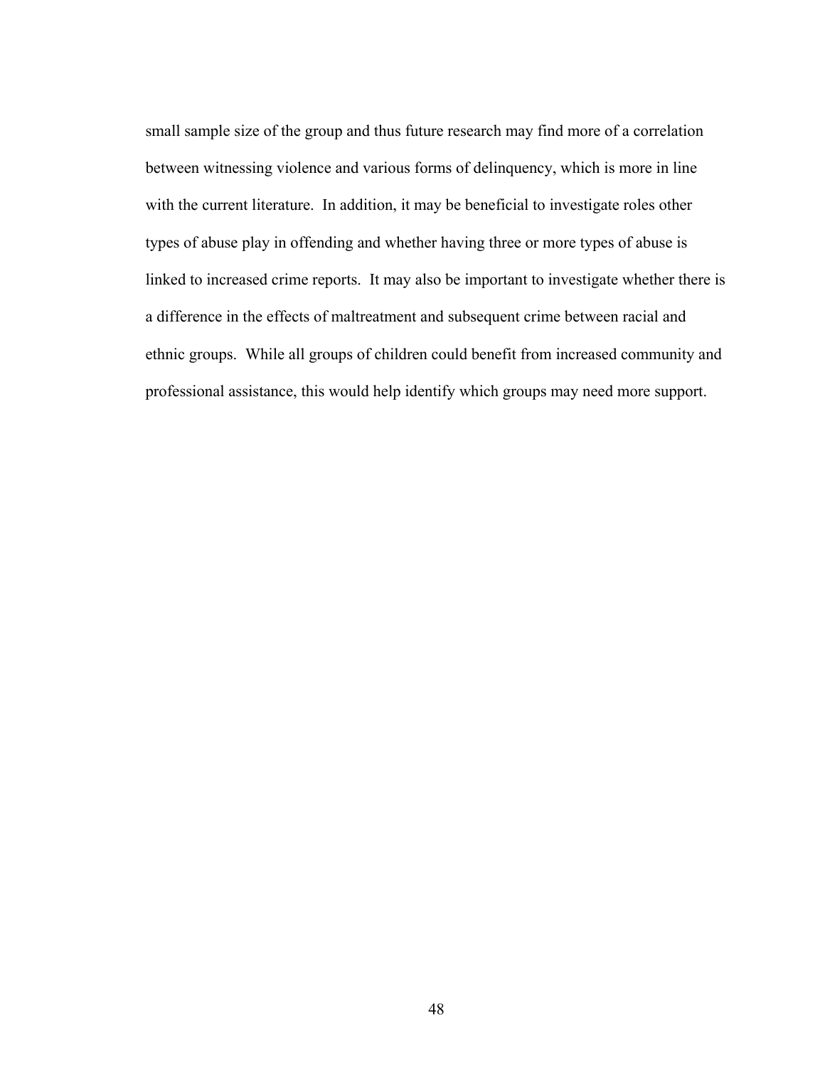small sample size of the group and thus future research may find more of a correlation between witnessing violence and various forms of delinquency, which is more in line with the current literature. In addition, it may be beneficial to investigate roles other types of abuse play in offending and whether having three or more types of abuse is linked to increased crime reports. It may also be important to investigate whether there is a difference in the effects of maltreatment and subsequent crime between racial and ethnic groups. While all groups of children could benefit from increased community and professional assistance, this would help identify which groups may need more support.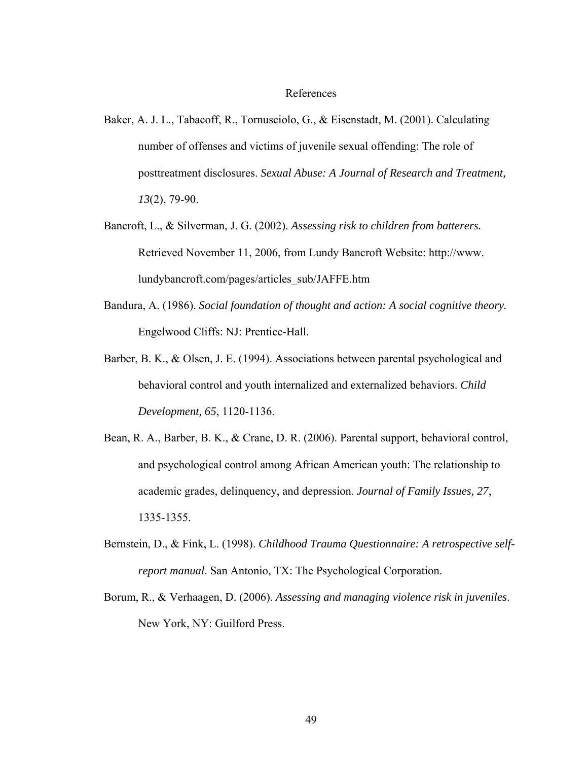# References

Baker, A. J. L., Tabacoff, R., Tornusciolo, G., & Eisenstadt, M. (2001). Calculating number of offenses and victims of juvenile sexual offending: The role of posttreatment disclosures. *Sexual Abuse: A Journal of Research and Treatment, 13*(2), 79-90.

Bancroft, L., & Silverman, J. G. (2002). *Assessing risk to children from batterers.* Retrieved November 11, 2006, from Lundy Bancroft Website: http://www.lundybancroft.com/pages/articles_sub/JAFFE.htm

Bandura, A. (1986). *Social foundation of thought and action: A social cognitive theory.* Engelwood Cliffs: NJ: Prentice-Hall.

Barber, B. K., & Olsen, J. E. (1994). Associations between parental psychological and behavioral control and youth internalized and externalized behaviors. *Child Development, 65*, 1120-1136.

Bean, R. A., Barber, B. K., & Crane, D. R. (2006). Parental support, behavioral control, and psychological control among African American youth: The relationship to academic grades, delinquency, and depression. *Journal of Family Issues, 27*, 1335-1355.

Bernstein, D., & Fink, L. (1998). *Childhood Trauma Questionnaire: A retrospective self-report manual*. San Antonio, TX: The Psychological Corporation.

Borum, R., & Verhaagen, D. (2006). *Assessing and managing violence risk in juveniles*. New York, NY: Guilford Press.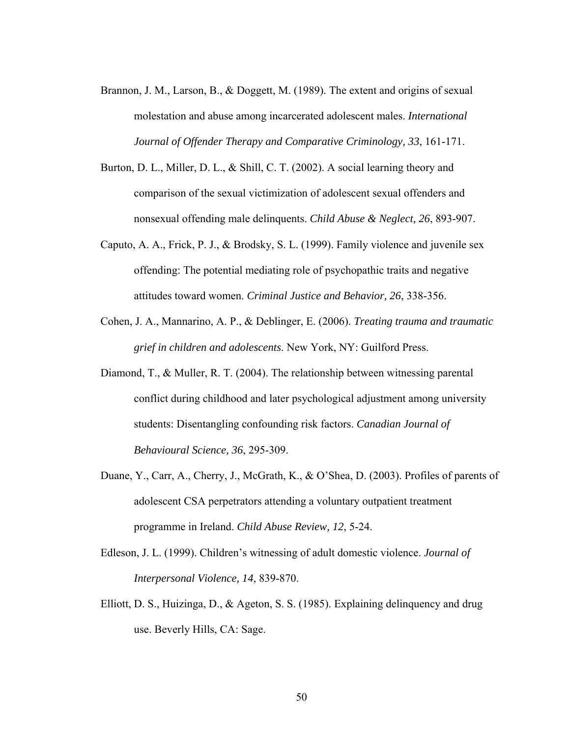Brannon, J. M., Larson, B., & Doggett, M. (1989). The extent and origins of sexual molestation and abuse among incarcerated adolescent males. *International Journal of Offender Therapy and Comparative Criminology, 33*, 161-171.

Burton, D. L., Miller, D. L., & Shill, C. T. (2002). A social learning theory and comparison of the sexual victimization of adolescent sexual offenders and nonsexual offending male delinquents. *Child Abuse & Neglect, 26*, 893-907.

Caputo, A. A., Frick, P. J., & Brodsky, S. L. (1999). Family violence and juvenile sex offending: The potential mediating role of psychopathic traits and negative attitudes toward women. *Criminal Justice and Behavior, 26*, 338-356.

Cohen, J. A., Mannarino, A. P., & Deblinger, E. (2006). *Treating trauma and traumatic grief in children and adolescents*. New York, NY: Guilford Press.

Diamond, T., & Muller, R. T. (2004). The relationship between witnessing parental conflict during childhood and later psychological adjustment among university students: Disentangling confounding risk factors. *Canadian Journal of Behavioural Science, 36*, 295-309.

Duane, Y., Carr, A., Cherry, J., McGrath, K., & O'Shea, D. (2003). Profiles of parents of adolescent CSA perpetrators attending a voluntary outpatient treatment programme in Ireland. *Child Abuse Review, 12*, 5-24.

Edleson, J. L. (1999). Children's witnessing of adult domestic violence. *Journal of Interpersonal Violence, 14*, 839-870.

Elliott, D. S., Huizinga, D., & Ageton, S. S. (1985). Explaining delinquency and drug use. Beverly Hills, CA: Sage.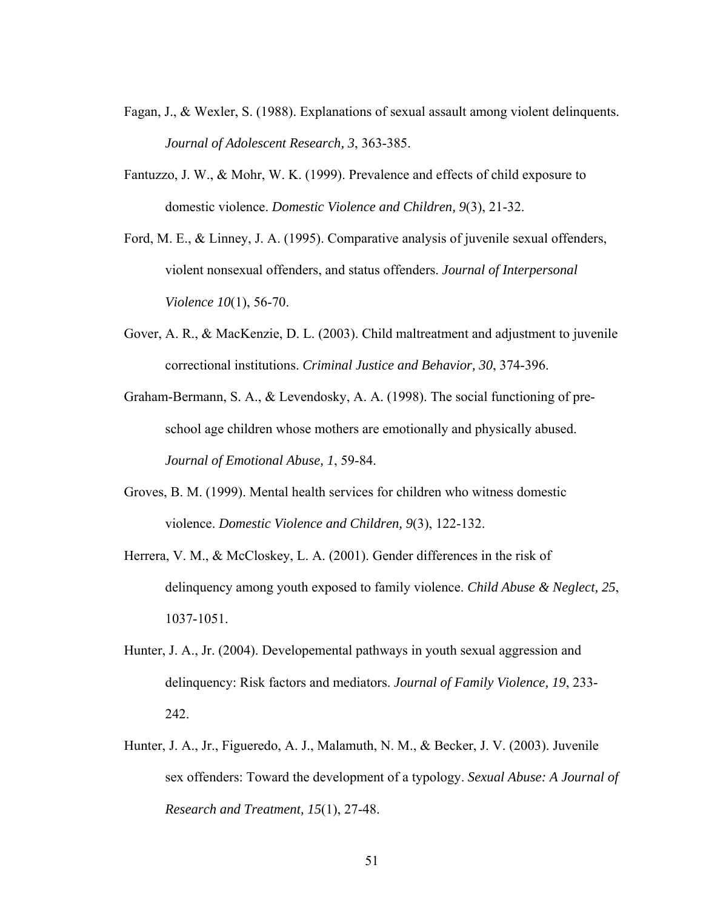Fagan, J., & Wexler, S. (1988). Explanations of sexual assault among violent delinquents. *Journal of Adolescent Research, 3*, 363-385.

Fantuzzo, J. W., & Mohr, W. K. (1999). Prevalence and effects of child exposure to domestic violence. *Domestic Violence and Children, 9*(3), 21-32.

Ford, M. E., & Linney, J. A. (1995). Comparative analysis of juvenile sexual offenders, violent nonsexual offenders, and status offenders. *Journal of Interpersonal Violence 10*(1), 56-70.

Gover, A. R., & MacKenzie, D. L. (2003). Child maltreatment and adjustment to juvenile correctional institutions. *Criminal Justice and Behavior, 30*, 374-396.

Graham-Bermann, S. A., & Levendosky, A. A. (1998). The social functioning of pre-school age children whose mothers are emotionally and physically abused. *Journal of Emotional Abuse, 1*, 59-84.

Groves, B. M. (1999). Mental health services for children who witness domestic violence. *Domestic Violence and Children, 9*(3), 122-132.

Herrera, V. M., & McCloskey, L. A. (2001). Gender differences in the risk of delinquency among youth exposed to family violence. *Child Abuse & Neglect, 25*, 1037-1051.

Hunter, J. A., Jr. (2004). Developemental pathways in youth sexual aggression and delinquency: Risk factors and mediators. *Journal of Family Violence, 19*, 233-242.

Hunter, J. A., Jr., Figueredo, A. J., Malamuth, N. M., & Becker, J. V. (2003). Juvenile sex offenders: Toward the development of a typology. *Sexual Abuse: A Journal of Research and Treatment, 15*(1), 27-48.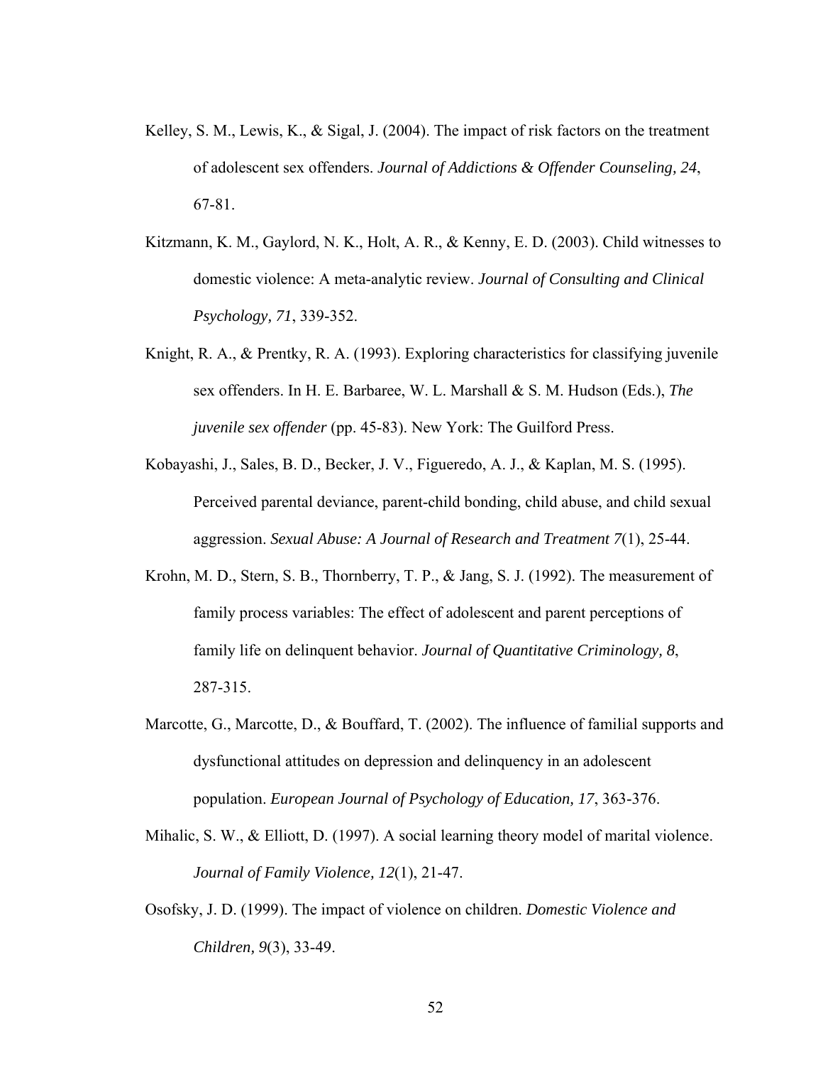Kelley, S. M., Lewis, K., & Sigal, J. (2004). The impact of risk factors on the treatment of adolescent sex offenders. *Journal of Addictions & Offender Counseling, 24*, 67-81.

Kitzmann, K. M., Gaylord, N. K., Holt, A. R., & Kenny, E. D. (2003). Child witnesses to domestic violence: A meta-analytic review. *Journal of Consulting and Clinical Psychology, 71*, 339-352.

Knight, R. A., & Prentky, R. A. (1993). Exploring characteristics for classifying juvenile sex offenders. In H. E. Barbaree, W. L. Marshall & S. M. Hudson (Eds.), *The juvenile sex offender* (pp. 45-83). New York: The Guilford Press.

Kobayashi, J., Sales, B. D., Becker, J. V., Figueredo, A. J., & Kaplan, M. S. (1995). Perceived parental deviance, parent-child bonding, child abuse, and child sexual aggression. *Sexual Abuse: A Journal of Research and Treatment 7*(1), 25-44.

Krohn, M. D., Stern, S. B., Thornberry, T. P., & Jang, S. J. (1992). The measurement of family process variables: The effect of adolescent and parent perceptions of family life on delinquent behavior. *Journal of Quantitative Criminology, 8*, 287-315.

Marcotte, G., Marcotte, D., & Bouffard, T. (2002). The influence of familial supports and dysfunctional attitudes on depression and delinquency in an adolescent population. *European Journal of Psychology of Education, 17*, 363-376.

Mihalic, S. W., & Elliott, D. (1997). A social learning theory model of marital violence. *Journal of Family Violence, 12*(1), 21-47.

Osofsky, J. D. (1999). The impact of violence on children. *Domestic Violence and Children, 9*(3), 33-49.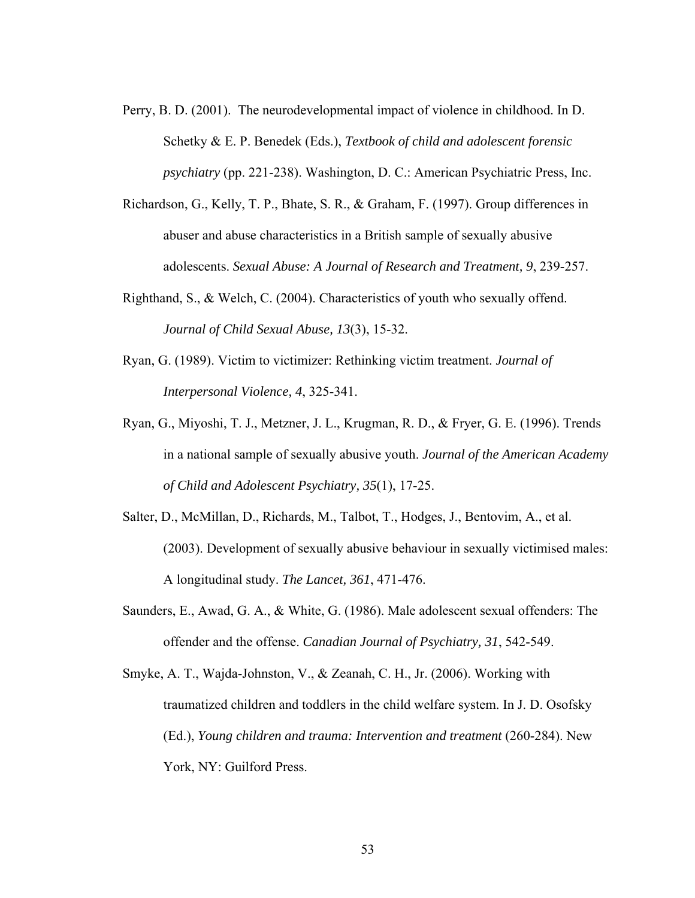Perry, B. D. (2001). The neurodevelopmental impact of violence in childhood. In D. Schetky & E. P. Benedek (Eds.), *Textbook of child and adolescent forensic psychiatry* (pp. 221-238). Washington, D. C.: American Psychiatric Press, Inc.

Richardson, G., Kelly, T. P., Bhate, S. R., & Graham, F. (1997). Group differences in abuser and abuse characteristics in a British sample of sexually abusive adolescents. *Sexual Abuse: A Journal of Research and Treatment, 9*, 239-257.

Righthand, S., & Welch, C. (2004). Characteristics of youth who sexually offend. *Journal of Child Sexual Abuse, 13*(3), 15-32.

Ryan, G. (1989). Victim to victimizer: Rethinking victim treatment. *Journal of Interpersonal Violence, 4*, 325-341.

Ryan, G., Miyoshi, T. J., Metzner, J. L., Krugman, R. D., & Fryer, G. E. (1996). Trends in a national sample of sexually abusive youth. *Journal of the American Academy of Child and Adolescent Psychiatry, 35*(1), 17-25.

Salter, D., McMillan, D., Richards, M., Talbot, T., Hodges, J., Bentovim, A., et al. (2003). Development of sexually abusive behaviour in sexually victimised males: A longitudinal study. *The Lancet, 361*, 471-476.

Saunders, E., Awad, G. A., & White, G. (1986). Male adolescent sexual offenders: The offender and the offense. *Canadian Journal of Psychiatry, 31*, 542-549.

Smyke, A. T., Wajda-Johnston, V., & Zeanah, C. H., Jr. (2006). Working with traumatized children and toddlers in the child welfare system. In J. D. Osofsky (Ed.), *Young children and trauma: Intervention and treatment* (260-284). New York, NY: Guilford Press.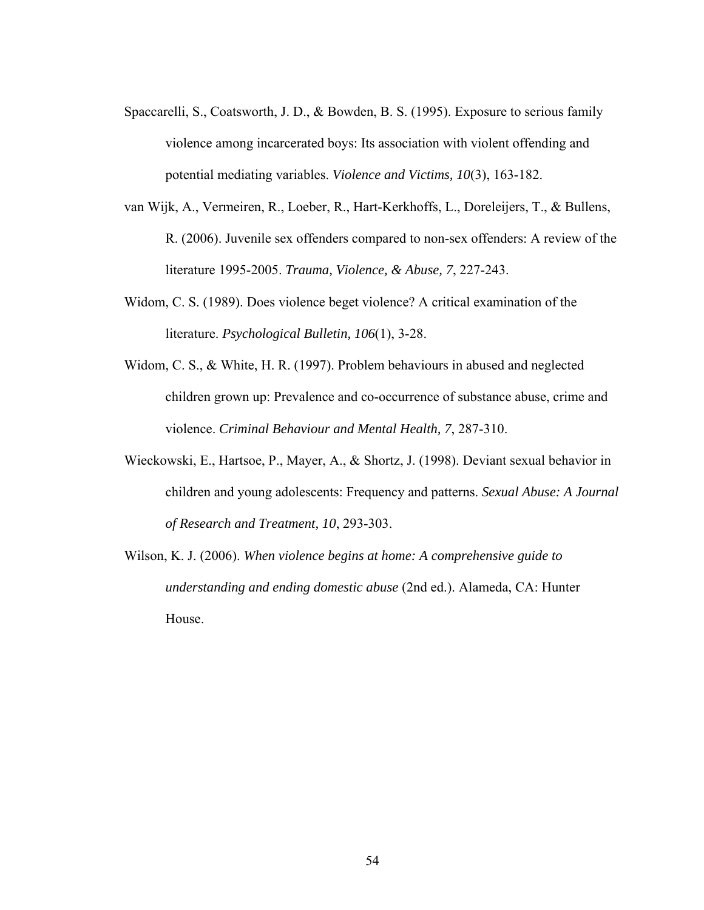Spaccarelli, S., Coatsworth, J. D., & Bowden, B. S. (1995). Exposure to serious family violence among incarcerated boys: Its association with violent offending and potential mediating variables. *Violence and Victims, 10*(3), 163-182.

van Wijk, A., Vermeiren, R., Loeber, R., Hart-Kerkhoffs, L., Doreleijers, T., & Bullens, R. (2006). Juvenile sex offenders compared to non-sex offenders: A review of the literature 1995-2005. *Trauma, Violence, & Abuse, 7*, 227-243.

Widom, C. S. (1989). Does violence beget violence? A critical examination of the literature. *Psychological Bulletin, 106*(1), 3-28.

Widom, C. S., & White, H. R. (1997). Problem behaviours in abused and neglected children grown up: Prevalence and co-occurrence of substance abuse, crime and violence. *Criminal Behaviour and Mental Health, 7*, 287-310.

Wieckowski, E., Hartsoe, P., Mayer, A., & Shortz, J. (1998). Deviant sexual behavior in children and young adolescents: Frequency and patterns. *Sexual Abuse: A Journal of Research and Treatment, 10*, 293-303.

Wilson, K. J. (2006). *When violence begins at home: A comprehensive guide to understanding and ending domestic abuse* (2nd ed.). Alameda, CA: Hunter House.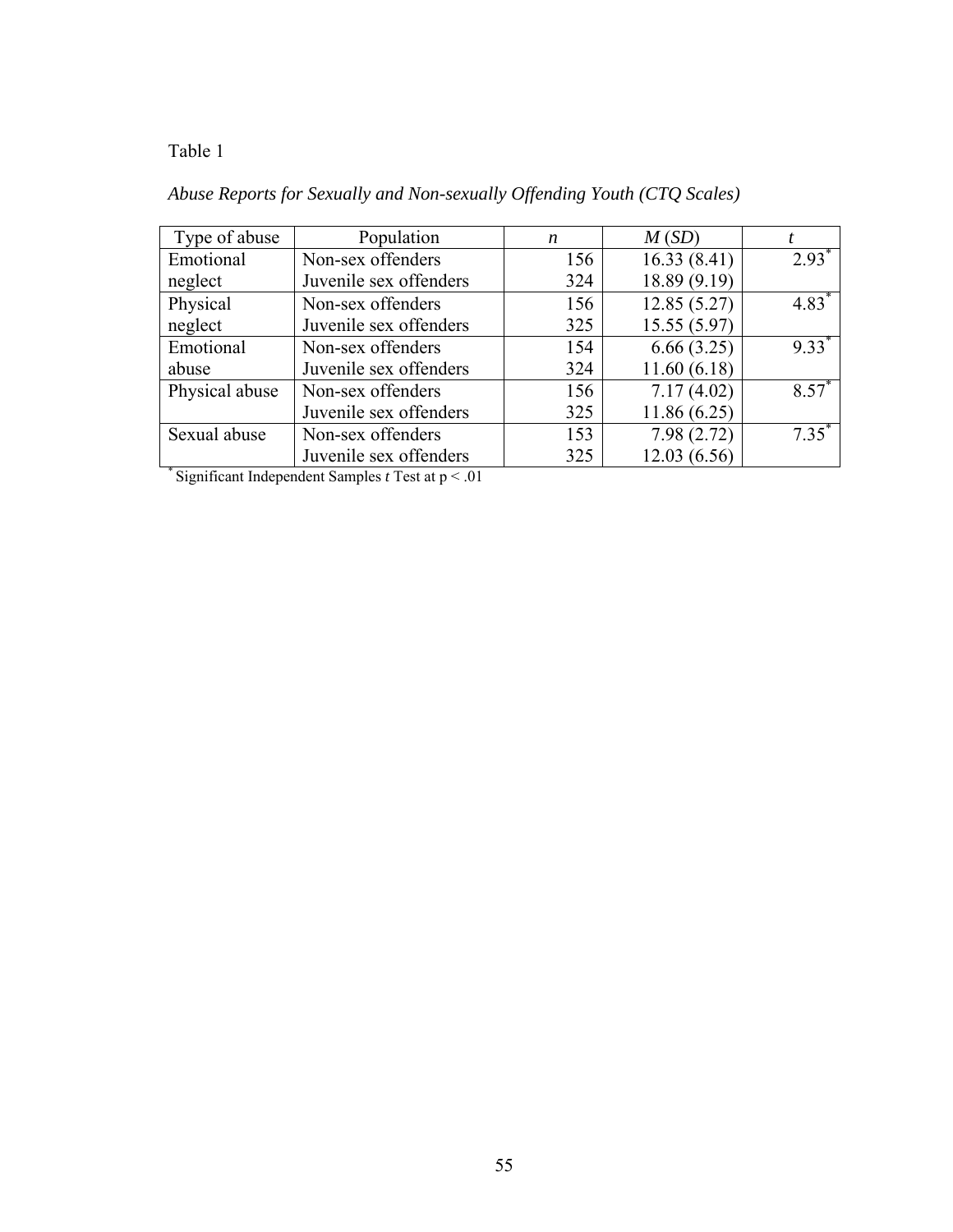Table 1

*Abuse Reports for Sexually and Non-sexually Offending Youth (CTQ Scales)*

| Type of abuse | Population | *n* | *M* (*SD*) | *t* |
|---|---|---|---|---|
| Emotional neglect | Non-sex offenders | 156 | 16.33 (8.41) | 2.93* |
| | Juvenile sex offenders | 324 | 18.89 (9.19) | |
| Physical neglect | Non-sex offenders | 156 | 12.85 (5.27) | 4.83* |
| | Juvenile sex offenders | 325 | 15.55 (5.97) | |
| Emotional abuse | Non-sex offenders | 154 | 6.66 (3.25) | 9.33* |
| | Juvenile sex offenders | 324 | 11.60 (6.18) | |
| Physical abuse | Non-sex offenders | 156 | 7.17 (4.02) | 8.57* |
| | Juvenile sex offenders | 325 | 11.86 (6.25) | |
| Sexual abuse | Non-sex offenders | 153 | 7.98 (2.72) | 7.35* |
| | Juvenile sex offenders | 325 | 12.03 (6.56) | |

* Significant Independent Samples *t* Test at $p < .01$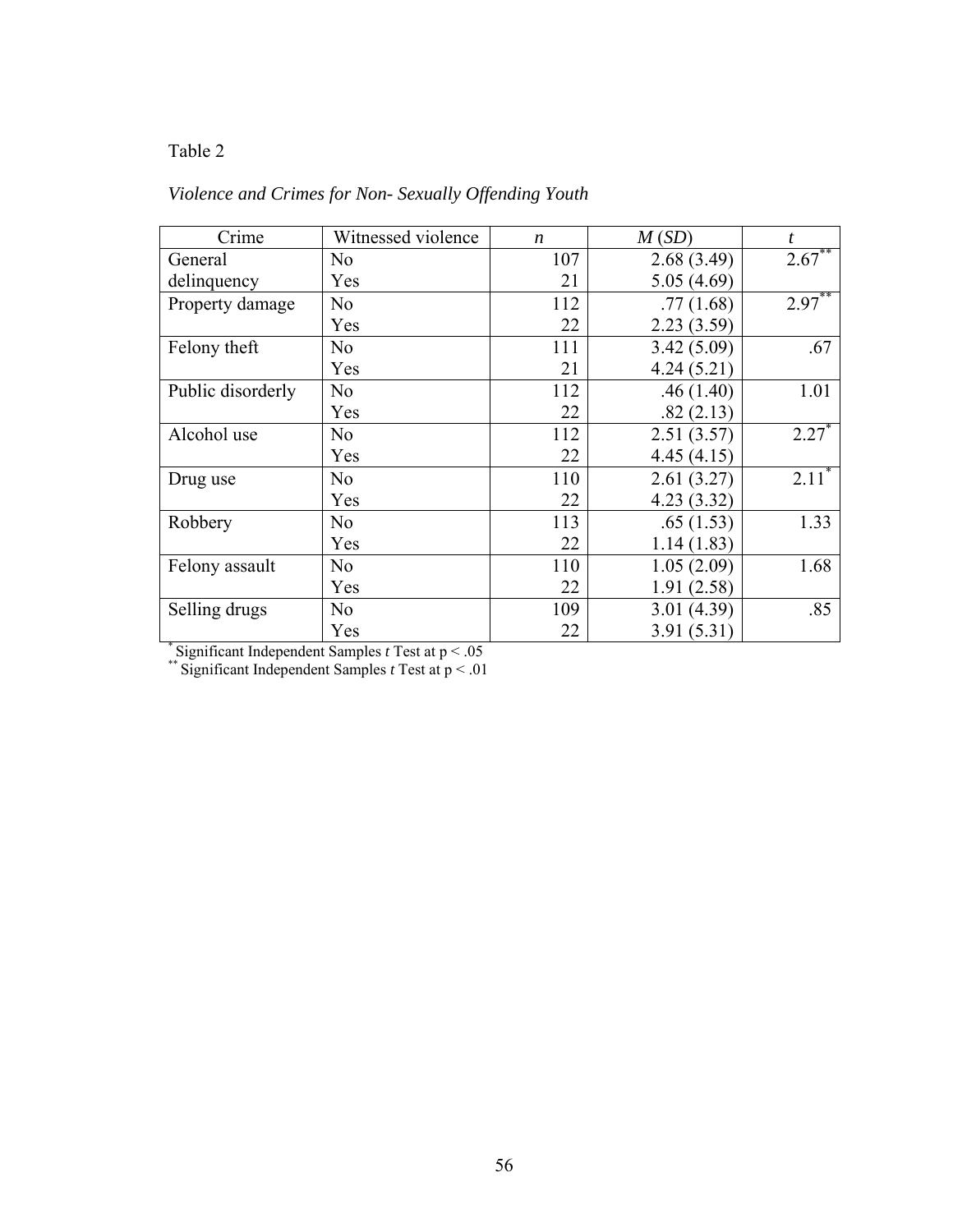Table 2

*Violence and Crimes for Non- Sexually Offending Youth*

| Crime | Witnessed violence | *n* | *M* (*SD*) | *t* |
|---|---|---|---|---|
| General delinquency | No | 107 | 2.68 (3.49) | 2.67** |
| | Yes | 21 | 5.05 (4.69) | |
| Property damage | No | 112 | .77 (1.68) | 2.97** |
| | Yes | 22 | 2.23 (3.59) | |
| Felony theft | No | 111 | 3.42 (5.09) | .67 |
| | Yes | 21 | 4.24 (5.21) | |
| Public disorderly | No | 112 | .46 (1.40) | 1.01 |
| | Yes | 22 | .82 (2.13) | |
| Alcohol use | No | 112 | 2.51 (3.57) | 2.27* |
| | Yes | 22 | 4.45 (4.15) | |
| Drug use | No | 110 | 2.61 (3.27) | 2.11* |
| | Yes | 22 | 4.23 (3.32) | |
| Robbery | No | 113 | .65 (1.53) | 1.33 |
| | Yes | 22 | 1.14 (1.83) | |
| Felony assault | No | 110 | 1.05 (2.09) | 1.68 |
| | Yes | 22 | 1.91 (2.58) | |
| Selling drugs | No | 109 | 3.01 (4.39) | .85 |
| | Yes | 22 | 3.91 (5.31) | |

\* Significant Independent Samples *t* Test at $p < .05$
\** Significant Independent Samples *t* Test at $p < .01$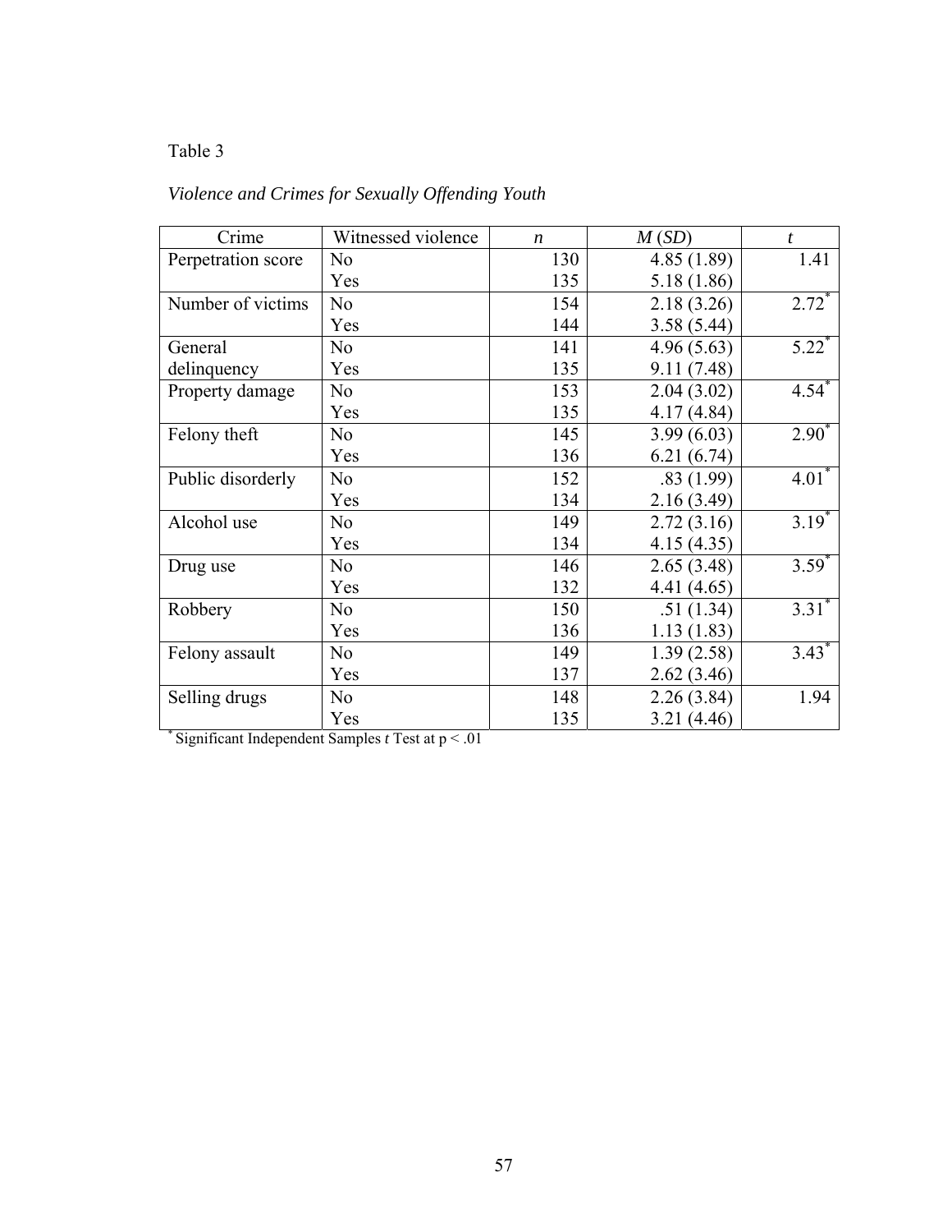Table 3

*Violence and Crimes for Sexually Offending Youth*

| Crime | Witnessed violence | *n* | *M* (*SD*) | *t* |
|---|---|---|---|---|
| Perpetration score | No | 130 | 4.85 (1.89) | 1.41 |
| | Yes | 135 | 5.18 (1.86) | |
| Number of victims | No | 154 | 2.18 (3.26) | 2.72* |
| | Yes | 144 | 3.58 (5.44) | |
| General delinquency | No | 141 | 4.96 (5.63) | 5.22* |
| | Yes | 135 | 9.11 (7.48) | |
| Property damage | No | 153 | 2.04 (3.02) | 4.54* |
| | Yes | 135 | 4.17 (4.84) | |
| Felony theft | No | 145 | 3.99 (6.03) | 2.90* |
| | Yes | 136 | 6.21 (6.74) | |
| Public disorderly | No | 152 | .83 (1.99) | 4.01* |
| | Yes | 134 | 2.16 (3.49) | |
| Alcohol use | No | 149 | 2.72 (3.16) | 3.19* |
| | Yes | 134 | 4.15 (4.35) | |
| Drug use | No | 146 | 2.65 (3.48) | 3.59* |
| | Yes | 132 | 4.41 (4.65) | |
| Robbery | No | 150 | .51 (1.34) | 3.31* |
| | Yes | 136 | 1.13 (1.83) | |
| Felony assault | No | 149 | 1.39 (2.58) | 3.43* |
| | Yes | 137 | 2.62 (3.46) | |
| Selling drugs | No | 148 | 2.26 (3.84) | 1.94 |
| | Yes | 135 | 3.21 (4.46) | |

\* Significant Independent Samples *t* Test at $p < .01$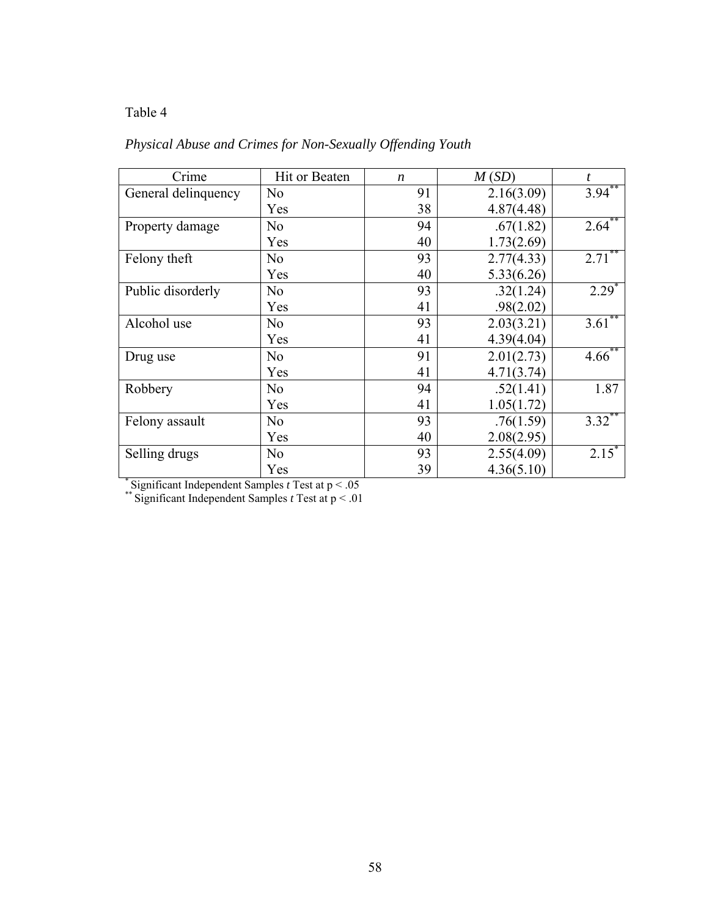Table 4

*Physical Abuse and Crimes for Non-Sexually Offending Youth*

| Crime | Hit or Beaten | *n* | *M* (*SD*) | *t* |
|---|---|---|---|---|
| General delinquency | No | 91 | 2.16(3.09) | 3.94** |
| | Yes | 38 | 4.87(4.48) | |
| Property damage | No | 94 | .67(1.82) | 2.64** |
| | Yes | 40 | 1.73(2.69) | |
| Felony theft | No | 93 | 2.77(4.33) | 2.71** |
| | Yes | 40 | 5.33(6.26) | |
| Public disorderly | No | 93 | .32(1.24) | 2.29* |
| | Yes | 41 | .98(2.02) | |
| Alcohol use | No | 93 | 2.03(3.21) | 3.61** |
| | Yes | 41 | 4.39(4.04) | |
| Drug use | No | 91 | 2.01(2.73) | 4.66** |
| | Yes | 41 | 4.71(3.74) | |
| Robbery | No | 94 | .52(1.41) | 1.87 |
| | Yes | 41 | 1.05(1.72) | |
| Felony assault | No | 93 | .76(1.59) | 3.32** |
| | Yes | 40 | 2.08(2.95) | |
| Selling drugs | No | 93 | 2.55(4.09) | 2.15* |
| | Yes | 39 | 4.36(5.10) | |

\* Significant Independent Samples *t* Test at $p < .05$
\** Significant Independent Samples *t* Test at $p < .01$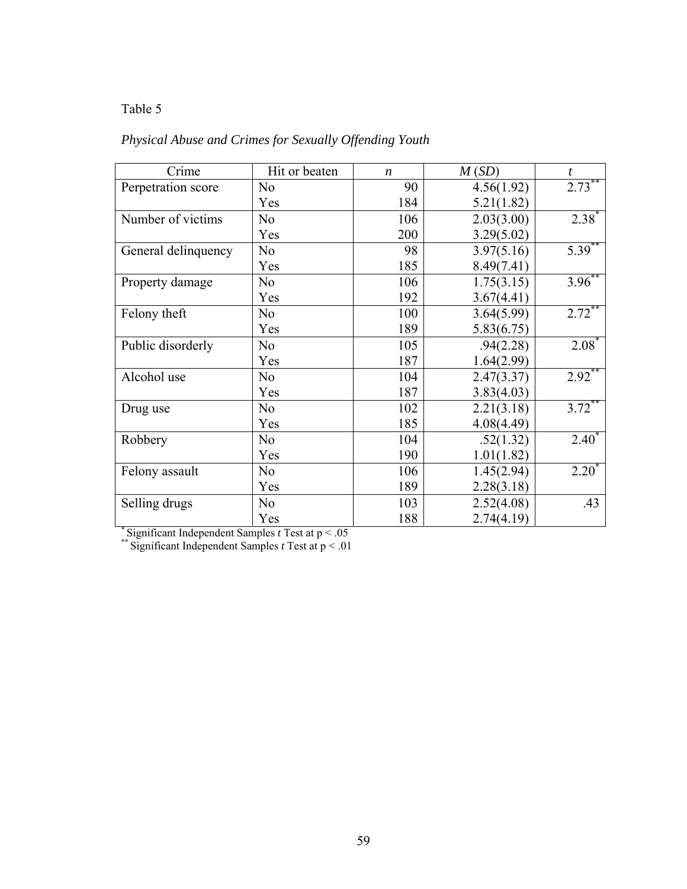Table 5

*Physical Abuse and Crimes for Sexually Offending Youth*

| Crime | Hit or beaten | *n* | *M* (*SD*) | *t* |
|---|---|---|---|---|
| Perpetration score | No | 90 | 4.56(1.92) | 2.73** |
| | Yes | 184 | 5.21(1.82) | |
| Number of victims | No | 106 | 2.03(3.00) | 2.38* |
| | Yes | 200 | 3.29(5.02) | |
| General delinquency | No | 98 | 3.97(5.16) | 5.39** |
| | Yes | 185 | 8.49(7.41) | |
| Property damage | No | 106 | 1.75(3.15) | 3.96** |
| | Yes | 192 | 3.67(4.41) | |
| Felony theft | No | 100 | 3.64(5.99) | 2.72** |
| | Yes | 189 | 5.83(6.75) | |
| Public disorderly | No | 105 | .94(2.28) | 2.08* |
| | Yes | 187 | 1.64(2.99) | |
| Alcohol use | No | 104 | 2.47(3.37) | 2.92** |
| | Yes | 187 | 3.83(4.03) | |
| Drug use | No | 102 | 2.21(3.18) | 3.72** |
| | Yes | 185 | 4.08(4.49) | |
| Robbery | No | 104 | .52(1.32) | 2.40* |
| | Yes | 190 | 1.01(1.82) | |
| Felony assault | No | 106 | 1.45(2.94) | 2.20* |
| | Yes | 189 | 2.28(3.18) | |
| Selling drugs | No | 103 | 2.52(4.08) | .43 |
| | Yes | 188 | 2.74(4.19) | |

\* Significant Independent Samples *t* Test at $p < .05$

\*\* Significant Independent Samples *t* Test at $p < .01$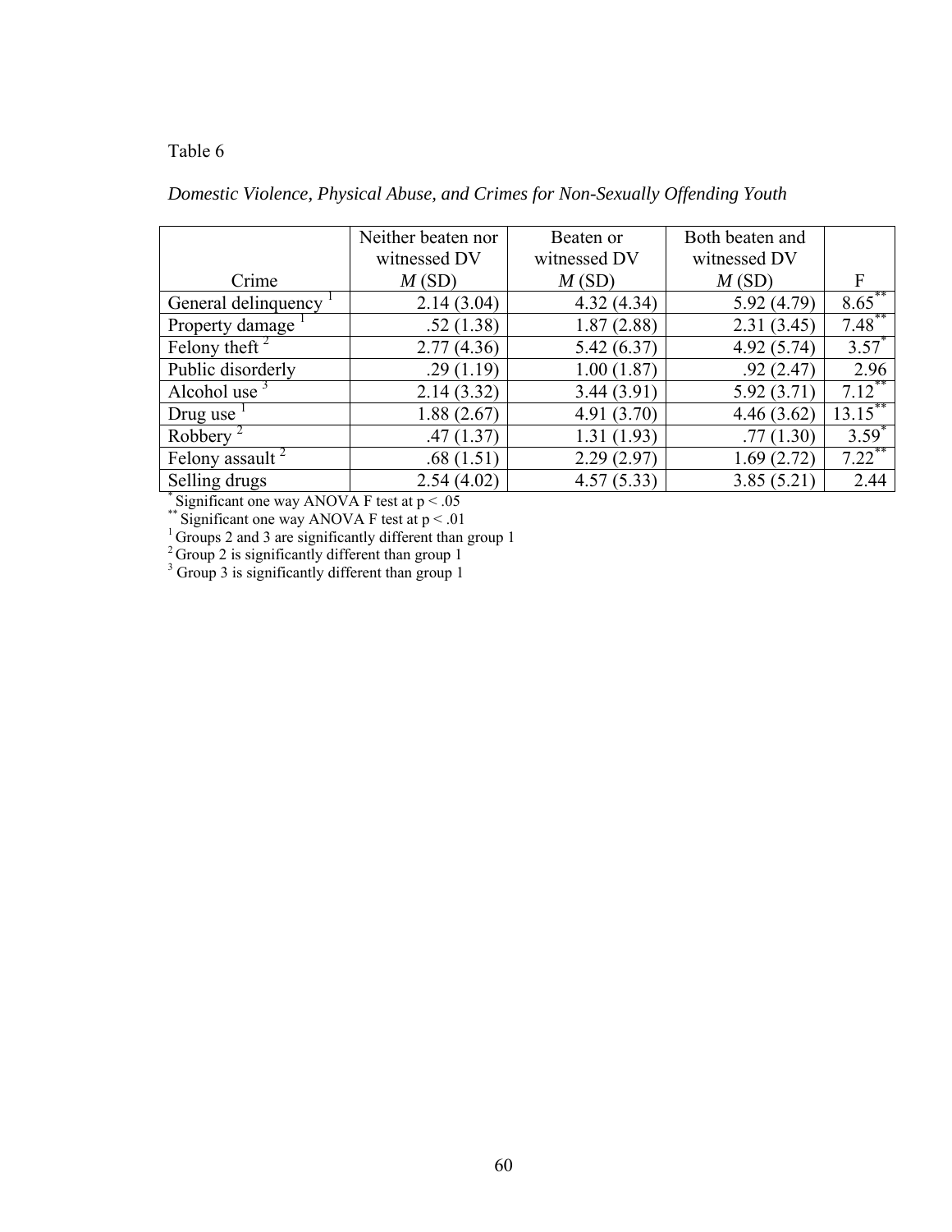Table 6

*Domestic Violence, Physical Abuse, and Crimes for Non-Sexually Offending Youth*

| Crime | Neither beaten nor witnessed DV *M* (SD) | Beaten or witnessed DV *M* (SD) | Both beaten and witnessed DV *M* (SD) | F |
|---|---|---|---|---|
| General delinquency [1] | 2.14 (3.04) | 4.32 (4.34) | 5.92 (4.79) | 8.65** |
| Property damage [1] | .52 (1.38) | 1.87 (2.88) | 2.31 (3.45) | 7.48** |
| Felony theft [2] | 2.77 (4.36) | 5.42 (6.37) | 4.92 (5.74) | 3.57* |
| Public disorderly | .29 (1.19) | 1.00 (1.87) | .92 (2.47) | 2.96 |
| Alcohol use [3] | 2.14 (3.32) | 3.44 (3.91) | 5.92 (3.71) | 7.12** |
| Drug use [1] | 1.88 (2.67) | 4.91 (3.70) | 4.46 (3.62) | 13.15** |
| Robbery [2] | .47 (1.37) | 1.31 (1.93) | .77 (1.30) | 3.59* |
| Felony assault [2] | .68 (1.51) | 2.29 (2.97) | 1.69 (2.72) | 7.22** |
| Selling drugs | 2.54 (4.02) | 4.57 (5.33) | 3.85 (5.21) | 2.44 |

\* Significant one way ANOVA F test at $p < .05$

\*\* Significant one way ANOVA F test at $p < .01$

[1] Groups 2 and 3 are significantly different than group 1

[2] Group 2 is significantly different than group 1

[3] Group 3 is significantly different than group 1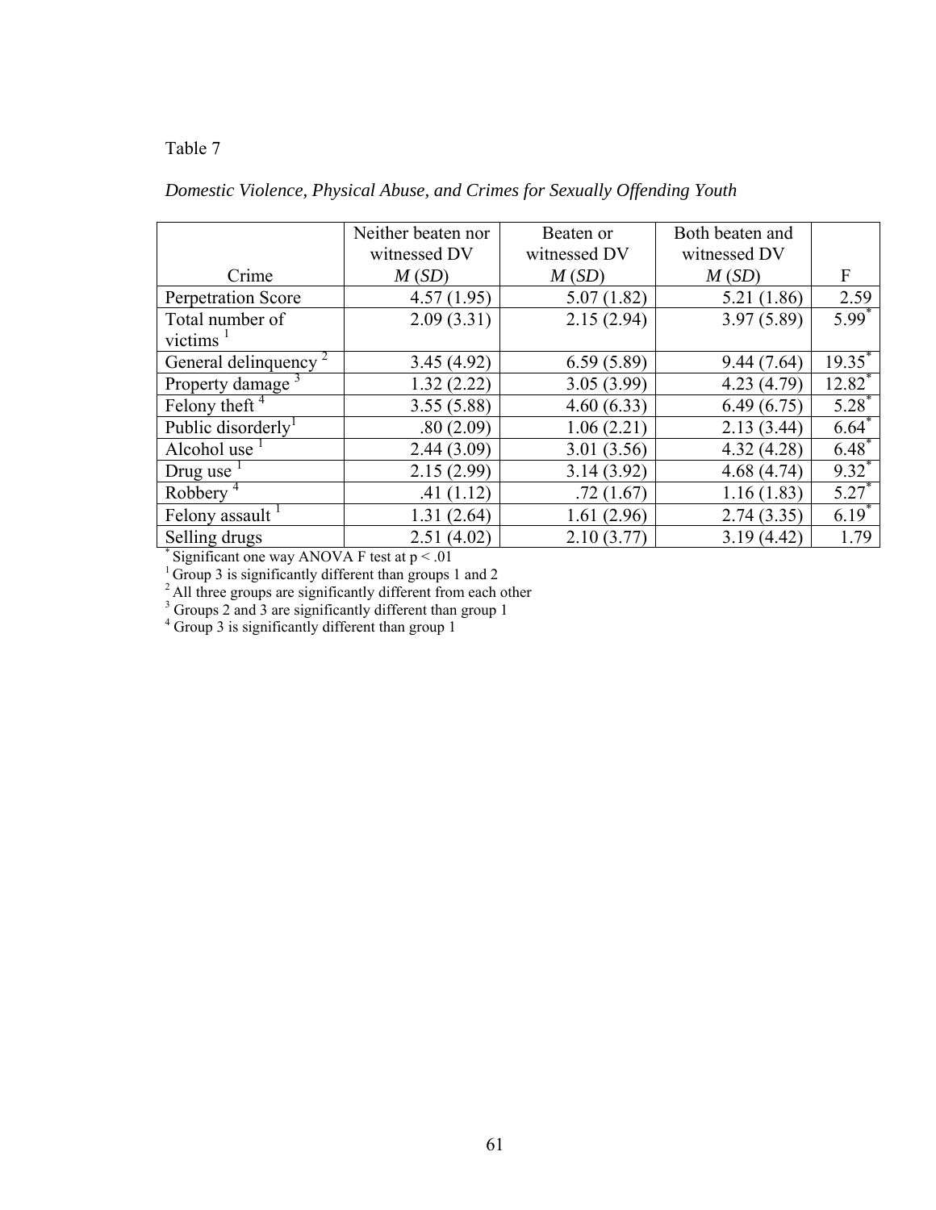Table 7

*Domestic Violence, Physical Abuse, and Crimes for Sexually Offending Youth*

| Crime | Neither beaten nor witnessed DV *M* (*SD*) | Beaten or witnessed DV *M* (*SD*) | Both beaten and witnessed DV *M* (*SD*) | F |
|---|---|---|---|---|
| Perpetration Score | 4.57 (1.95) | 5.07 (1.82) | 5.21 (1.86) | 2.59 |
| Total number of victims [1] | 2.09 (3.31) | 2.15 (2.94) | 3.97 (5.89) | 5.99* |
| General delinquency [2] | 3.45 (4.92) | 6.59 (5.89) | 9.44 (7.64) | 19.35* |
| Property damage [3] | 1.32 (2.22) | 3.05 (3.99) | 4.23 (4.79) | 12.82* |
| Felony theft [4] | 3.55 (5.88) | 4.60 (6.33) | 6.49 (6.75) | 5.28* |
| Public disorderly[1] | .80 (2.09) | 1.06 (2.21) | 2.13 (3.44) | 6.64* |
| Alcohol use [1] | 2.44 (3.09) | 3.01 (3.56) | 4.32 (4.28) | 6.48* |
| Drug use [1] | 2.15 (2.99) | 3.14 (3.92) | 4.68 (4.74) | 9.32* |
| Robbery [4] | .41 (1.12) | .72 (1.67) | 1.16 (1.83) | 5.27* |
| Felony assault [1] | 1.31 (2.64) | 1.61 (2.96) | 2.74 (3.35) | 6.19* |
| Selling drugs | 2.51 (4.02) | 2.10 (3.77) | 3.19 (4.42) | 1.79 |

\* Significant one way ANOVA F test at $p < .01$

[1] Group 3 is significantly different than groups 1 and 2

[2] All three groups are significantly different from each other

[3] Groups 2 and 3 are significantly different than group 1

[4] Group 3 is significantly different than group 1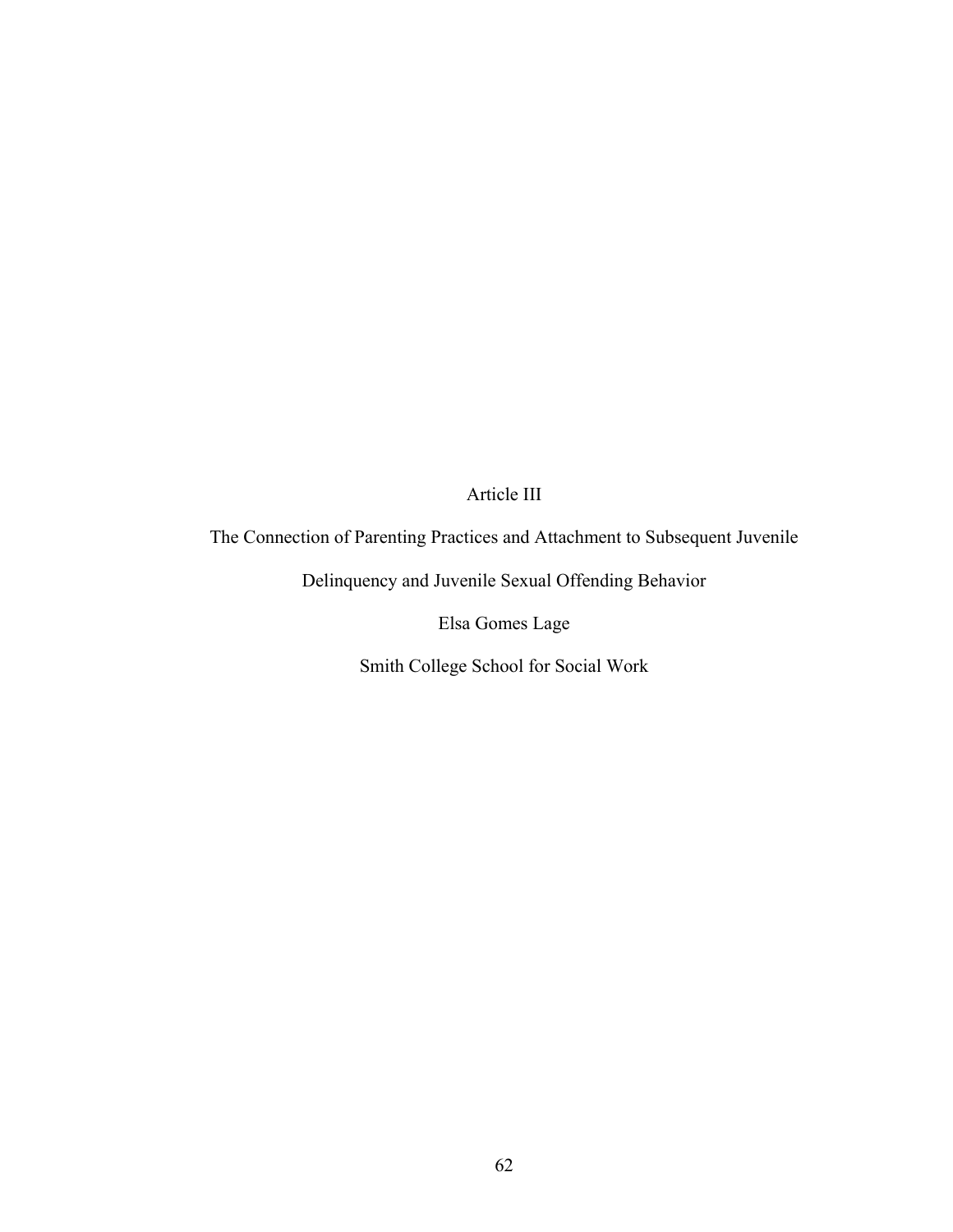# Article III

# The Connection of Parenting Practices and Attachment to Subsequent Juvenile Delinquency and Juvenile Sexual Offending Behavior

Elsa Gomes Lage

Smith College School for Social Work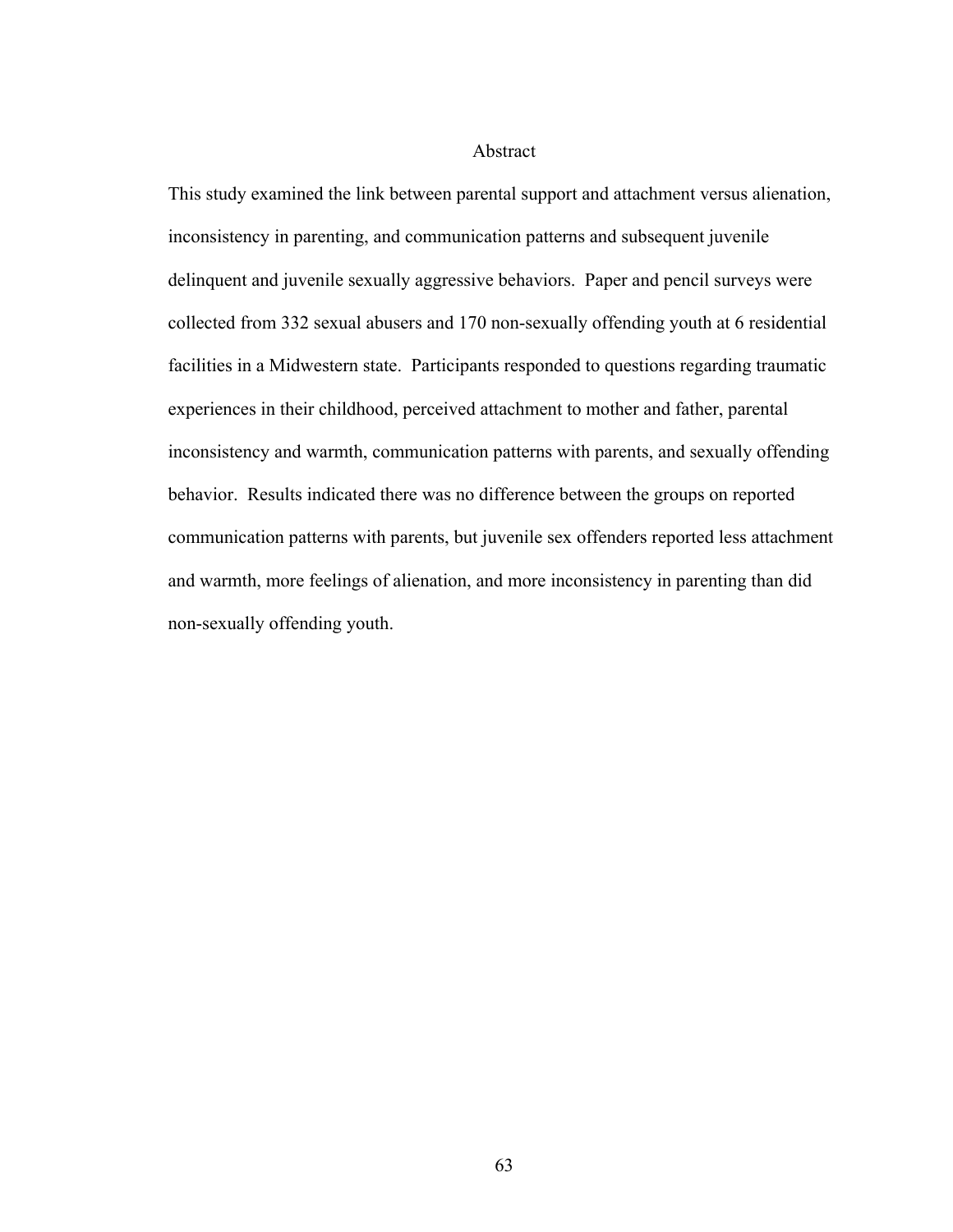# Abstract

This study examined the link between parental support and attachment versus alienation, inconsistency in parenting, and communication patterns and subsequent juvenile delinquent and juvenile sexually aggressive behaviors. Paper and pencil surveys were collected from 332 sexual abusers and 170 non-sexually offending youth at 6 residential facilities in a Midwestern state. Participants responded to questions regarding traumatic experiences in their childhood, perceived attachment to mother and father, parental inconsistency and warmth, communication patterns with parents, and sexually offending behavior. Results indicated there was no difference between the groups on reported communication patterns with parents, but juvenile sex offenders reported less attachment and warmth, more feelings of alienation, and more inconsistency in parenting than did non-sexually offending youth.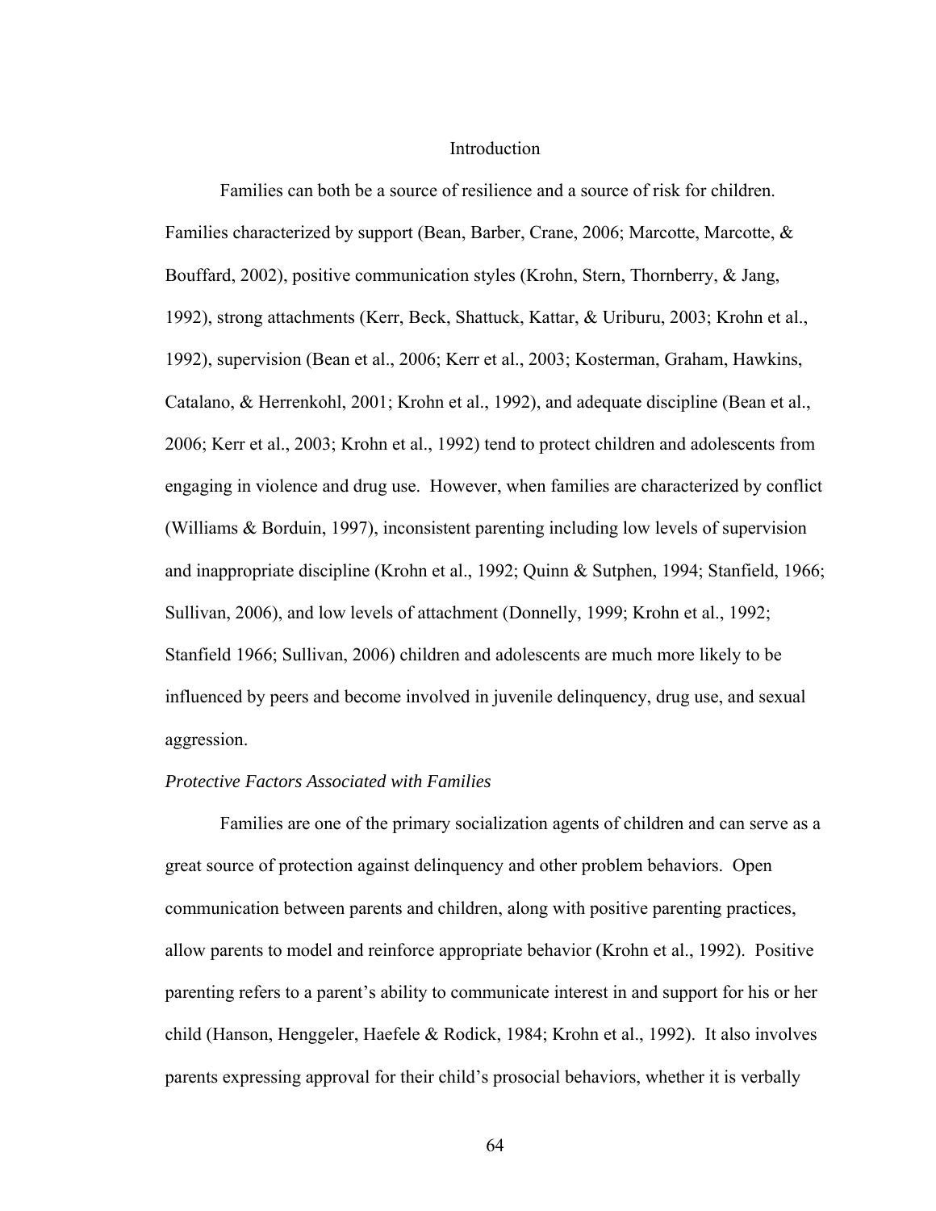# Introduction

Families can both be a source of resilience and a source of risk for children. Families characterized by support (Bean, Barber, Crane, 2006; Marcotte, Marcotte, & Bouffard, 2002), positive communication styles (Krohn, Stern, Thornberry, & Jang, 1992), strong attachments (Kerr, Beck, Shattuck, Kattar, & Uriburu, 2003; Krohn et al., 1992), supervision (Bean et al., 2006; Kerr et al., 2003; Kosterman, Graham, Hawkins, Catalano, & Herrenkohl, 2001; Krohn et al., 1992), and adequate discipline (Bean et al., 2006; Kerr et al., 2003; Krohn et al., 1992) tend to protect children and adolescents from engaging in violence and drug use. However, when families are characterized by conflict (Williams & Borduin, 1997), inconsistent parenting including low levels of supervision and inappropriate discipline (Krohn et al., 1992; Quinn & Sutphen, 1994; Stanfield, 1966; Sullivan, 2006), and low levels of attachment (Donnelly, 1999; Krohn et al., 1992; Stanfield 1966; Sullivan, 2006) children and adolescents are much more likely to be influenced by peers and become involved in juvenile delinquency, drug use, and sexual aggression.

### *Protective Factors Associated with Families*

Families are one of the primary socialization agents of children and can serve as a great source of protection against delinquency and other problem behaviors. Open communication between parents and children, along with positive parenting practices, allow parents to model and reinforce appropriate behavior (Krohn et al., 1992). Positive parenting refers to a parent's ability to communicate interest in and support for his or her child (Hanson, Henggeler, Haefele & Rodick, 1984; Krohn et al., 1992). It also involves parents expressing approval for their child's prosocial behaviors, whether it is verbally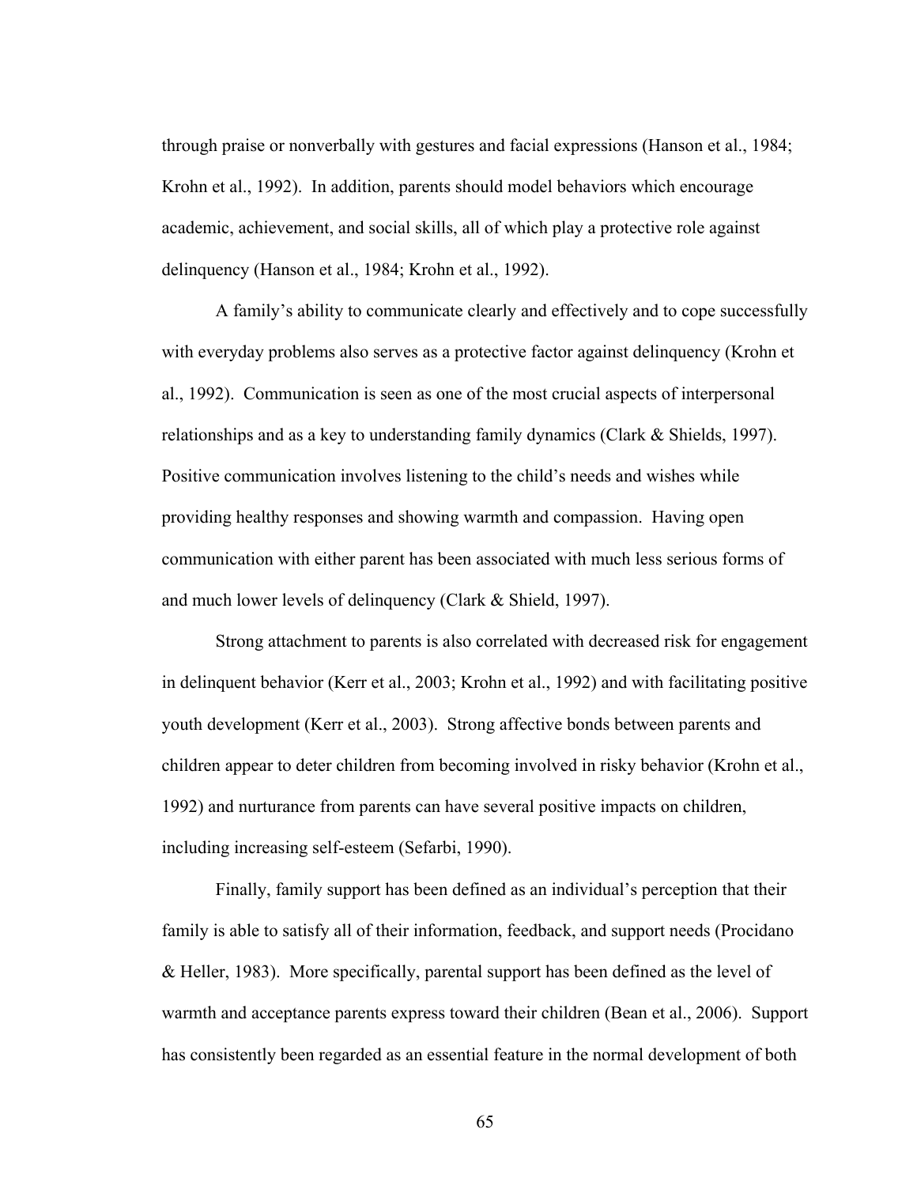through praise or nonverbally with gestures and facial expressions (Hanson et al., 1984; Krohn et al., 1992). In addition, parents should model behaviors which encourage academic, achievement, and social skills, all of which play a protective role against delinquency (Hanson et al., 1984; Krohn et al., 1992).

A family's ability to communicate clearly and effectively and to cope successfully with everyday problems also serves as a protective factor against delinquency (Krohn et al., 1992). Communication is seen as one of the most crucial aspects of interpersonal relationships and as a key to understanding family dynamics (Clark & Shields, 1997). Positive communication involves listening to the child's needs and wishes while providing healthy responses and showing warmth and compassion. Having open communication with either parent has been associated with much less serious forms of and much lower levels of delinquency (Clark & Shield, 1997).

Strong attachment to parents is also correlated with decreased risk for engagement in delinquent behavior (Kerr et al., 2003; Krohn et al., 1992) and with facilitating positive youth development (Kerr et al., 2003). Strong affective bonds between parents and children appear to deter children from becoming involved in risky behavior (Krohn et al., 1992) and nurturance from parents can have several positive impacts on children, including increasing self-esteem (Sefarbi, 1990).

Finally, family support has been defined as an individual's perception that their family is able to satisfy all of their information, feedback, and support needs (Procidano & Heller, 1983). More specifically, parental support has been defined as the level of warmth and acceptance parents express toward their children (Bean et al., 2006). Support has consistently been regarded as an essential feature in the normal development of both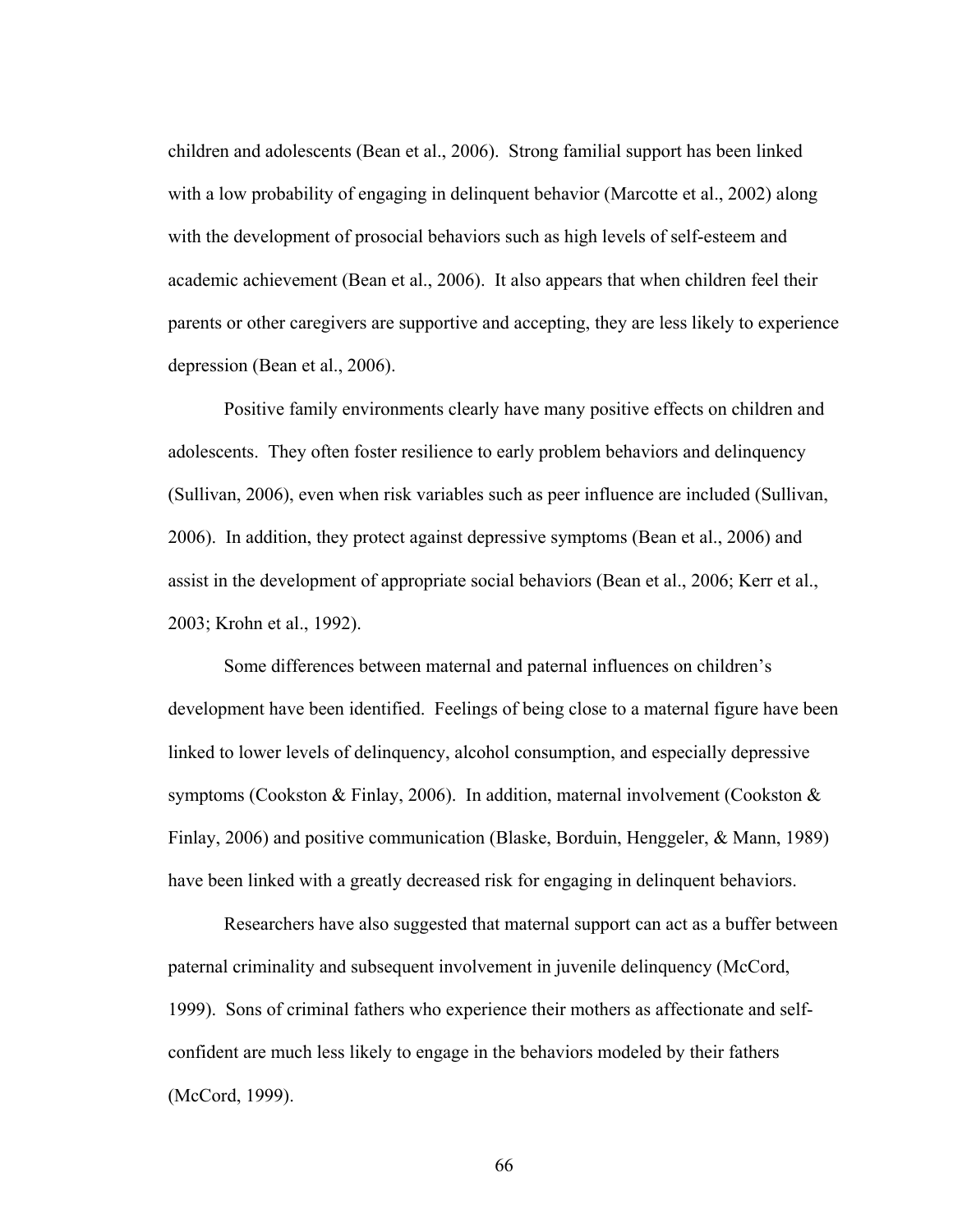children and adolescents (Bean et al., 2006). Strong familial support has been linked with a low probability of engaging in delinquent behavior (Marcotte et al., 2002) along with the development of prosocial behaviors such as high levels of self-esteem and academic achievement (Bean et al., 2006). It also appears that when children feel their parents or other caregivers are supportive and accepting, they are less likely to experience depression (Bean et al., 2006).

Positive family environments clearly have many positive effects on children and adolescents. They often foster resilience to early problem behaviors and delinquency (Sullivan, 2006), even when risk variables such as peer influence are included (Sullivan, 2006). In addition, they protect against depressive symptoms (Bean et al., 2006) and assist in the development of appropriate social behaviors (Bean et al., 2006; Kerr et al., 2003; Krohn et al., 1992).

Some differences between maternal and paternal influences on children's development have been identified. Feelings of being close to a maternal figure have been linked to lower levels of delinquency, alcohol consumption, and especially depressive symptoms (Cookston & Finlay, 2006). In addition, maternal involvement (Cookston & Finlay, 2006) and positive communication (Blaske, Borduin, Henggeler, & Mann, 1989) have been linked with a greatly decreased risk for engaging in delinquent behaviors.

Researchers have also suggested that maternal support can act as a buffer between paternal criminality and subsequent involvement in juvenile delinquency (McCord, 1999). Sons of criminal fathers who experience their mothers as affectionate and self-confident are much less likely to engage in the behaviors modeled by their fathers (McCord, 1999).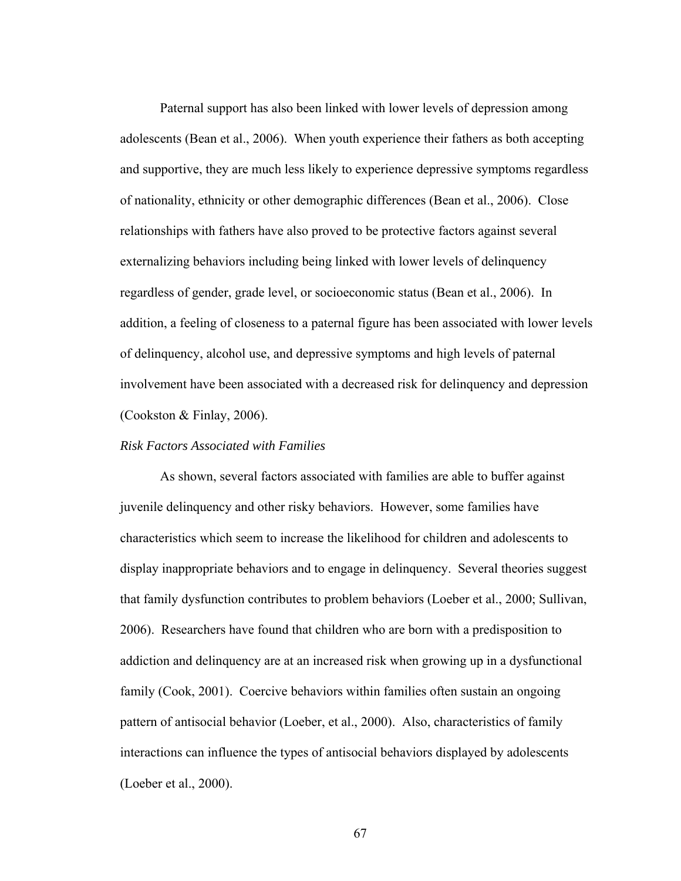Paternal support has also been linked with lower levels of depression among adolescents (Bean et al., 2006). When youth experience their fathers as both accepting and supportive, they are much less likely to experience depressive symptoms regardless of nationality, ethnicity or other demographic differences (Bean et al., 2006). Close relationships with fathers have also proved to be protective factors against several externalizing behaviors including being linked with lower levels of delinquency regardless of gender, grade level, or socioeconomic status (Bean et al., 2006). In addition, a feeling of closeness to a paternal figure has been associated with lower levels of delinquency, alcohol use, and depressive symptoms and high levels of paternal involvement have been associated with a decreased risk for delinquency and depression (Cookston & Finlay, 2006).

*Risk Factors Associated with Families*

As shown, several factors associated with families are able to buffer against juvenile delinquency and other risky behaviors. However, some families have characteristics which seem to increase the likelihood for children and adolescents to display inappropriate behaviors and to engage in delinquency. Several theories suggest that family dysfunction contributes to problem behaviors (Loeber et al., 2000; Sullivan, 2006). Researchers have found that children who are born with a predisposition to addiction and delinquency are at an increased risk when growing up in a dysfunctional family (Cook, 2001). Coercive behaviors within families often sustain an ongoing pattern of antisocial behavior (Loeber, et al., 2000). Also, characteristics of family interactions can influence the types of antisocial behaviors displayed by adolescents (Loeber et al., 2000).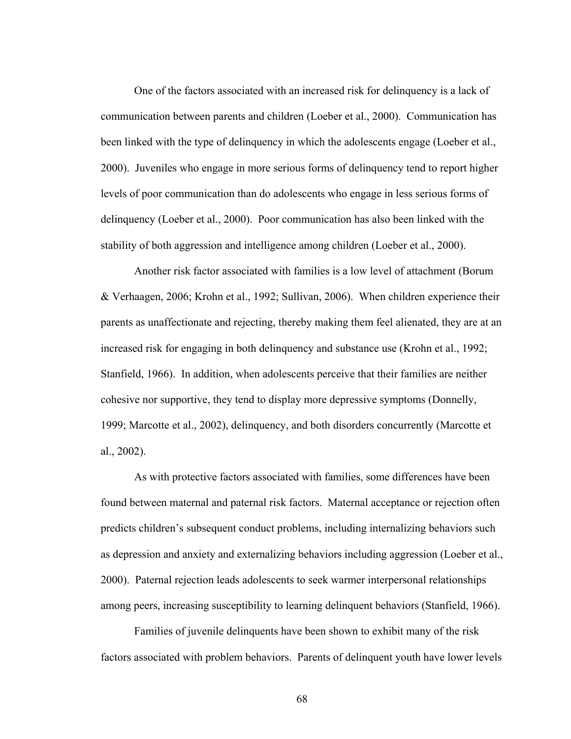One of the factors associated with an increased risk for delinquency is a lack of communication between parents and children (Loeber et al., 2000). Communication has been linked with the type of delinquency in which the adolescents engage (Loeber et al., 2000). Juveniles who engage in more serious forms of delinquency tend to report higher levels of poor communication than do adolescents who engage in less serious forms of delinquency (Loeber et al., 2000). Poor communication has also been linked with the stability of both aggression and intelligence among children (Loeber et al., 2000).

Another risk factor associated with families is a low level of attachment (Borum & Verhaagen, 2006; Krohn et al., 1992; Sullivan, 2006). When children experience their parents as unaffectionate and rejecting, thereby making them feel alienated, they are at an increased risk for engaging in both delinquency and substance use (Krohn et al., 1992; Stanfield, 1966). In addition, when adolescents perceive that their families are neither cohesive nor supportive, they tend to display more depressive symptoms (Donnelly, 1999; Marcotte et al., 2002), delinquency, and both disorders concurrently (Marcotte et al., 2002).

As with protective factors associated with families, some differences have been found between maternal and paternal risk factors. Maternal acceptance or rejection often predicts children's subsequent conduct problems, including internalizing behaviors such as depression and anxiety and externalizing behaviors including aggression (Loeber et al., 2000). Paternal rejection leads adolescents to seek warmer interpersonal relationships among peers, increasing susceptibility to learning delinquent behaviors (Stanfield, 1966).

Families of juvenile delinquents have been shown to exhibit many of the risk factors associated with problem behaviors. Parents of delinquent youth have lower levels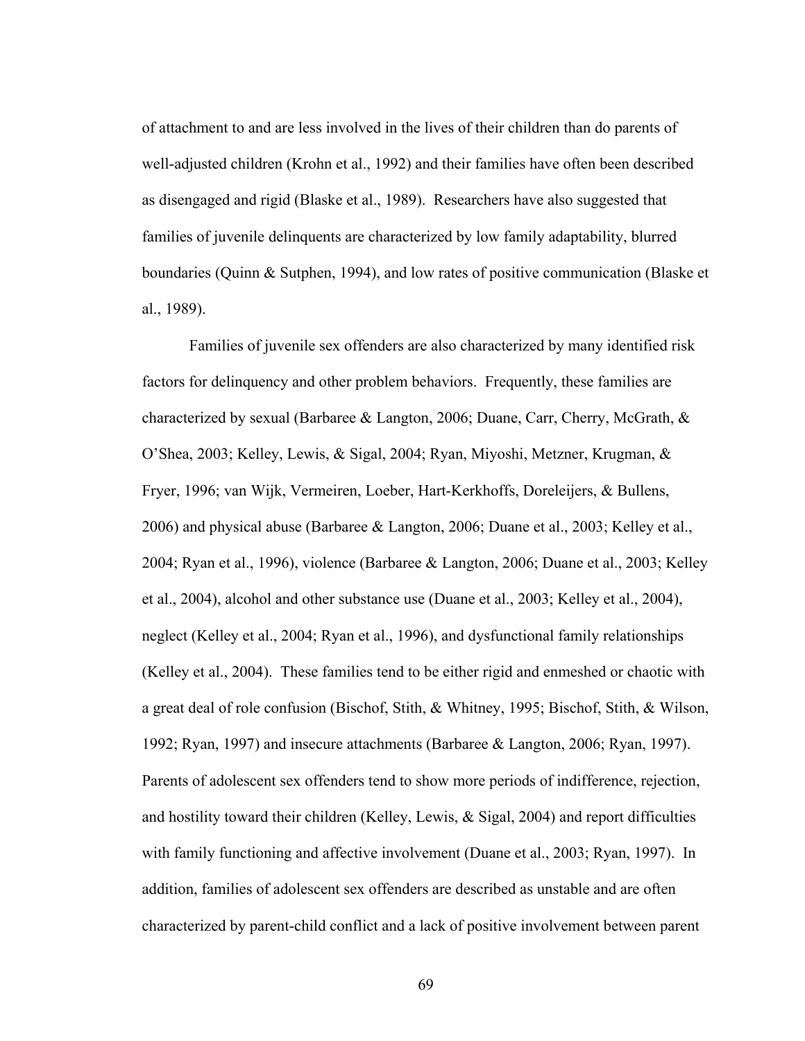of attachment to and are less involved in the lives of their children than do parents of well-adjusted children (Krohn et al., 1992) and their families have often been described as disengaged and rigid (Blaske et al., 1989). Researchers have also suggested that families of juvenile delinquents are characterized by low family adaptability, blurred boundaries (Quinn & Sutphen, 1994), and low rates of positive communication (Blaske et al., 1989).

Families of juvenile sex offenders are also characterized by many identified risk factors for delinquency and other problem behaviors. Frequently, these families are characterized by sexual (Barbaree & Langton, 2006; Duane, Carr, Cherry, McGrath, & O'Shea, 2003; Kelley, Lewis, & Sigal, 2004; Ryan, Miyoshi, Metzner, Krugman, & Fryer, 1996; van Wijk, Vermeiren, Loeber, Hart-Kerkhoffs, Doreleijers, & Bullens, 2006) and physical abuse (Barbaree & Langton, 2006; Duane et al., 2003; Kelley et al., 2004; Ryan et al., 1996), violence (Barbaree & Langton, 2006; Duane et al., 2003; Kelley et al., 2004), alcohol and other substance use (Duane et al., 2003; Kelley et al., 2004), neglect (Kelley et al., 2004; Ryan et al., 1996), and dysfunctional family relationships (Kelley et al., 2004). These families tend to be either rigid and enmeshed or chaotic with a great deal of role confusion (Bischof, Stith, & Whitney, 1995; Bischof, Stith, & Wilson, 1992; Ryan, 1997) and insecure attachments (Barbaree & Langton, 2006; Ryan, 1997). Parents of adolescent sex offenders tend to show more periods of indifference, rejection, and hostility toward their children (Kelley, Lewis, & Sigal, 2004) and report difficulties with family functioning and affective involvement (Duane et al., 2003; Ryan, 1997). In addition, families of adolescent sex offenders are described as unstable and are often characterized by parent-child conflict and a lack of positive involvement between parent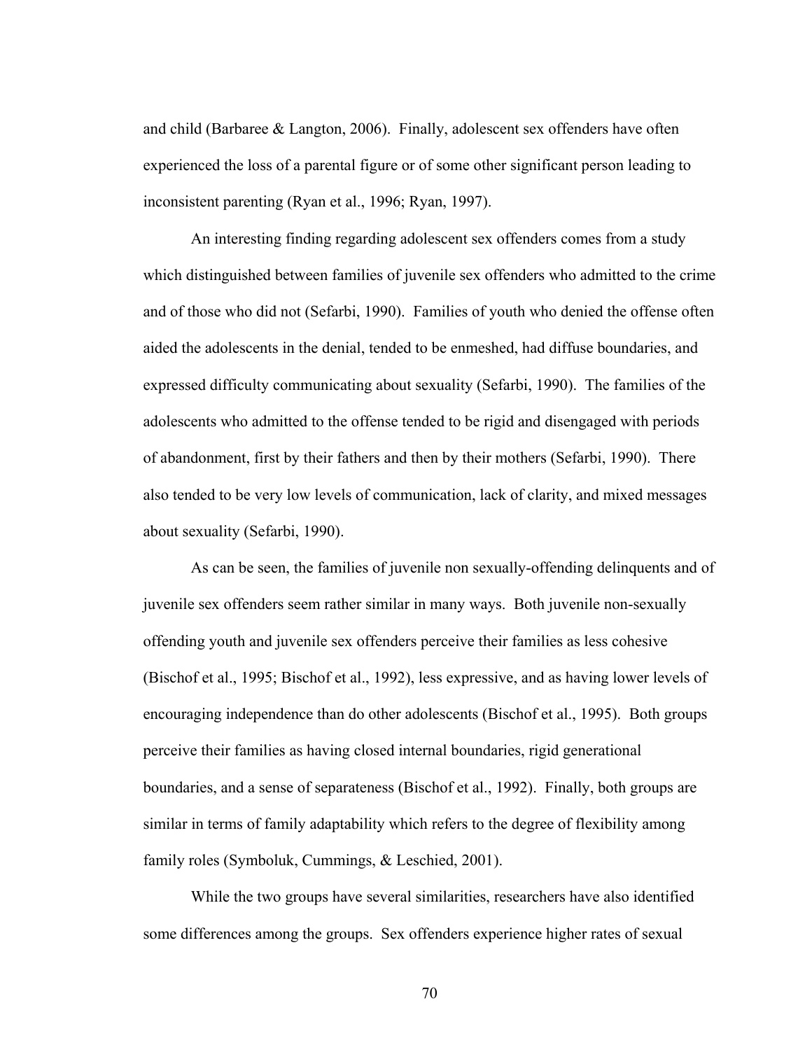and child (Barbaree & Langton, 2006). Finally, adolescent sex offenders have often experienced the loss of a parental figure or of some other significant person leading to inconsistent parenting (Ryan et al., 1996; Ryan, 1997).

An interesting finding regarding adolescent sex offenders comes from a study which distinguished between families of juvenile sex offenders who admitted to the crime and of those who did not (Sefarbi, 1990). Families of youth who denied the offense often aided the adolescents in the denial, tended to be enmeshed, had diffuse boundaries, and expressed difficulty communicating about sexuality (Sefarbi, 1990). The families of the adolescents who admitted to the offense tended to be rigid and disengaged with periods of abandonment, first by their fathers and then by their mothers (Sefarbi, 1990). There also tended to be very low levels of communication, lack of clarity, and mixed messages about sexuality (Sefarbi, 1990).

As can be seen, the families of juvenile non sexually-offending delinquents and of juvenile sex offenders seem rather similar in many ways. Both juvenile non-sexually offending youth and juvenile sex offenders perceive their families as less cohesive (Bischof et al., 1995; Bischof et al., 1992), less expressive, and as having lower levels of encouraging independence than do other adolescents (Bischof et al., 1995). Both groups perceive their families as having closed internal boundaries, rigid generational boundaries, and a sense of separateness (Bischof et al., 1992). Finally, both groups are similar in terms of family adaptability which refers to the degree of flexibility among family roles (Symboluk, Cummings, & Leschied, 2001).

While the two groups have several similarities, researchers have also identified some differences among the groups. Sex offenders experience higher rates of sexual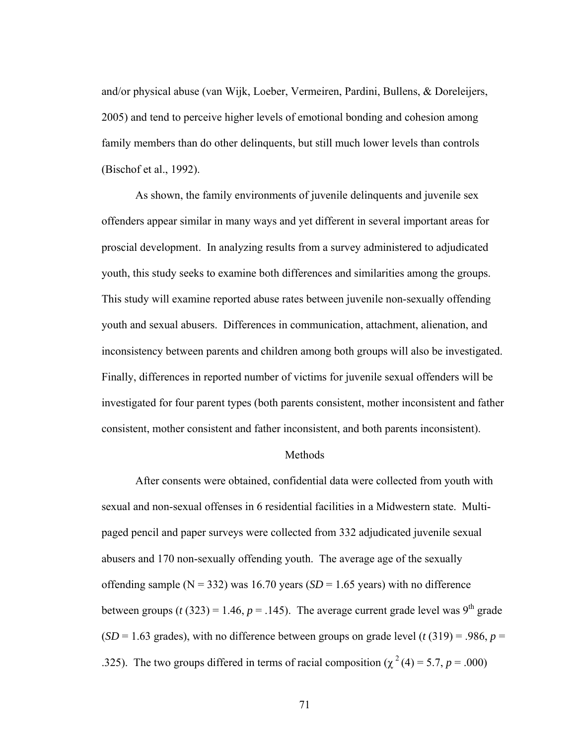and/or physical abuse (van Wijk, Loeber, Vermeiren, Pardini, Bullens, & Doreleijers, 2005) and tend to perceive higher levels of emotional bonding and cohesion among family members than do other delinquents, but still much lower levels than controls (Bischof et al., 1992).

As shown, the family environments of juvenile delinquents and juvenile sex offenders appear similar in many ways and yet different in several important areas for proscial development. In analyzing results from a survey administered to adjudicated youth, this study seeks to examine both differences and similarities among the groups. This study will examine reported abuse rates between juvenile non-sexually offending youth and sexual abusers. Differences in communication, attachment, alienation, and inconsistency between parents and children among both groups will also be investigated. Finally, differences in reported number of victims for juvenile sexual offenders will be investigated for four parent types (both parents consistent, mother inconsistent and father consistent, mother consistent and father inconsistent, and both parents inconsistent).

## Methods

After consents were obtained, confidential data were collected from youth with sexual and non-sexual offenses in 6 residential facilities in a Midwestern state. Multi-paged pencil and paper surveys were collected from 332 adjudicated juvenile sexual abusers and 170 non-sexually offending youth. The average age of the sexually offending sample (N = 332) was 16.70 years (*SD* = 1.65 years) with no difference between groups ($t$ (323) = 1.46, $p$ = .145). The average current grade level was 9th grade (*SD* = 1.63 grades), with no difference between groups on grade level ($t$ (319) = .986, $p$ = .325). The two groups differed in terms of racial composition ($\chi^2$ (4) = 5.7, $p$ = .000)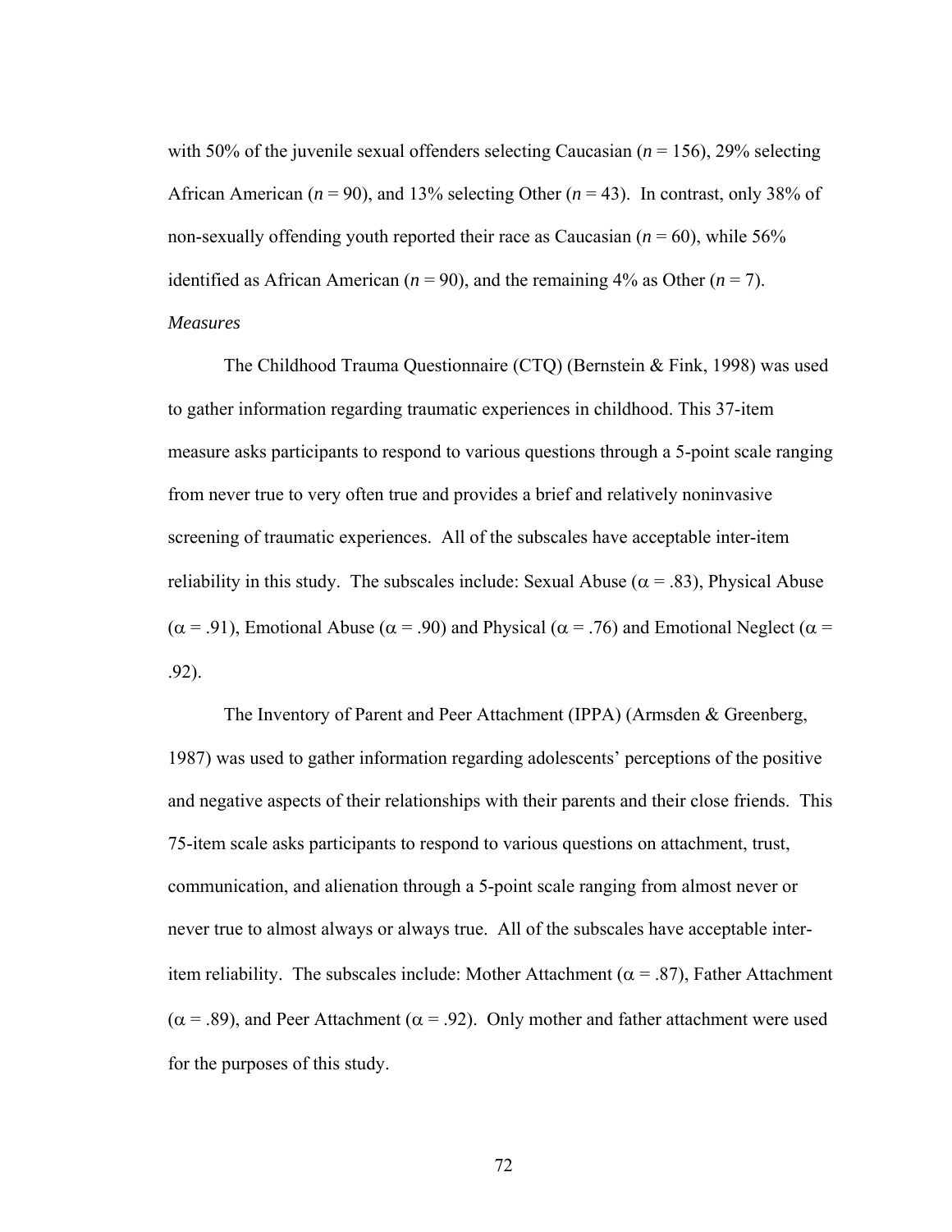with 50% of the juvenile sexual offenders selecting Caucasian ($n$ = 156), 29% selecting African American ($n$ = 90), and 13% selecting Other ($n$ = 43). In contrast, only 38% of non-sexually offending youth reported their race as Caucasian ($n$ = 60), while 56% identified as African American ($n$ = 90), and the remaining 4% as Other ($n$ = 7).

*Measures*

The Childhood Trauma Questionnaire (CTQ) (Bernstein & Fink, 1998) was used to gather information regarding traumatic experiences in childhood. This 37-item measure asks participants to respond to various questions through a 5-point scale ranging from never true to very often true and provides a brief and relatively noninvasive screening of traumatic experiences. All of the subscales have acceptable inter-item reliability in this study. The subscales include: Sexual Abuse ($\alpha$ = .83), Physical Abuse ($\alpha$ = .91), Emotional Abuse ($\alpha$ = .90) and Physical ($\alpha$ = .76) and Emotional Neglect ($\alpha$ = .92).

The Inventory of Parent and Peer Attachment (IPPA) (Armsden & Greenberg, 1987) was used to gather information regarding adolescents' perceptions of the positive and negative aspects of their relationships with their parents and their close friends. This 75-item scale asks participants to respond to various questions on attachment, trust, communication, and alienation through a 5-point scale ranging from almost never or never true to almost always or always true. All of the subscales have acceptable inter-item reliability. The subscales include: Mother Attachment ($\alpha$ = .87), Father Attachment ($\alpha$ = .89), and Peer Attachment ($\alpha$ = .92). Only mother and father attachment were used for the purposes of this study.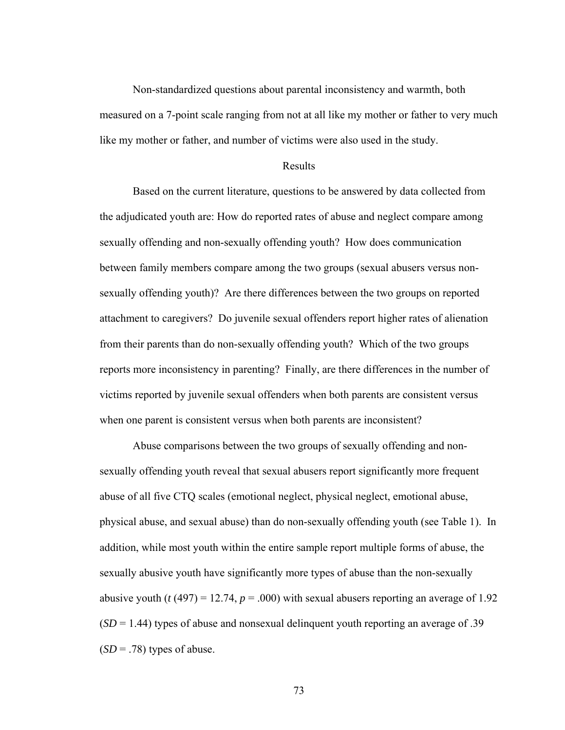Non-standardized questions about parental inconsistency and warmth, both measured on a 7-point scale ranging from not at all like my mother or father to very much like my mother or father, and number of victims were also used in the study.

## Results

Based on the current literature, questions to be answered by data collected from the adjudicated youth are: How do reported rates of abuse and neglect compare among sexually offending and non-sexually offending youth? How does communication between family members compare among the two groups (sexual abusers versus non-sexually offending youth)? Are there differences between the two groups on reported attachment to caregivers? Do juvenile sexual offenders report higher rates of alienation from their parents than do non-sexually offending youth? Which of the two groups reports more inconsistency in parenting? Finally, are there differences in the number of victims reported by juvenile sexual offenders when both parents are consistent versus when one parent is consistent versus when both parents are inconsistent?

Abuse comparisons between the two groups of sexually offending and non-sexually offending youth reveal that sexual abusers report significantly more frequent abuse of all five CTQ scales (emotional neglect, physical neglect, emotional abuse, physical abuse, and sexual abuse) than do non-sexually offending youth (see Table 1). In addition, while most youth within the entire sample report multiple forms of abuse, the sexually abusive youth have significantly more types of abuse than the non-sexually abusive youth ($t$ (497) = 12.74, $p$ = .000) with sexual abusers reporting an average of 1.92 ($SD$ = 1.44) types of abuse and nonsexual delinquent youth reporting an average of .39 ($SD$ = .78) types of abuse.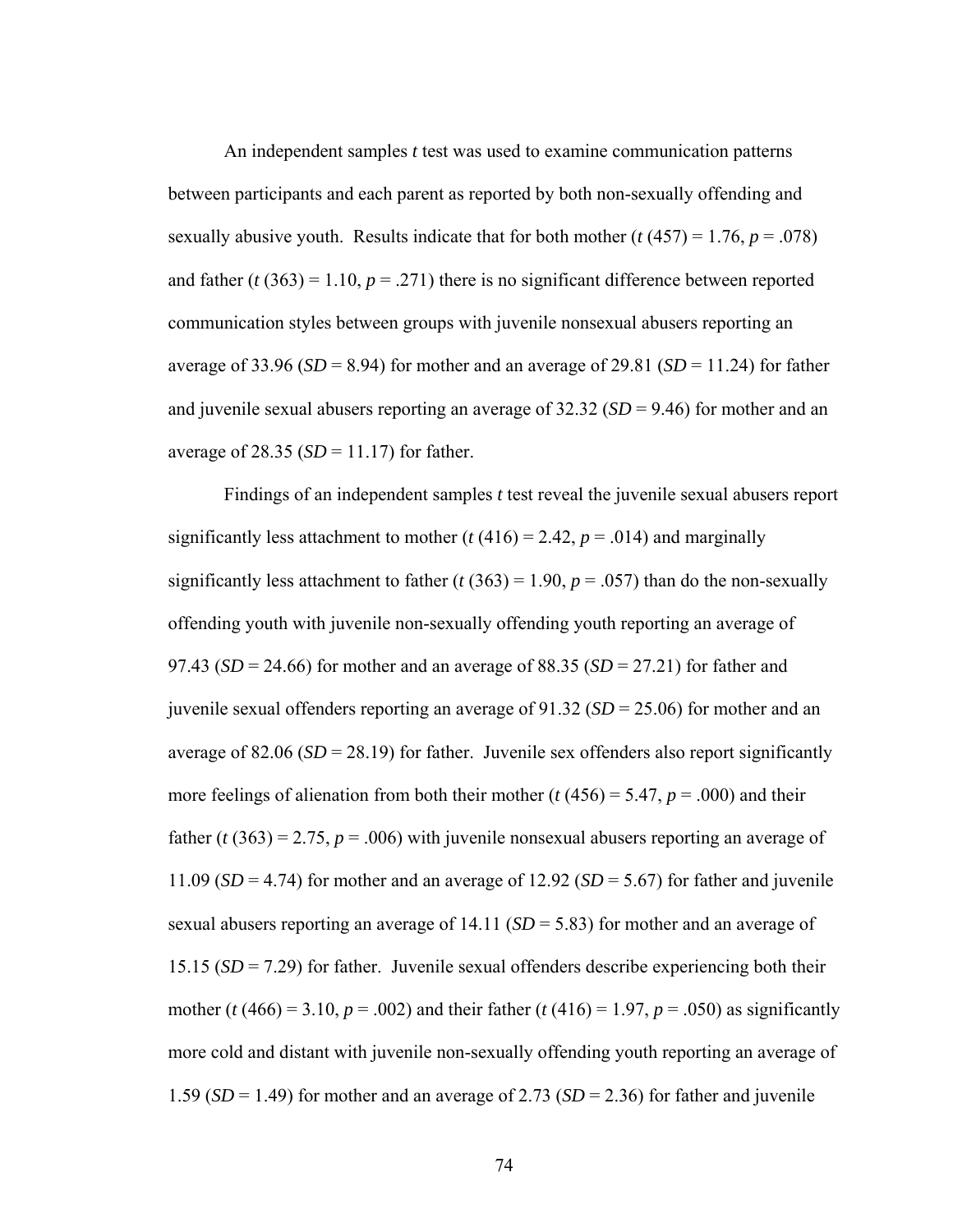An independent samples *t* test was used to examine communication patterns between participants and each parent as reported by both non-sexually offending and sexually abusive youth. Results indicate that for both mother ($t$ (457) = 1.76, $p$ = .078) and father ($t$ (363) = 1.10, $p$ = .271) there is no significant difference between reported communication styles between groups with juvenile nonsexual abusers reporting an average of 33.96 ($SD$ = 8.94) for mother and an average of 29.81 ($SD$ = 11.24) for father and juvenile sexual abusers reporting an average of 32.32 ($SD$ = 9.46) for mother and an average of 28.35 ($SD$ = 11.17) for father.

Findings of an independent samples *t* test reveal the juvenile sexual abusers report significantly less attachment to mother ($t$ (416) = 2.42, $p$ = .014) and marginally significantly less attachment to father ($t$ (363) = 1.90, $p$ = .057) than do the non-sexually offending youth with juvenile non-sexually offending youth reporting an average of 97.43 ($SD$ = 24.66) for mother and an average of 88.35 ($SD$ = 27.21) for father and juvenile sexual offenders reporting an average of 91.32 ($SD$ = 25.06) for mother and an average of 82.06 ($SD$ = 28.19) for father. Juvenile sex offenders also report significantly more feelings of alienation from both their mother ($t$ (456) = 5.47, $p$ = .000) and their father ($t$ (363) = 2.75, $p$ = .006) with juvenile nonsexual abusers reporting an average of 11.09 ($SD$ = 4.74) for mother and an average of 12.92 ($SD$ = 5.67) for father and juvenile sexual abusers reporting an average of 14.11 ($SD$ = 5.83) for mother and an average of 15.15 ($SD$ = 7.29) for father. Juvenile sexual offenders describe experiencing both their mother ($t$ (466) = 3.10, $p$ = .002) and their father ($t$ (416) = 1.97, $p$ = .050) as significantly more cold and distant with juvenile non-sexually offending youth reporting an average of 1.59 ($SD$ = 1.49) for mother and an average of 2.73 ($SD$ = 2.36) for father and juvenile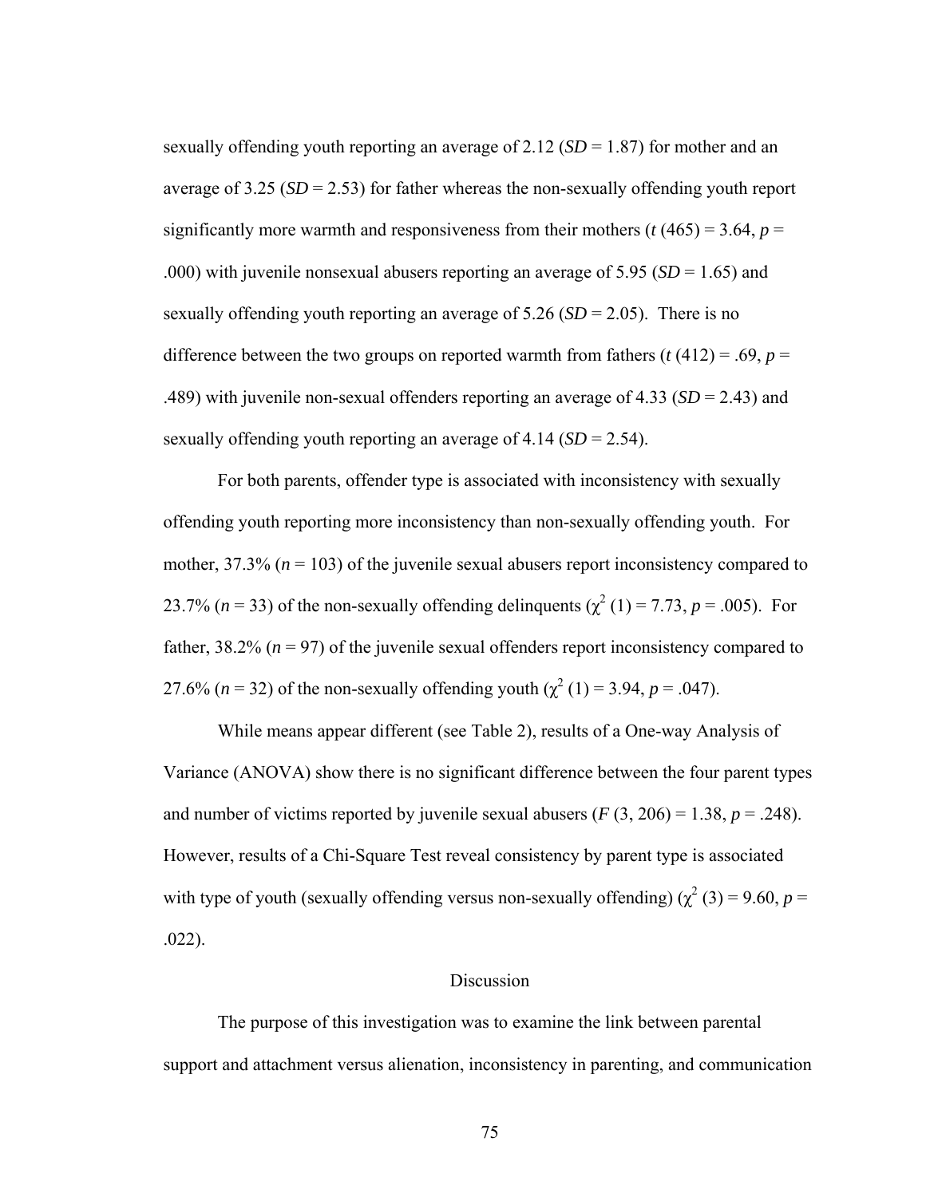sexually offending youth reporting an average of 2.12 (*SD* = 1.87) for mother and an average of 3.25 (*SD* = 2.53) for father whereas the non-sexually offending youth report significantly more warmth and responsiveness from their mothers ($t$ (465) = 3.64, $p$ = .000) with juvenile nonsexual abusers reporting an average of 5.95 (*SD* = 1.65) and sexually offending youth reporting an average of 5.26 (*SD* = 2.05). There is no difference between the two groups on reported warmth from fathers ($t$ (412) = .69, $p$ = .489) with juvenile non-sexual offenders reporting an average of 4.33 (*SD* = 2.43) and sexually offending youth reporting an average of 4.14 (*SD* = 2.54).

For both parents, offender type is associated with inconsistency with sexually offending youth reporting more inconsistency than non-sexually offending youth. For mother, 37.3% ($n$ = 103) of the juvenile sexual abusers report inconsistency compared to 23.7% ($n$ = 33) of the non-sexually offending delinquents ($\chi^2$ (1) = 7.73, $p$ = .005). For father, 38.2% ($n$ = 97) of the juvenile sexual offenders report inconsistency compared to 27.6% ($n$ = 32) of the non-sexually offending youth ($\chi^2$ (1) = 3.94, $p$ = .047).

While means appear different (see Table 2), results of a One-way Analysis of Variance (ANOVA) show there is no significant difference between the four parent types and number of victims reported by juvenile sexual abusers ($F$ (3, 206) = 1.38, $p$ = .248). However, results of a Chi-Square Test reveal consistency by parent type is associated with type of youth (sexually offending versus non-sexually offending) ($\chi^2$ (3) = 9.60, $p$ = .022).

## Discussion

The purpose of this investigation was to examine the link between parental support and attachment versus alienation, inconsistency in parenting, and communication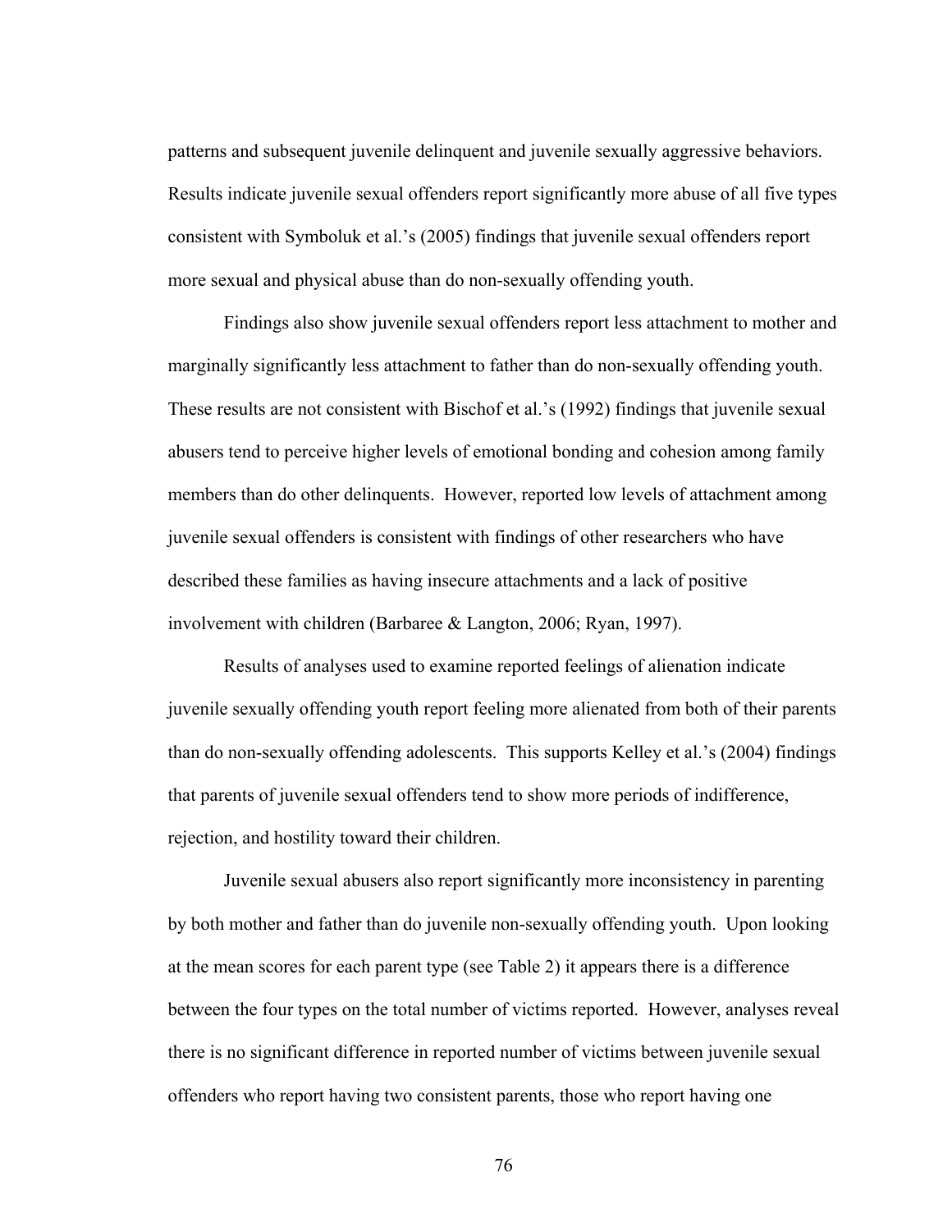patterns and subsequent juvenile delinquent and juvenile sexually aggressive behaviors. Results indicate juvenile sexual offenders report significantly more abuse of all five types consistent with Symboluk et al.'s (2005) findings that juvenile sexual offenders report more sexual and physical abuse than do non-sexually offending youth.

Findings also show juvenile sexual offenders report less attachment to mother and marginally significantly less attachment to father than do non-sexually offending youth. These results are not consistent with Bischof et al.'s (1992) findings that juvenile sexual abusers tend to perceive higher levels of emotional bonding and cohesion among family members than do other delinquents. However, reported low levels of attachment among juvenile sexual offenders is consistent with findings of other researchers who have described these families as having insecure attachments and a lack of positive involvement with children (Barbaree & Langton, 2006; Ryan, 1997).

Results of analyses used to examine reported feelings of alienation indicate juvenile sexually offending youth report feeling more alienated from both of their parents than do non-sexually offending adolescents. This supports Kelley et al.'s (2004) findings that parents of juvenile sexual offenders tend to show more periods of indifference, rejection, and hostility toward their children.

Juvenile sexual abusers also report significantly more inconsistency in parenting by both mother and father than do juvenile non-sexually offending youth. Upon looking at the mean scores for each parent type (see Table 2) it appears there is a difference between the four types on the total number of victims reported. However, analyses reveal there is no significant difference in reported number of victims between juvenile sexual offenders who report having two consistent parents, those who report having one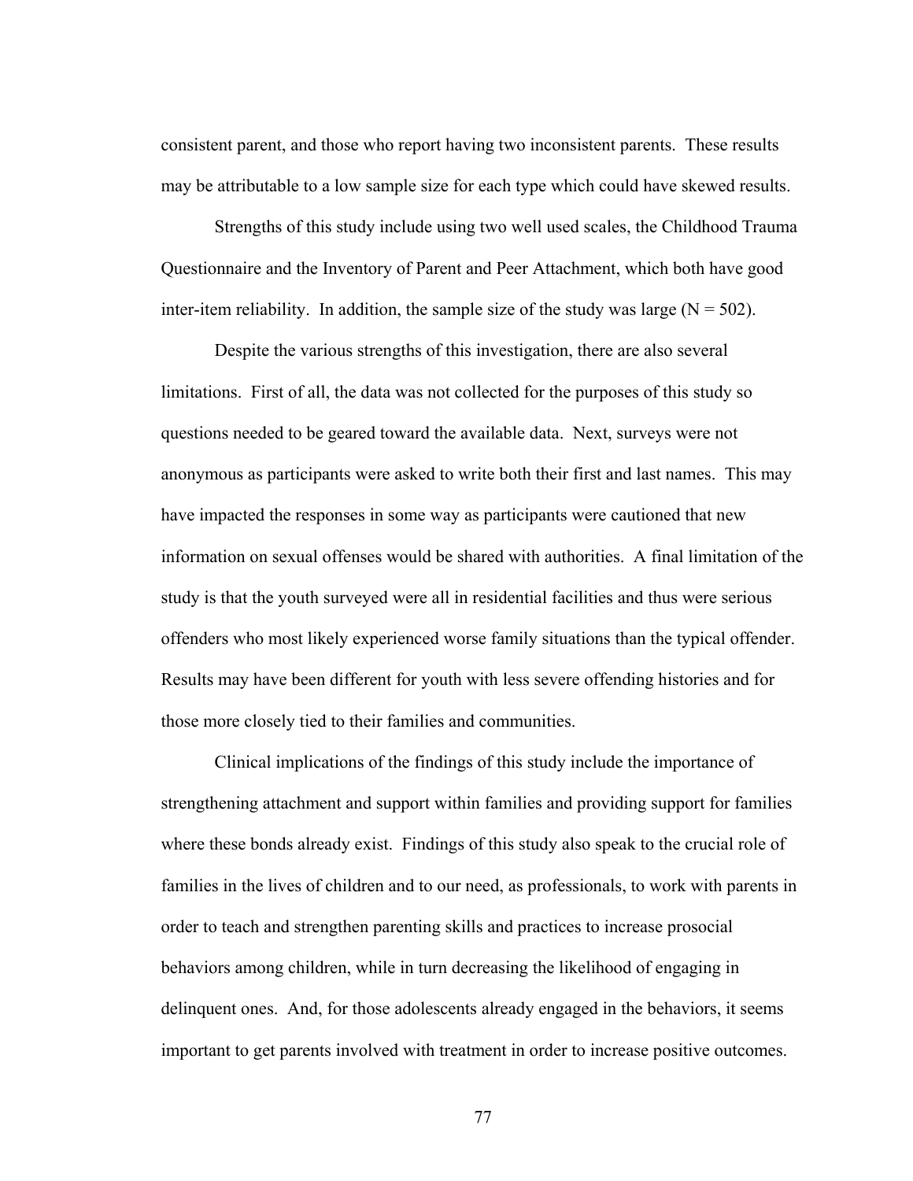consistent parent, and those who report having two inconsistent parents. These results may be attributable to a low sample size for each type which could have skewed results.

Strengths of this study include using two well used scales, the Childhood Trauma Questionnaire and the Inventory of Parent and Peer Attachment, which both have good inter-item reliability. In addition, the sample size of the study was large ($N = 502$).

Despite the various strengths of this investigation, there are also several limitations. First of all, the data was not collected for the purposes of this study so questions needed to be geared toward the available data. Next, surveys were not anonymous as participants were asked to write both their first and last names. This may have impacted the responses in some way as participants were cautioned that new information on sexual offenses would be shared with authorities. A final limitation of the study is that the youth surveyed were all in residential facilities and thus were serious offenders who most likely experienced worse family situations than the typical offender. Results may have been different for youth with less severe offending histories and for those more closely tied to their families and communities.

Clinical implications of the findings of this study include the importance of strengthening attachment and support within families and providing support for families where these bonds already exist. Findings of this study also speak to the crucial role of families in the lives of children and to our need, as professionals, to work with parents in order to teach and strengthen parenting skills and practices to increase prosocial behaviors among children, while in turn decreasing the likelihood of engaging in delinquent ones. And, for those adolescents already engaged in the behaviors, it seems important to get parents involved with treatment in order to increase positive outcomes.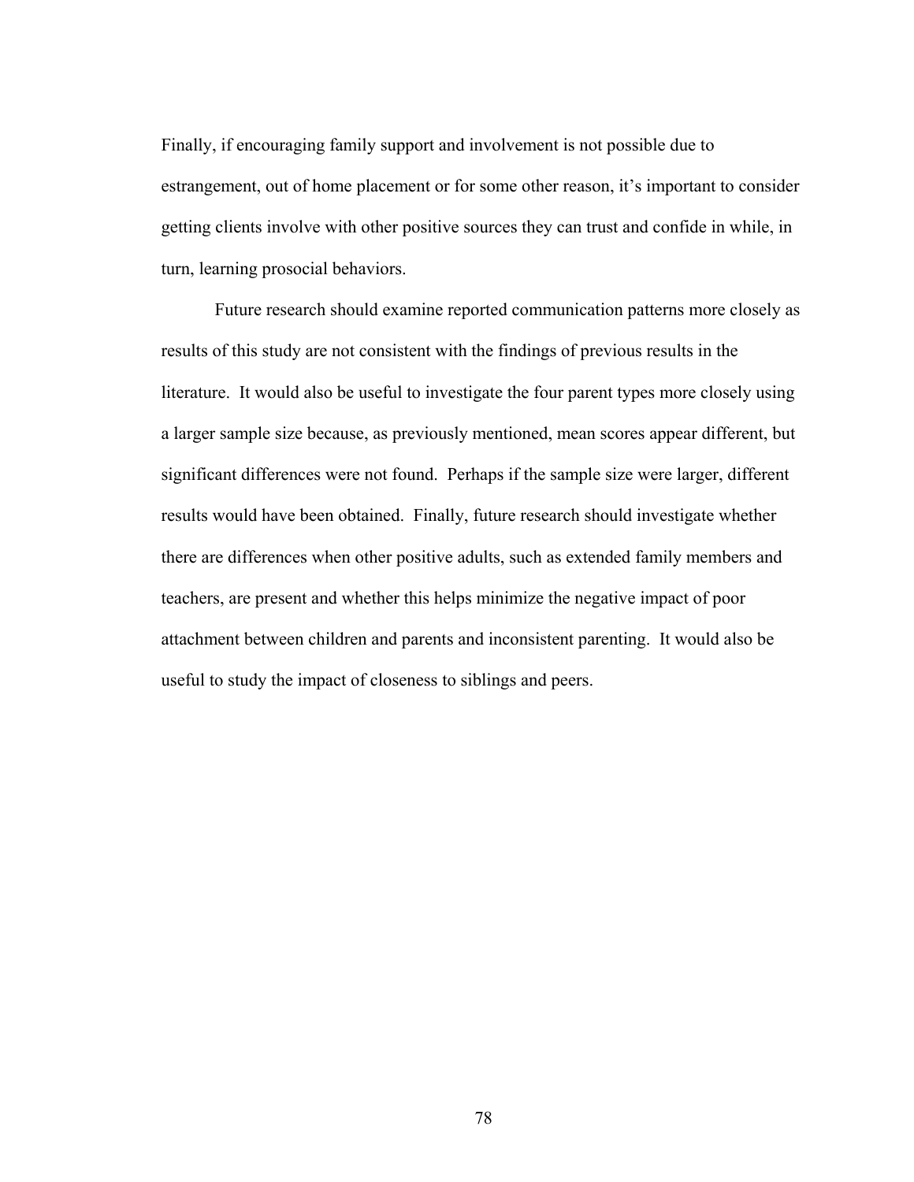Finally, if encouraging family support and involvement is not possible due to estrangement, out of home placement or for some other reason, it's important to consider getting clients involve with other positive sources they can trust and confide in while, in turn, learning prosocial behaviors.

Future research should examine reported communication patterns more closely as results of this study are not consistent with the findings of previous results in the literature. It would also be useful to investigate the four parent types more closely using a larger sample size because, as previously mentioned, mean scores appear different, but significant differences were not found. Perhaps if the sample size were larger, different results would have been obtained. Finally, future research should investigate whether there are differences when other positive adults, such as extended family members and teachers, are present and whether this helps minimize the negative impact of poor attachment between children and parents and inconsistent parenting. It would also be useful to study the impact of closeness to siblings and peers.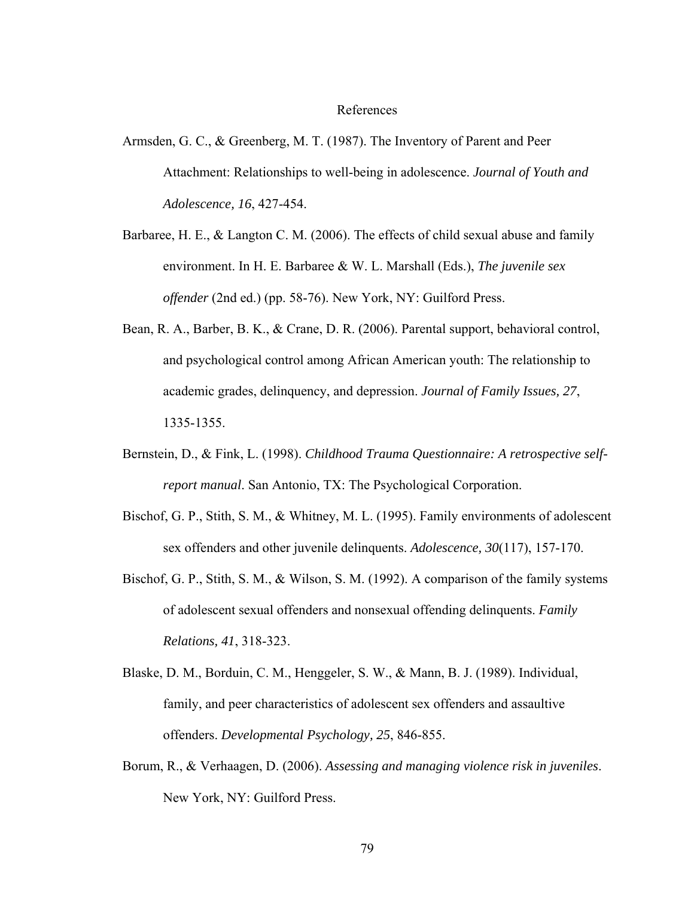# References

Armsden, G. C., & Greenberg, M. T. (1987). The Inventory of Parent and Peer Attachment: Relationships to well-being in adolescence. *Journal of Youth and Adolescence, 16*, 427-454.

Barbaree, H. E., & Langton C. M. (2006). The effects of child sexual abuse and family environment. In H. E. Barbaree & W. L. Marshall (Eds.), *The juvenile sex offender* (2nd ed.) (pp. 58-76). New York, NY: Guilford Press.

Bean, R. A., Barber, B. K., & Crane, D. R. (2006). Parental support, behavioral control, and psychological control among African American youth: The relationship to academic grades, delinquency, and depression. *Journal of Family Issues, 27*, 1335-1355.

Bernstein, D., & Fink, L. (1998). *Childhood Trauma Questionnaire: A retrospective self-report manual*. San Antonio, TX: The Psychological Corporation.

Bischof, G. P., Stith, S. M., & Whitney, M. L. (1995). Family environments of adolescent sex offenders and other juvenile delinquents. *Adolescence, 30*(117), 157-170.

Bischof, G. P., Stith, S. M., & Wilson, S. M. (1992). A comparison of the family systems of adolescent sexual offenders and nonsexual offending delinquents. *Family Relations, 41*, 318-323.

Blaske, D. M., Borduin, C. M., Henggeler, S. W., & Mann, B. J. (1989). Individual, family, and peer characteristics of adolescent sex offenders and assaultive offenders. *Developmental Psychology, 25*, 846-855.

Borum, R., & Verhaagen, D. (2006). *Assessing and managing violence risk in juveniles*. New York, NY: Guilford Press.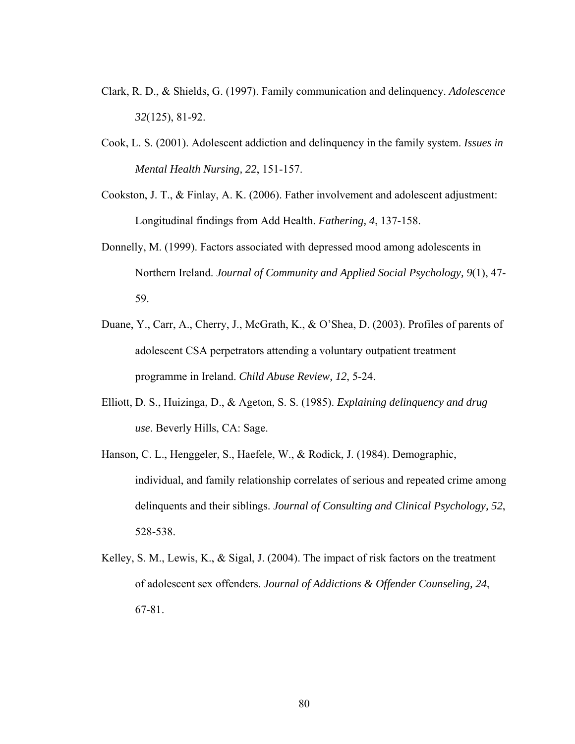Clark, R. D., & Shields, G. (1997). Family communication and delinquency. *Adolescence 32*(125), 81-92.

Cook, L. S. (2001). Adolescent addiction and delinquency in the family system. *Issues in Mental Health Nursing, 22*, 151-157.

Cookston, J. T., & Finlay, A. K. (2006). Father involvement and adolescent adjustment: Longitudinal findings from Add Health. *Fathering, 4*, 137-158.

Donnelly, M. (1999). Factors associated with depressed mood among adolescents in Northern Ireland. *Journal of Community and Applied Social Psychology, 9*(1), 47-59.

Duane, Y., Carr, A., Cherry, J., McGrath, K., & O'Shea, D. (2003). Profiles of parents of adolescent CSA perpetrators attending a voluntary outpatient treatment programme in Ireland. *Child Abuse Review, 12*, 5-24.

Elliott, D. S., Huizinga, D., & Ageton, S. S. (1985). *Explaining delinquency and drug use*. Beverly Hills, CA: Sage.

Hanson, C. L., Henggeler, S., Haefele, W., & Rodick, J. (1984). Demographic, individual, and family relationship correlates of serious and repeated crime among delinquents and their siblings. *Journal of Consulting and Clinical Psychology, 52*, 528-538.

Kelley, S. M., Lewis, K., & Sigal, J. (2004). The impact of risk factors on the treatment of adolescent sex offenders. *Journal of Addictions & Offender Counseling, 24*, 67-81.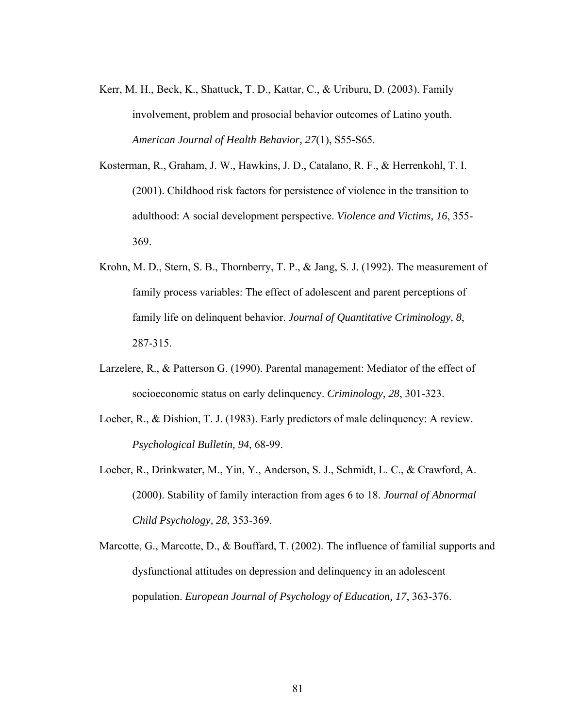Kerr, M. H., Beck, K., Shattuck, T. D., Kattar, C., & Uriburu, D. (2003). Family involvement, problem and prosocial behavior outcomes of Latino youth. *American Journal of Health Behavior, 27*(1), S55-S65.

Kosterman, R., Graham, J. W., Hawkins, J. D., Catalano, R. F., & Herrenkohl, T. I. (2001). Childhood risk factors for persistence of violence in the transition to adulthood: A social development perspective. *Violence and Victims, 16*, 355-369.

Krohn, M. D., Stern, S. B., Thornberry, T. P., & Jang, S. J. (1992). The measurement of family process variables: The effect of adolescent and parent perceptions of family life on delinquent behavior. *Journal of Quantitative Criminology, 8*, 287-315.

Larzelere, R., & Patterson G. (1990). Parental management: Mediator of the effect of socioeconomic status on early delinquency. *Criminology, 28*, 301-323.

Loeber, R., & Dishion, T. J. (1983). Early predictors of male delinquency: A review. *Psychological Bulletin, 94*, 68-99.

Loeber, R., Drinkwater, M., Yin, Y., Anderson, S. J., Schmidt, L. C., & Crawford, A. (2000). Stability of family interaction from ages 6 to 18. *Journal of Abnormal Child Psychology, 28*, 353-369.

Marcotte, G., Marcotte, D., & Bouffard, T. (2002). The influence of familial supports and dysfunctional attitudes on depression and delinquency in an adolescent population. *European Journal of Psychology of Education, 17*, 363-376.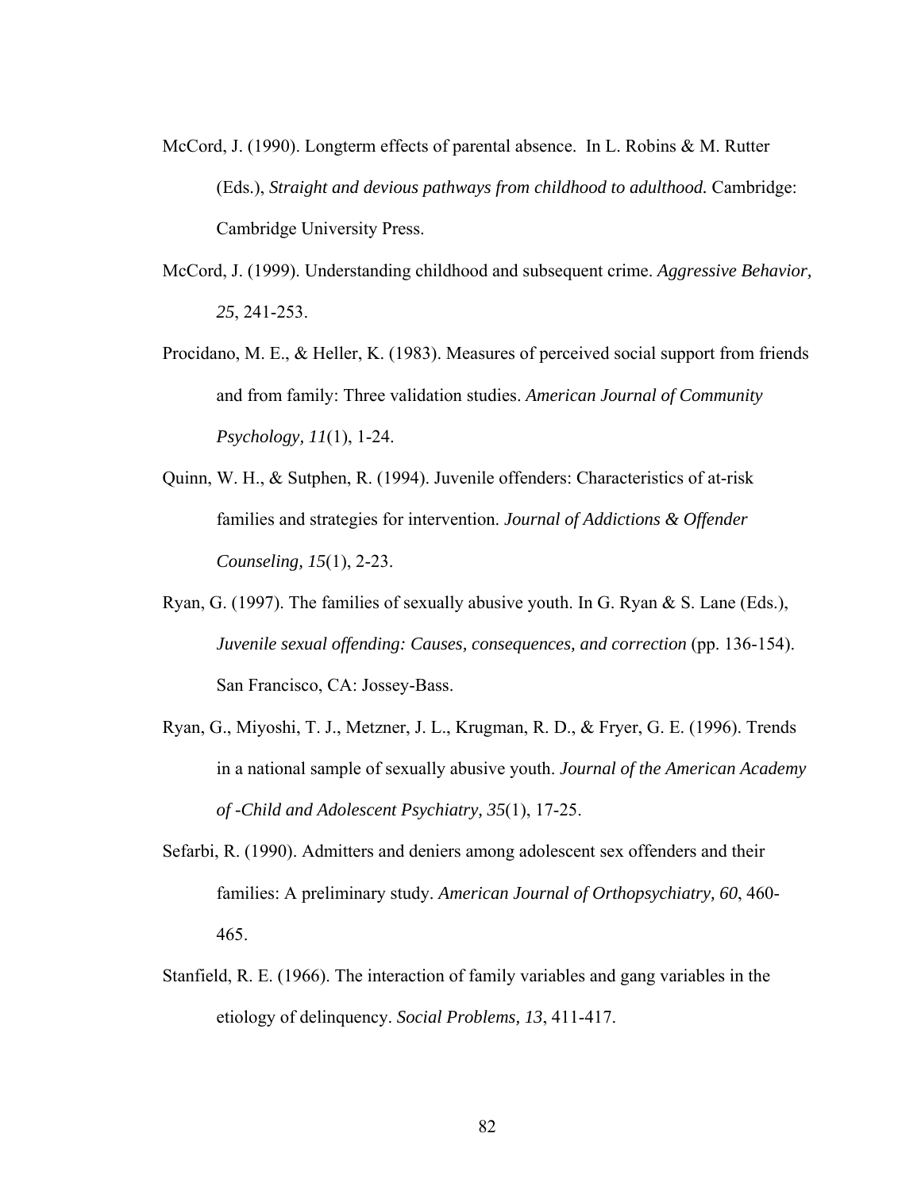McCord, J. (1990). Longterm effects of parental absence. In L. Robins & M. Rutter (Eds.), *Straight and devious pathways from childhood to adulthood.* Cambridge: Cambridge University Press.

McCord, J. (1999). Understanding childhood and subsequent crime. *Aggressive Behavior, 25*, 241-253.

Procidano, M. E., & Heller, K. (1983). Measures of perceived social support from friends and from family: Three validation studies. *American Journal of Community Psychology, 11*(1), 1-24.

Quinn, W. H., & Sutphen, R. (1994). Juvenile offenders: Characteristics of at-risk families and strategies for intervention. *Journal of Addictions & Offender Counseling, 15*(1), 2-23.

Ryan, G. (1997). The families of sexually abusive youth. In G. Ryan & S. Lane (Eds.), *Juvenile sexual offending: Causes, consequences, and correction* (pp. 136-154). San Francisco, CA: Jossey-Bass.

Ryan, G., Miyoshi, T. J., Metzner, J. L., Krugman, R. D., & Fryer, G. E. (1996). Trends in a national sample of sexually abusive youth. *Journal of the American Academy of -Child and Adolescent Psychiatry, 35*(1), 17-25.

Sefarbi, R. (1990). Admitters and deniers among adolescent sex offenders and their families: A preliminary study. *American Journal of Orthopsychiatry, 60*, 460-465.

Stanfield, R. E. (1966). The interaction of family variables and gang variables in the etiology of delinquency. *Social Problems, 13*, 411-417.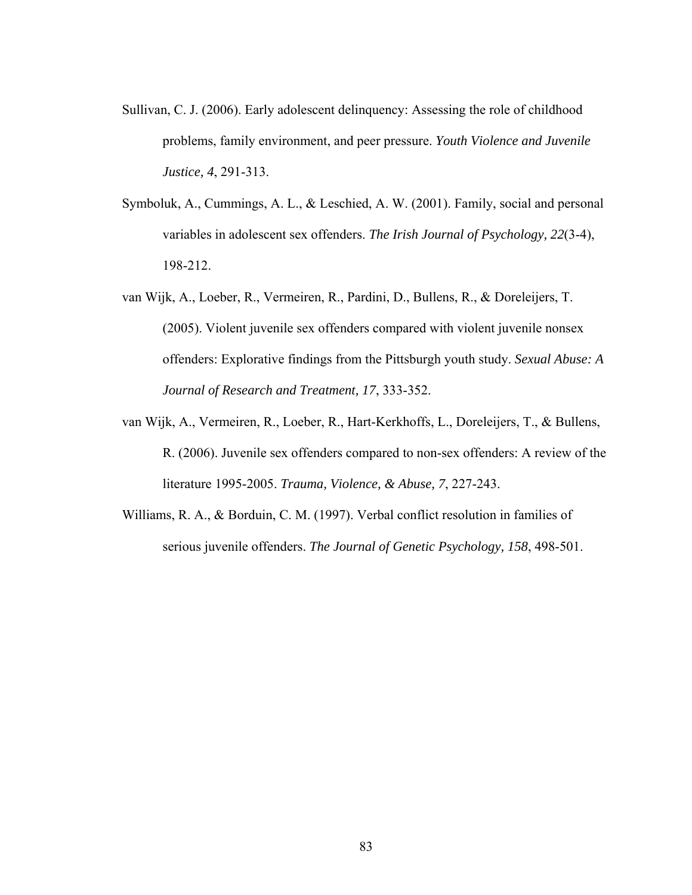Sullivan, C. J. (2006). Early adolescent delinquency: Assessing the role of childhood problems, family environment, and peer pressure. *Youth Violence and Juvenile Justice, 4*, 291-313.

Symboluk, A., Cummings, A. L., & Leschied, A. W. (2001). Family, social and personal variables in adolescent sex offenders. *The Irish Journal of Psychology, 22*(3-4), 198-212.

van Wijk, A., Loeber, R., Vermeiren, R., Pardini, D., Bullens, R., & Doreleijers, T. (2005). Violent juvenile sex offenders compared with violent juvenile nonsex offenders: Explorative findings from the Pittsburgh youth study. *Sexual Abuse: A Journal of Research and Treatment, 17*, 333-352.

van Wijk, A., Vermeiren, R., Loeber, R., Hart-Kerkhoffs, L., Doreleijers, T., & Bullens, R. (2006). Juvenile sex offenders compared to non-sex offenders: A review of the literature 1995-2005. *Trauma, Violence, & Abuse, 7*, 227-243.

Williams, R. A., & Borduin, C. M. (1997). Verbal conflict resolution in families of serious juvenile offenders. *The Journal of Genetic Psychology, 158*, 498-501.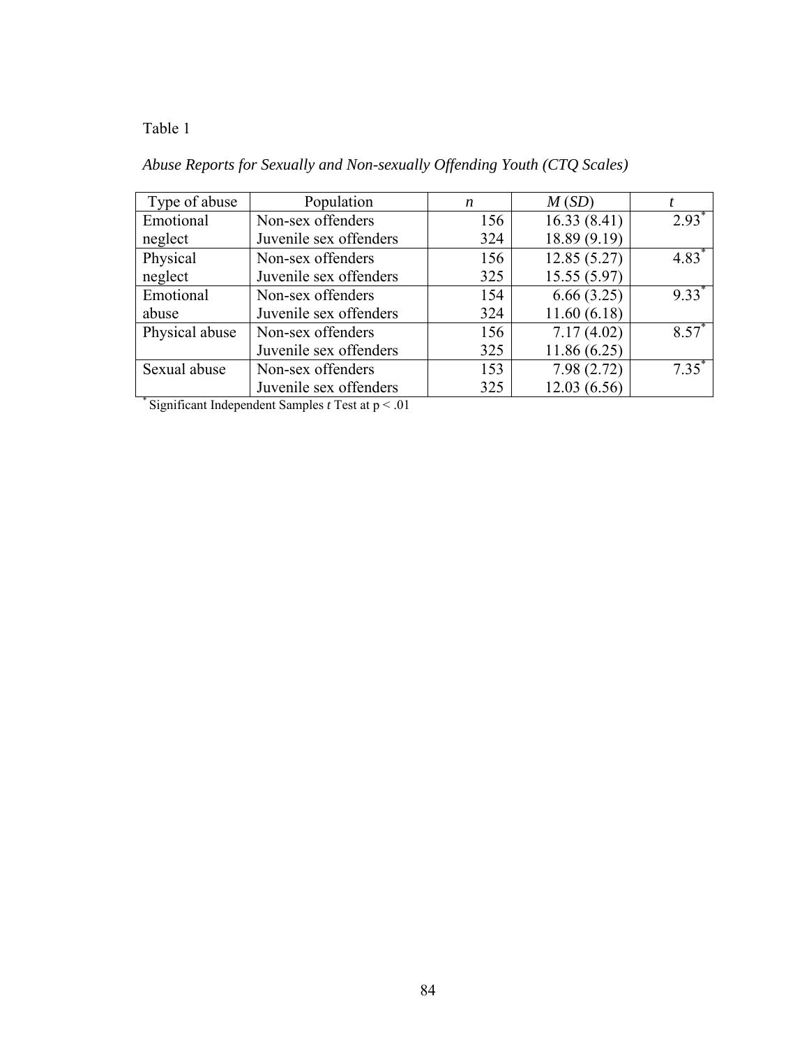Table 1

*Abuse Reports for Sexually and Non-sexually Offending Youth (CTQ Scales)*

| Type of abuse | Population | *n* | *M* (*SD*) | *t* |
|---|---|---|---|---|
| Emotional neglect | Non-sex offenders | 156 | 16.33 (8.41) | 2.93* |
| | Juvenile sex offenders | 324 | 18.89 (9.19) | |
| Physical neglect | Non-sex offenders | 156 | 12.85 (5.27) | 4.83* |
| | Juvenile sex offenders | 325 | 15.55 (5.97) | |
| Emotional abuse | Non-sex offenders | 154 | 6.66 (3.25) | 9.33* |
| | Juvenile sex offenders | 324 | 11.60 (6.18) | |
| Physical abuse | Non-sex offenders | 156 | 7.17 (4.02) | 8.57* |
| | Juvenile sex offenders | 325 | 11.86 (6.25) | |
| Sexual abuse | Non-sex offenders | 153 | 7.98 (2.72) | 7.35* |
| | Juvenile sex offenders | 325 | 12.03 (6.56) | |

\* Significant Independent Samples *t* Test at $p < .01$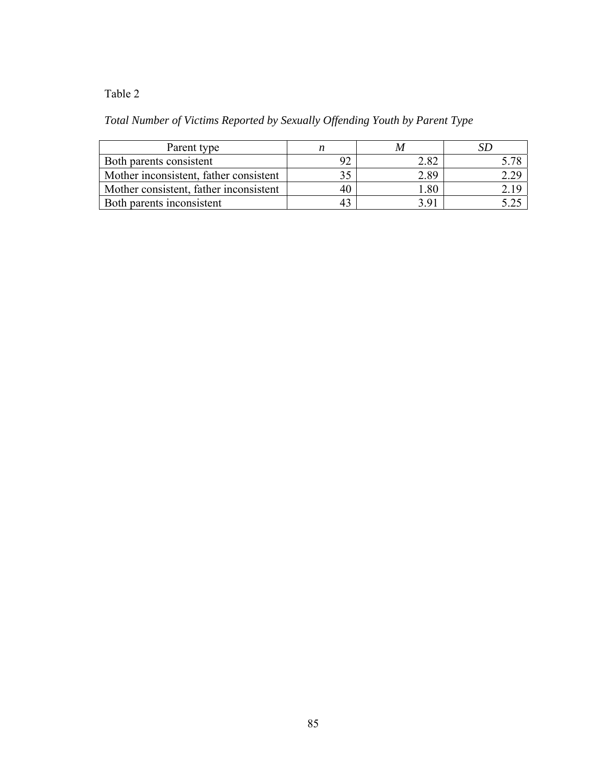Table 2

*Total Number of Victims Reported by Sexually Offending Youth by Parent Type*

| Parent type | *n* | *M* | *SD* |
|---|---|---|---|
| Both parents consistent | 92 | 2.82 | 5.78 |
| Mother inconsistent, father consistent | 35 | 2.89 | 2.29 |
| Mother consistent, father inconsistent | 40 | 1.80 | 2.19 |
| Both parents inconsistent | 43 | 3.91 | 5.25 |